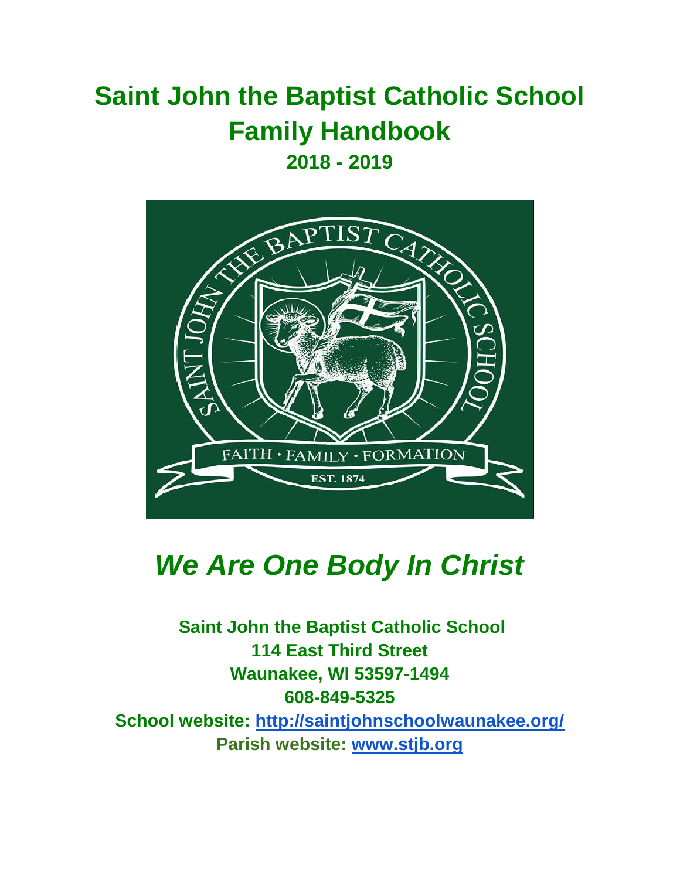# Saint John the Baptist Catholic School Family Handbook

## 2018 - 2019

***We Are One Body In Christ***

**Saint John the Baptist Catholic School**
**114 East Third Street**
**Waunakee, WI 53597-1494**
**608-849-5325**

**School website: [http://saintjohnschoolwaunakee.org/](http://saintjohnschoolwaunakee.org/)**
**Parish website: [www.stjb.org](www.stjb.org)**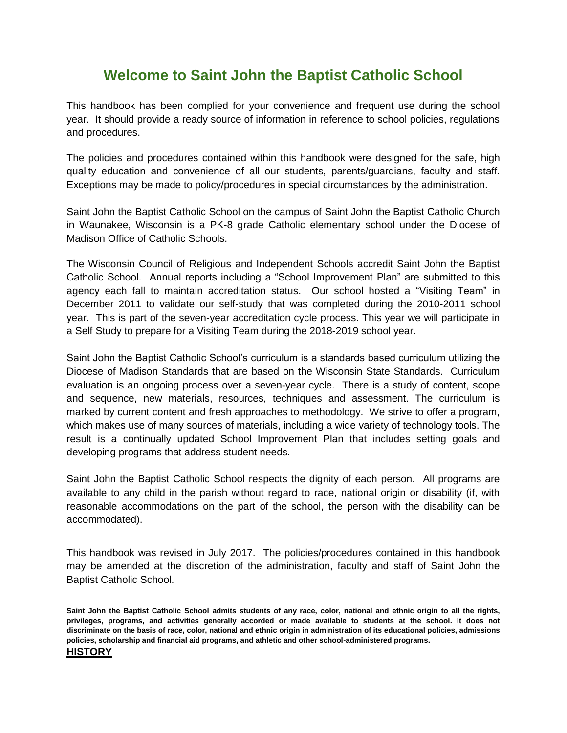# Welcome to Saint John the Baptist Catholic School

This handbook has been complied for your convenience and frequent use during the school year. It should provide a ready source of information in reference to school policies, regulations and procedures.

The policies and procedures contained within this handbook were designed for the safe, high quality education and convenience of all our students, parents/guardians, faculty and staff. Exceptions may be made to policy/procedures in special circumstances by the administration.

Saint John the Baptist Catholic School on the campus of Saint John the Baptist Catholic Church in Waunakee, Wisconsin is a PK-8 grade Catholic elementary school under the Diocese of Madison Office of Catholic Schools.

The Wisconsin Council of Religious and Independent Schools accredit Saint John the Baptist Catholic School. Annual reports including a "School Improvement Plan" are submitted to this agency each fall to maintain accreditation status. Our school hosted a "Visiting Team" in December 2011 to validate our self-study that was completed during the 2010-2011 school year. This is part of the seven-year accreditation cycle process. This year we will participate in a Self Study to prepare for a Visiting Team during the 2018-2019 school year.

Saint John the Baptist Catholic School's curriculum is a standards based curriculum utilizing the Diocese of Madison Standards that are based on the Wisconsin State Standards. Curriculum evaluation is an ongoing process over a seven-year cycle. There is a study of content, scope and sequence, new materials, resources, techniques and assessment. The curriculum is marked by current content and fresh approaches to methodology. We strive to offer a program, which makes use of many sources of materials, including a wide variety of technology tools. The result is a continually updated School Improvement Plan that includes setting goals and developing programs that address student needs.

Saint John the Baptist Catholic School respects the dignity of each person. All programs are available to any child in the parish without regard to race, national origin or disability (if, with reasonable accommodations on the part of the school, the person with the disability can be accommodated).

This handbook was revised in July 2017. The policies/procedures contained in this handbook may be amended at the discretion of the administration, faculty and staff of Saint John the Baptist Catholic School.

**Saint John the Baptist Catholic School admits students of any race, color, national and ethnic origin to all the rights, privileges, programs, and activities generally accorded or made available to students at the school. It does not discriminate on the basis of race, color, national and ethnic origin in administration of its educational policies, admissions policies, scholarship and financial aid programs, and athletic and other school-administered programs.**

## HISTORY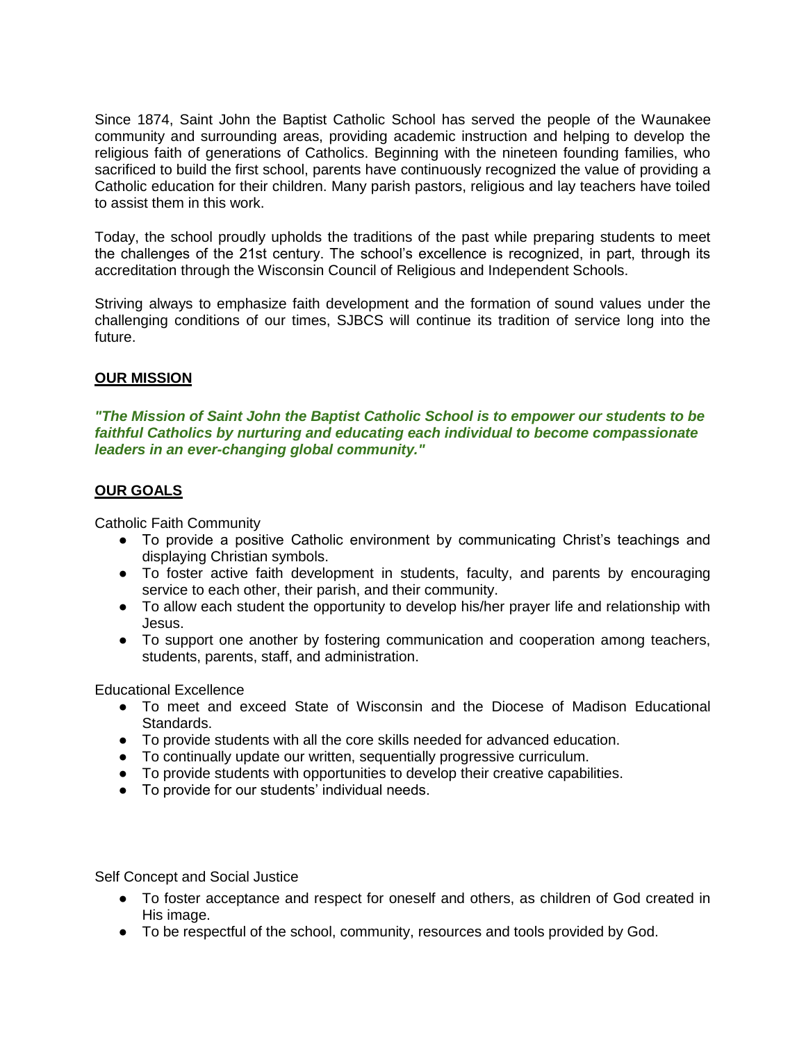Since 1874, Saint John the Baptist Catholic School has served the people of the Waunakee community and surrounding areas, providing academic instruction and helping to develop the religious faith of generations of Catholics. Beginning with the nineteen founding families, who sacrificed to build the first school, parents have continuously recognized the value of providing a Catholic education for their children. Many parish pastors, religious and lay teachers have toiled to assist them in this work.

Today, the school proudly upholds the traditions of the past while preparing students to meet the challenges of the 21st century. The school's excellence is recognized, in part, through its accreditation through the Wisconsin Council of Religious and Independent Schools.

Striving always to emphasize faith development and the formation of sound values under the challenging conditions of our times, SJBCS will continue its tradition of service long into the future.

## OUR MISSION

***"The Mission of Saint John the Baptist Catholic School is to empower our students to be faithful Catholics by nurturing and educating each individual to become compassionate leaders in an ever-changing global community."***

## OUR GOALS

Catholic Faith Community

- To provide a positive Catholic environment by communicating Christ's teachings and displaying Christian symbols.
- To foster active faith development in students, faculty, and parents by encouraging service to each other, their parish, and their community.
- To allow each student the opportunity to develop his/her prayer life and relationship with Jesus.
- To support one another by fostering communication and cooperation among teachers, students, parents, staff, and administration.

Educational Excellence

- To meet and exceed State of Wisconsin and the Diocese of Madison Educational Standards.
- To provide students with all the core skills needed for advanced education.
- To continually update our written, sequentially progressive curriculum.
- To provide students with opportunities to develop their creative capabilities.
- To provide for our students' individual needs.

Self Concept and Social Justice

- To foster acceptance and respect for oneself and others, as children of God created in His image.
- To be respectful of the school, community, resources and tools provided by God.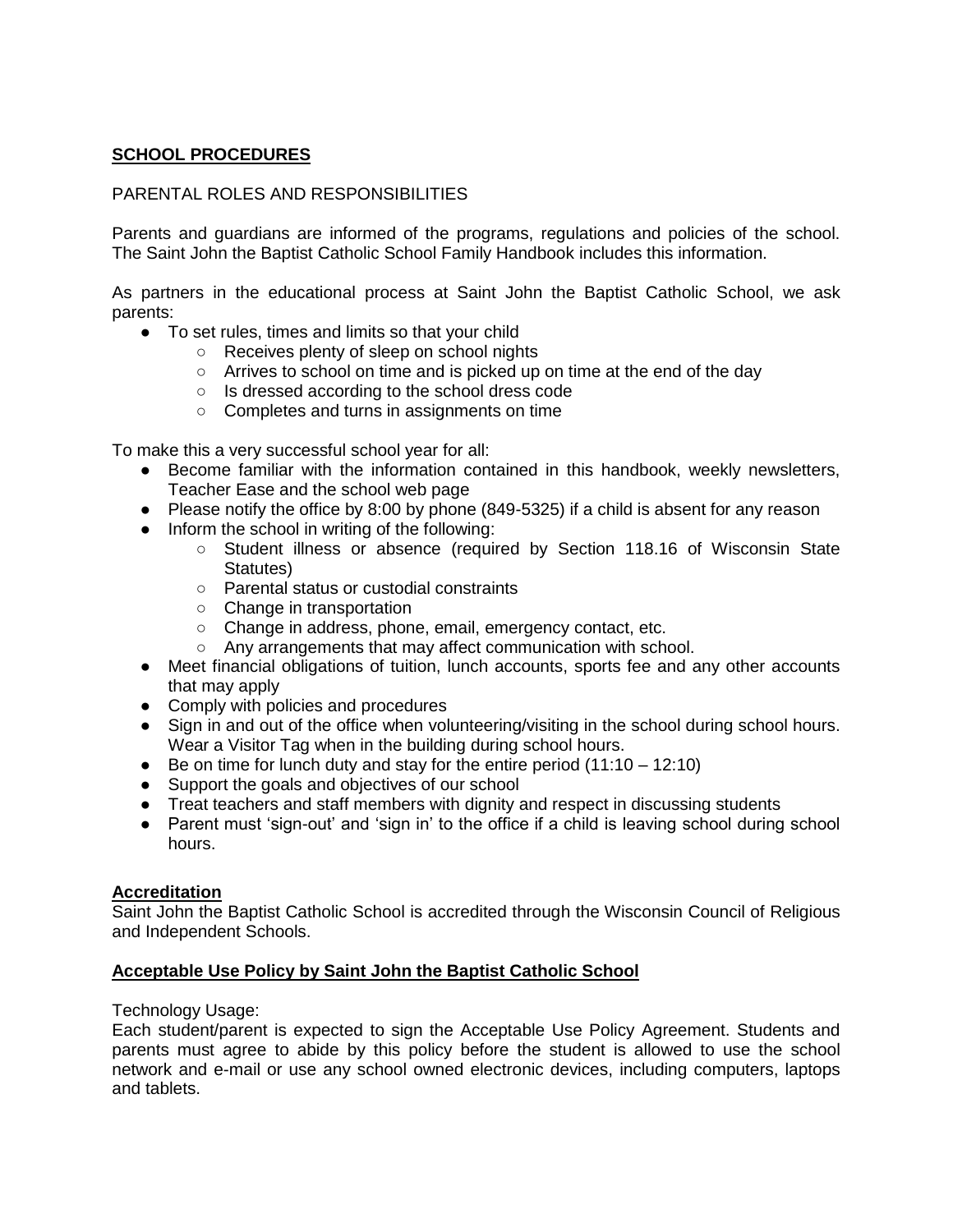## SCHOOL PROCEDURES

### PARENTAL ROLES AND RESPONSIBILITIES

Parents and guardians are informed of the programs, regulations and policies of the school. The Saint John the Baptist Catholic School Family Handbook includes this information.

As partners in the educational process at Saint John the Baptist Catholic School, we ask parents:

- To set rules, times and limits so that your child
    - Receives plenty of sleep on school nights
    - Arrives to school on time and is picked up on time at the end of the day
    - Is dressed according to the school dress code
    - Completes and turns in assignments on time

To make this a very successful school year for all:

- Become familiar with the information contained in this handbook, weekly newsletters, Teacher Ease and the school web page
- Please notify the office by 8:00 by phone (849-5325) if a child is absent for any reason
- Inform the school in writing of the following:
    - Student illness or absence (required by Section 118.16 of Wisconsin State Statutes)
    - Parental status or custodial constraints
    - Change in transportation
    - Change in address, phone, email, emergency contact, etc.
    - Any arrangements that may affect communication with school.
- Meet financial obligations of tuition, lunch accounts, sports fee and any other accounts that may apply
- Comply with policies and procedures
- Sign in and out of the office when volunteering/visiting in the school during school hours. Wear a Visitor Tag when in the building during school hours.
- Be on time for lunch duty and stay for the entire period (11:10 – 12:10)
- Support the goals and objectives of our school
- Treat teachers and staff members with dignity and respect in discussing students
- Parent must 'sign-out' and 'sign in' to the office if a child is leaving school during school hours.

### Accreditation

Saint John the Baptist Catholic School is accredited through the Wisconsin Council of Religious and Independent Schools.

### Acceptable Use Policy by Saint John the Baptist Catholic School

Technology Usage:
Each student/parent is expected to sign the Acceptable Use Policy Agreement. Students and parents must agree to abide by this policy before the student is allowed to use the school network and e-mail or use any school owned electronic devices, including computers, laptops and tablets.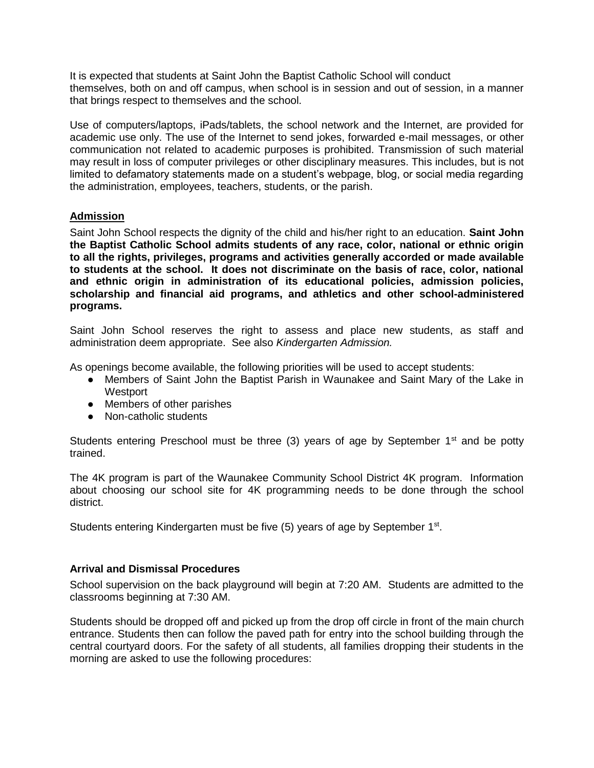It is expected that students at Saint John the Baptist Catholic School will conduct themselves, both on and off campus, when school is in session and out of session, in a manner that brings respect to themselves and the school.

Use of computers/laptops, iPads/tablets, the school network and the Internet, are provided for academic use only. The use of the Internet to send jokes, forwarded e-mail messages, or other communication not related to academic purposes is prohibited. Transmission of such material may result in loss of computer privileges or other disciplinary measures. This includes, but is not limited to defamatory statements made on a student's webpage, blog, or social media regarding the administration, employees, teachers, students, or the parish.

## Admission

Saint John School respects the dignity of the child and his/her right to an education. **Saint John the Baptist Catholic School admits students of any race, color, national or ethnic origin to all the rights, privileges, programs and activities generally accorded or made available to students at the school. It does not discriminate on the basis of race, color, national and ethnic origin in administration of its educational policies, admission policies, scholarship and financial aid programs, and athletics and other school-administered programs.**

Saint John School reserves the right to assess and place new students, as staff and administration deem appropriate. See also *Kindergarten Admission.*

As openings become available, the following priorities will be used to accept students:

- Members of Saint John the Baptist Parish in Waunakee and Saint Mary of the Lake in Westport
- Members of other parishes
- Non-catholic students

Students entering Preschool must be three (3) years of age by September 1st and be potty trained.

The 4K program is part of the Waunakee Community School District 4K program. Information about choosing our school site for 4K programming needs to be done through the school district.

Students entering Kindergarten must be five (5) years of age by September 1st.

## Arrival and Dismissal Procedures

School supervision on the back playground will begin at 7:20 AM. Students are admitted to the classrooms beginning at 7:30 AM.

Students should be dropped off and picked up from the drop off circle in front of the main church entrance. Students then can follow the paved path for entry into the school building through the central courtyard doors. For the safety of all students, all families dropping their students in the morning are asked to use the following procedures: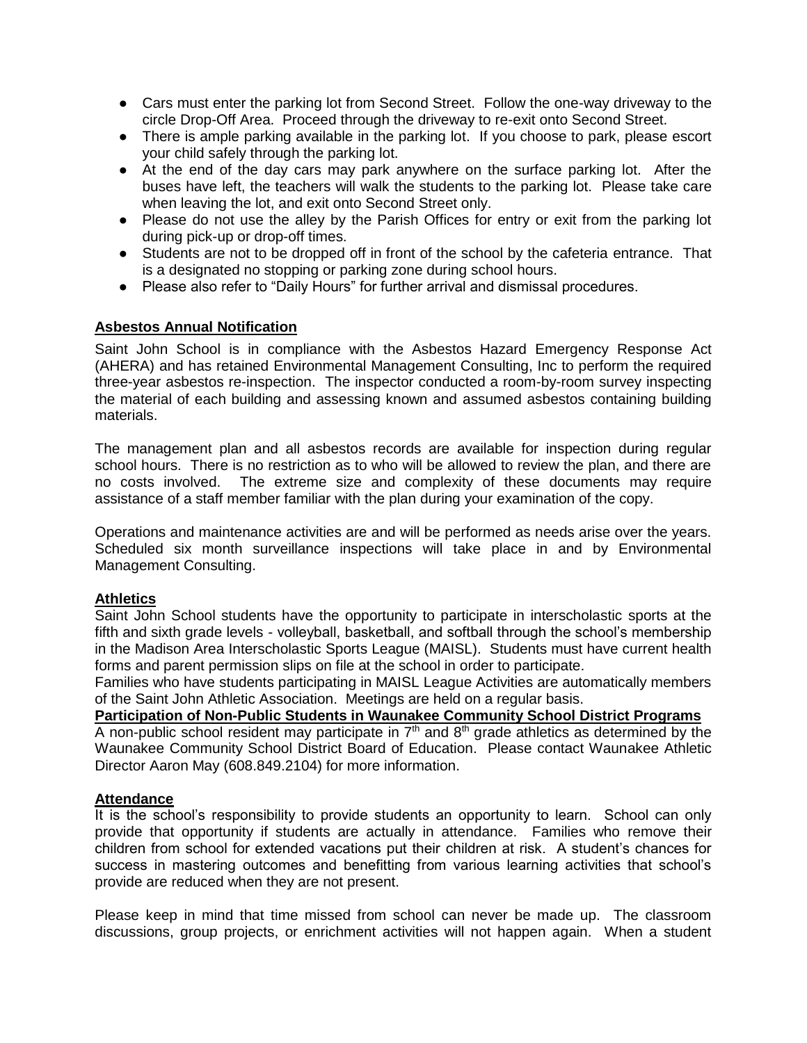- Cars must enter the parking lot from Second Street. Follow the one-way driveway to the circle Drop-Off Area. Proceed through the driveway to re-exit onto Second Street.
- There is ample parking available in the parking lot. If you choose to park, please escort your child safely through the parking lot.
- At the end of the day cars may park anywhere on the surface parking lot. After the buses have left, the teachers will walk the students to the parking lot. Please take care when leaving the lot, and exit onto Second Street only.
- Please do not use the alley by the Parish Offices for entry or exit from the parking lot during pick-up or drop-off times.
- Students are not to be dropped off in front of the school by the cafeteria entrance. That is a designated no stopping or parking zone during school hours.
- Please also refer to "Daily Hours" for further arrival and dismissal procedures.

**Asbestos Annual Notification**

Saint John School is in compliance with the Asbestos Hazard Emergency Response Act (AHERA) and has retained Environmental Management Consulting, Inc to perform the required three-year asbestos re-inspection. The inspector conducted a room-by-room survey inspecting the material of each building and assessing known and assumed asbestos containing building materials.

The management plan and all asbestos records are available for inspection during regular school hours. There is no restriction as to who will be allowed to review the plan, and there are no costs involved. The extreme size and complexity of these documents may require assistance of a staff member familiar with the plan during your examination of the copy.

Operations and maintenance activities are and will be performed as needs arise over the years. Scheduled six month surveillance inspections will take place in and by Environmental Management Consulting.

**Athletics**

Saint John School students have the opportunity to participate in interscholastic sports at the fifth and sixth grade levels - volleyball, basketball, and softball through the school's membership in the Madison Area Interscholastic Sports League (MAISL). Students must have current health forms and parent permission slips on file at the school in order to participate.

Families who have students participating in MAISL League Activities are automatically members of the Saint John Athletic Association. Meetings are held on a regular basis.

**Participation of Non-Public Students in Waunakee Community School District Programs**

A non-public school resident may participate in 7th and 8th grade athletics as determined by the Waunakee Community School District Board of Education. Please contact Waunakee Athletic Director Aaron May (608.849.2104) for more information.

**Attendance**

It is the school's responsibility to provide students an opportunity to learn. School can only provide that opportunity if students are actually in attendance. Families who remove their children from school for extended vacations put their children at risk. A student's chances for success in mastering outcomes and benefitting from various learning activities that school's provide are reduced when they are not present.

Please keep in mind that time missed from school can never be made up. The classroom discussions, group projects, or enrichment activities will not happen again. When a student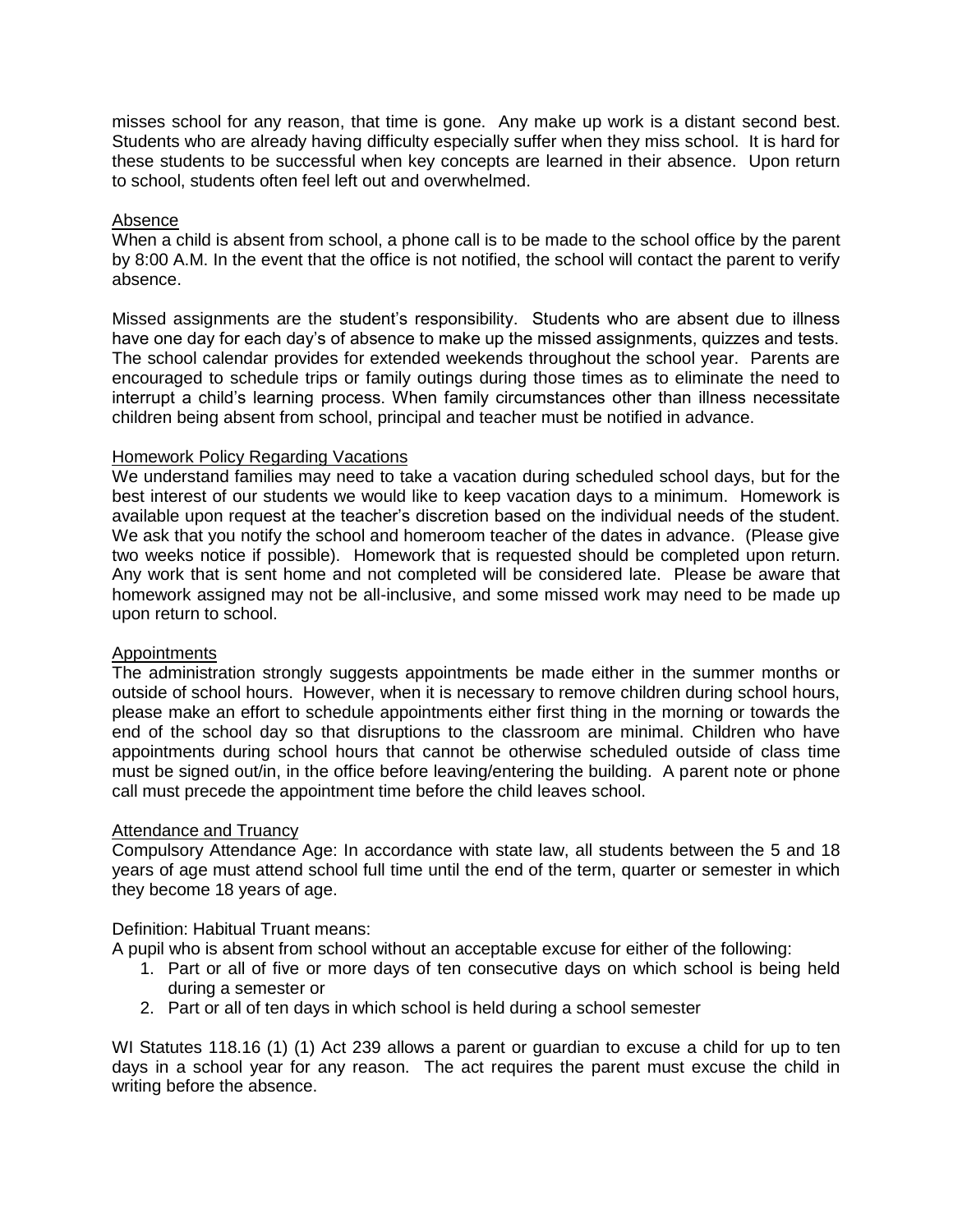misses school for any reason, that time is gone. Any make up work is a distant second best. Students who are already having difficulty especially suffer when they miss school. It is hard for these students to be successful when key concepts are learned in their absence. Upon return to school, students often feel left out and overwhelmed.

<u>Absence</u>

When a child is absent from school, a phone call is to be made to the school office by the parent by 8:00 A.M. In the event that the office is not notified, the school will contact the parent to verify absence.

Missed assignments are the student's responsibility. Students who are absent due to illness have one day for each day's of absence to make up the missed assignments, quizzes and tests. The school calendar provides for extended weekends throughout the school year. Parents are encouraged to schedule trips or family outings during those times as to eliminate the need to interrupt a child's learning process. When family circumstances other than illness necessitate children being absent from school, principal and teacher must be notified in advance.

<u>Homework Policy Regarding Vacations</u>

We understand families may need to take a vacation during scheduled school days, but for the best interest of our students we would like to keep vacation days to a minimum. Homework is available upon request at the teacher's discretion based on the individual needs of the student. We ask that you notify the school and homeroom teacher of the dates in advance. (Please give two weeks notice if possible). Homework that is requested should be completed upon return. Any work that is sent home and not completed will be considered late. Please be aware that homework assigned may not be all-inclusive, and some missed work may need to be made up upon return to school.

<u>Appointments</u>

The administration strongly suggests appointments be made either in the summer months or outside of school hours. However, when it is necessary to remove children during school hours, please make an effort to schedule appointments either first thing in the morning or towards the end of the school day so that disruptions to the classroom are minimal. Children who have appointments during school hours that cannot be otherwise scheduled outside of class time must be signed out/in, in the office before leaving/entering the building. A parent note or phone call must precede the appointment time before the child leaves school.

<u>Attendance and Truancy</u>

Compulsory Attendance Age: In accordance with state law, all students between the 5 and 18 years of age must attend school full time until the end of the term, quarter or semester in which they become 18 years of age.

Definition: Habitual Truant means:

A pupil who is absent from school without an acceptable excuse for either of the following:

1. Part or all of five or more days of ten consecutive days on which school is being held during a semester or
2. Part or all of ten days in which school is held during a school semester

WI Statutes 118.16 (1) (1) Act 239 allows a parent or guardian to excuse a child for up to ten days in a school year for any reason. The act requires the parent must excuse the child in writing before the absence.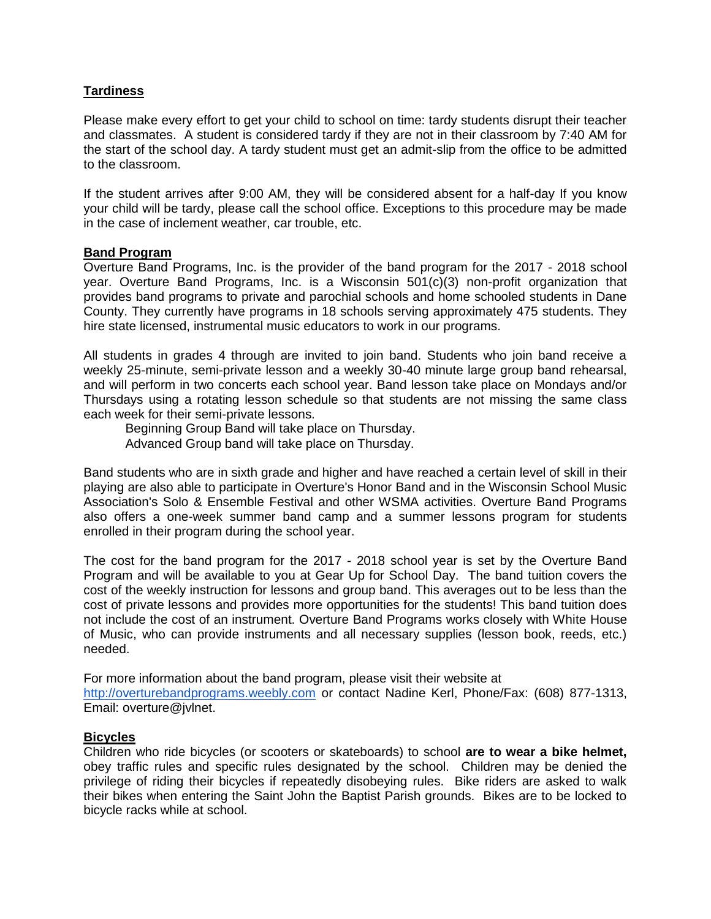## Tardiness

Please make every effort to get your child to school on time: tardy students disrupt their teacher and classmates. A student is considered tardy if they are not in their classroom by 7:40 AM for the start of the school day. A tardy student must get an admit-slip from the office to be admitted to the classroom.

If the student arrives after 9:00 AM, they will be considered absent for a half-day If you know your child will be tardy, please call the school office. Exceptions to this procedure may be made in the case of inclement weather, car trouble, etc.

## Band Program

Overture Band Programs, Inc. is the provider of the band program for the 2017 - 2018 school year. Overture Band Programs, Inc. is a Wisconsin 501(c)(3) non-profit organization that provides band programs to private and parochial schools and home schooled students in Dane County. They currently have programs in 18 schools serving approximately 475 students. They hire state licensed, instrumental music educators to work in our programs.

All students in grades 4 through are invited to join band. Students who join band receive a weekly 25-minute, semi-private lesson and a weekly 30-40 minute large group band rehearsal, and will perform in two concerts each school year. Band lesson take place on Mondays and/or Thursdays using a rotating lesson schedule so that students are not missing the same class each week for their semi-private lessons.

Beginning Group Band will take place on Thursday.
Advanced Group band will take place on Thursday.

Band students who are in sixth grade and higher and have reached a certain level of skill in their playing are also able to participate in Overture's Honor Band and in the Wisconsin School Music Association's Solo & Ensemble Festival and other WSMA activities. Overture Band Programs also offers a one-week summer band camp and a summer lessons program for students enrolled in their program during the school year.

The cost for the band program for the 2017 - 2018 school year is set by the Overture Band Program and will be available to you at Gear Up for School Day. The band tuition covers the cost of the weekly instruction for lessons and group band. This averages out to be less than the cost of private lessons and provides more opportunities for the students! This band tuition does not include the cost of an instrument. Overture Band Programs works closely with White House of Music, who can provide instruments and all necessary supplies (lesson book, reeds, etc.) needed.

For more information about the band program, please visit their website at http://overturebandprograms.weebly.com or contact Nadine Kerl, Phone/Fax: (608) 877-1313, Email: overture@jvlnet.

## Bicycles

Children who ride bicycles (or scooters or skateboards) to school **are to wear a bike helmet,** obey traffic rules and specific rules designated by the school. Children may be denied the privilege of riding their bicycles if repeatedly disobeying rules. Bike riders are asked to walk their bikes when entering the Saint John the Baptist Parish grounds. Bikes are to be locked to bicycle racks while at school.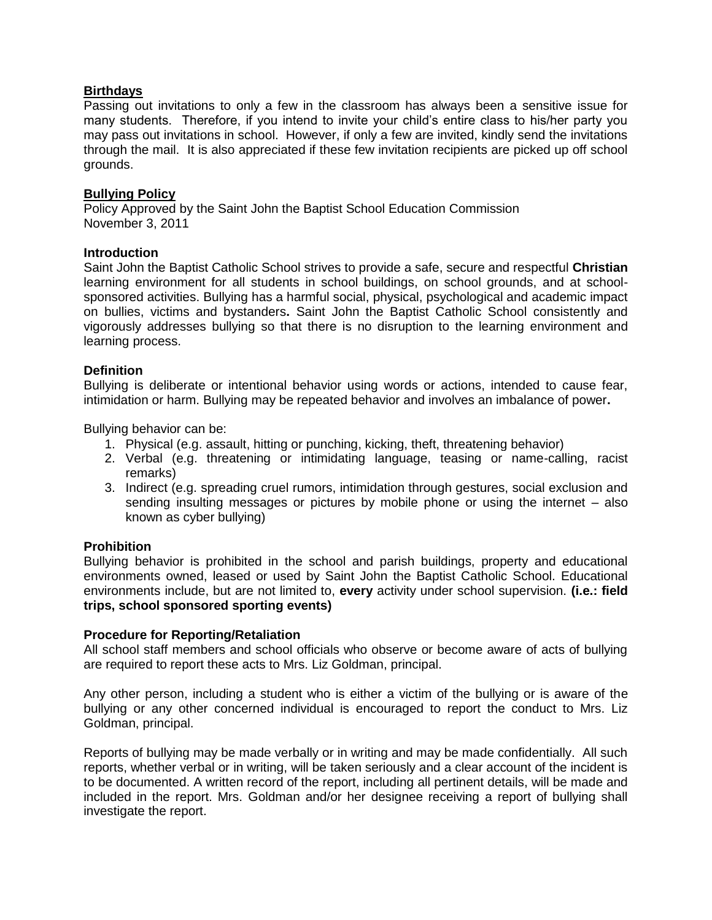## Birthdays

Passing out invitations to only a few in the classroom has always been a sensitive issue for many students. Therefore, if you intend to invite your child's entire class to his/her party you may pass out invitations in school. However, if only a few are invited, kindly send the invitations through the mail. It is also appreciated if these few invitation recipients are picked up off school grounds.

## Bullying Policy

Policy Approved by the Saint John the Baptist School Education Commission
November 3, 2011

### Introduction

Saint John the Baptist Catholic School strives to provide a safe, secure and respectful **Christian** learning environment for all students in school buildings, on school grounds, and at school-sponsored activities. Bullying has a harmful social, physical, psychological and academic impact on bullies, victims and bystanders**.** Saint John the Baptist Catholic School consistently and vigorously addresses bullying so that there is no disruption to the learning environment and learning process.

### Definition

Bullying is deliberate or intentional behavior using words or actions, intended to cause fear, intimidation or harm. Bullying may be repeated behavior and involves an imbalance of power**.**

Bullying behavior can be:

1. Physical (e.g. assault, hitting or punching, kicking, theft, threatening behavior)
2. Verbal (e.g. threatening or intimidating language, teasing or name-calling, racist remarks)
3. Indirect (e.g. spreading cruel rumors, intimidation through gestures, social exclusion and sending insulting messages or pictures by mobile phone or using the internet – also known as cyber bullying)

### Prohibition

Bullying behavior is prohibited in the school and parish buildings, property and educational environments owned, leased or used by Saint John the Baptist Catholic School. Educational environments include, but are not limited to, **every** activity under school supervision. **(i.e.: field trips, school sponsored sporting events)**

### Procedure for Reporting/Retaliation

All school staff members and school officials who observe or become aware of acts of bullying are required to report these acts to Mrs. Liz Goldman, principal.

Any other person, including a student who is either a victim of the bullying or is aware of the bullying or any other concerned individual is encouraged to report the conduct to Mrs. Liz Goldman, principal.

Reports of bullying may be made verbally or in writing and may be made confidentially. All such reports, whether verbal or in writing, will be taken seriously and a clear account of the incident is to be documented. A written record of the report, including all pertinent details, will be made and included in the report. Mrs. Goldman and/or her designee receiving a report of bullying shall investigate the report.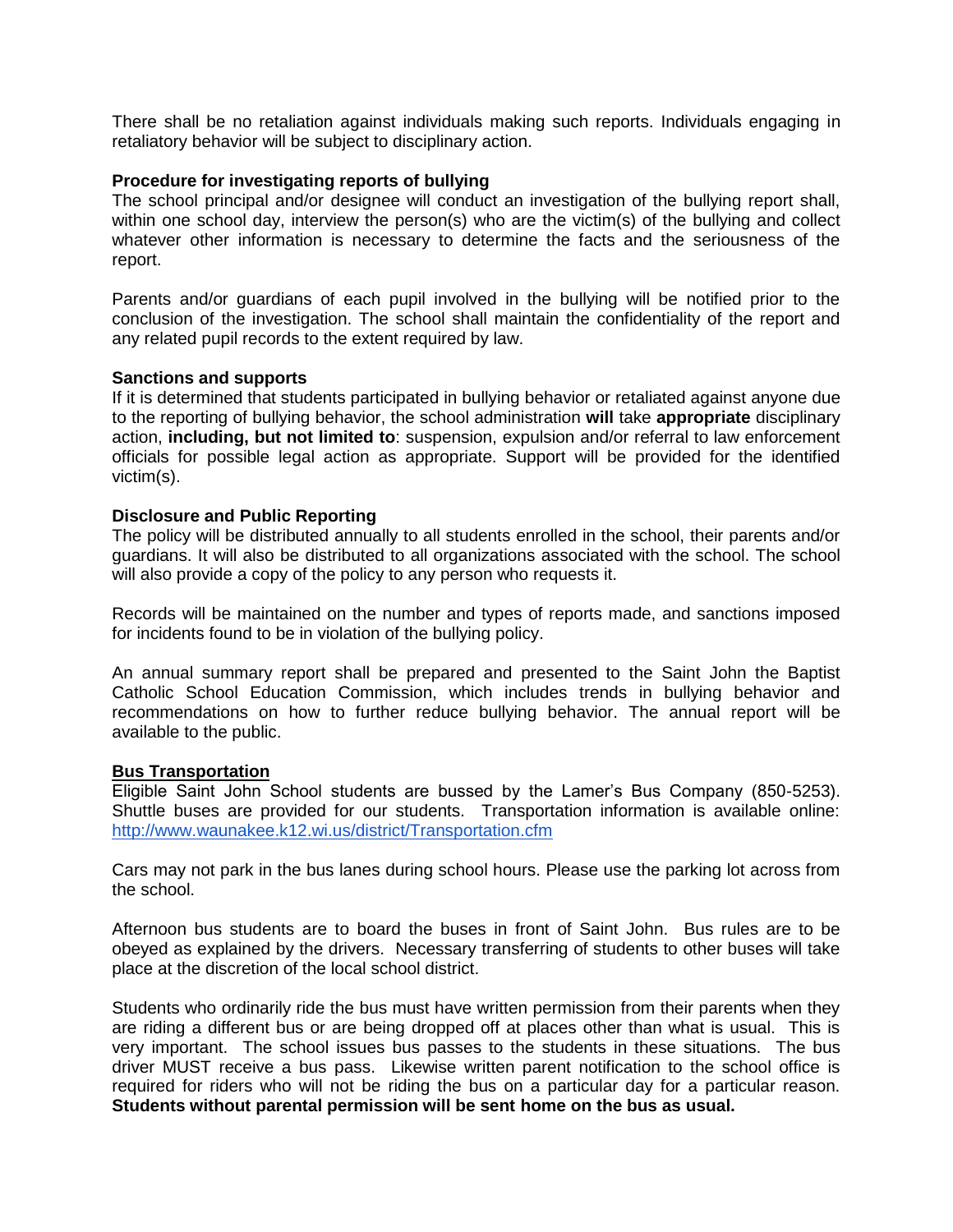There shall be no retaliation against individuals making such reports. Individuals engaging in retaliatory behavior will be subject to disciplinary action.

**Procedure for investigating reports of bullying**

The school principal and/or designee will conduct an investigation of the bullying report shall, within one school day, interview the person(s) who are the victim(s) of the bullying and collect whatever other information is necessary to determine the facts and the seriousness of the report.

Parents and/or guardians of each pupil involved in the bullying will be notified prior to the conclusion of the investigation. The school shall maintain the confidentiality of the report and any related pupil records to the extent required by law.

**Sanctions and supports**

If it is determined that students participated in bullying behavior or retaliated against anyone due to the reporting of bullying behavior, the school administration **will** take **appropriate** disciplinary action, **including, but not limited to**: suspension, expulsion and/or referral to law enforcement officials for possible legal action as appropriate. Support will be provided for the identified victim(s).

**Disclosure and Public Reporting**

The policy will be distributed annually to all students enrolled in the school, their parents and/or guardians. It will also be distributed to all organizations associated with the school. The school will also provide a copy of the policy to any person who requests it.

Records will be maintained on the number and types of reports made, and sanctions imposed for incidents found to be in violation of the bullying policy.

An annual summary report shall be prepared and presented to the Saint John the Baptist Catholic School Education Commission, which includes trends in bullying behavior and recommendations on how to further reduce bullying behavior. The annual report will be available to the public.

## Bus Transportation

Eligible Saint John School students are bussed by the Lamer's Bus Company (850-5253). Shuttle buses are provided for our students. Transportation information is available online: http://www.waunakee.k12.wi.us/district/Transportation.cfm

Cars may not park in the bus lanes during school hours. Please use the parking lot across from the school.

Afternoon bus students are to board the buses in front of Saint John. Bus rules are to be obeyed as explained by the drivers. Necessary transferring of students to other buses will take place at the discretion of the local school district.

Students who ordinarily ride the bus must have written permission from their parents when they are riding a different bus or are being dropped off at places other than what is usual. This is very important. The school issues bus passes to the students in these situations. The bus driver MUST receive a bus pass. Likewise written parent notification to the school office is required for riders who will not be riding the bus on a particular day for a particular reason. **Students without parental permission will be sent home on the bus as usual.**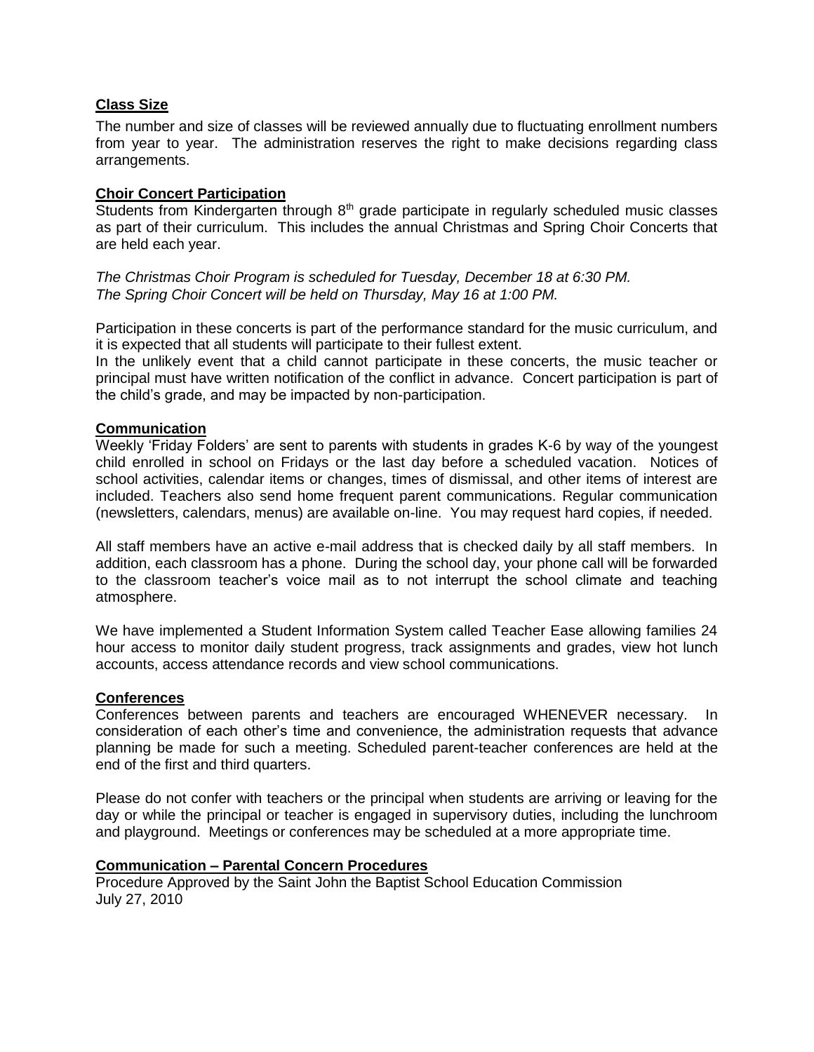**Class Size**

The number and size of classes will be reviewed annually due to fluctuating enrollment numbers from year to year. The administration reserves the right to make decisions regarding class arrangements.

**Choir Concert Participation**

Students from Kindergarten through 8th grade participate in regularly scheduled music classes as part of their curriculum. This includes the annual Christmas and Spring Choir Concerts that are held each year.

*The Christmas Choir Program is scheduled for Tuesday, December 18 at 6:30 PM.*
*The Spring Choir Concert will be held on Thursday, May 16 at 1:00 PM.*

Participation in these concerts is part of the performance standard for the music curriculum, and it is expected that all students will participate to their fullest extent.
In the unlikely event that a child cannot participate in these concerts, the music teacher or principal must have written notification of the conflict in advance. Concert participation is part of the child's grade, and may be impacted by non-participation.

**Communication**

Weekly 'Friday Folders' are sent to parents with students in grades K-6 by way of the youngest child enrolled in school on Fridays or the last day before a scheduled vacation. Notices of school activities, calendar items or changes, times of dismissal, and other items of interest are included. Teachers also send home frequent parent communications. Regular communication (newsletters, calendars, menus) are available on-line. You may request hard copies, if needed.

All staff members have an active e-mail address that is checked daily by all staff members. In addition, each classroom has a phone. During the school day, your phone call will be forwarded to the classroom teacher's voice mail as to not interrupt the school climate and teaching atmosphere.

We have implemented a Student Information System called Teacher Ease allowing families 24 hour access to monitor daily student progress, track assignments and grades, view hot lunch accounts, access attendance records and view school communications.

**Conferences**

Conferences between parents and teachers are encouraged WHENEVER necessary. In consideration of each other's time and convenience, the administration requests that advance planning be made for such a meeting. Scheduled parent-teacher conferences are held at the end of the first and third quarters.

Please do not confer with teachers or the principal when students are arriving or leaving for the day or while the principal or teacher is engaged in supervisory duties, including the lunchroom and playground. Meetings or conferences may be scheduled at a more appropriate time.

**Communication – Parental Concern Procedures**

Procedure Approved by the Saint John the Baptist School Education Commission
July 27, 2010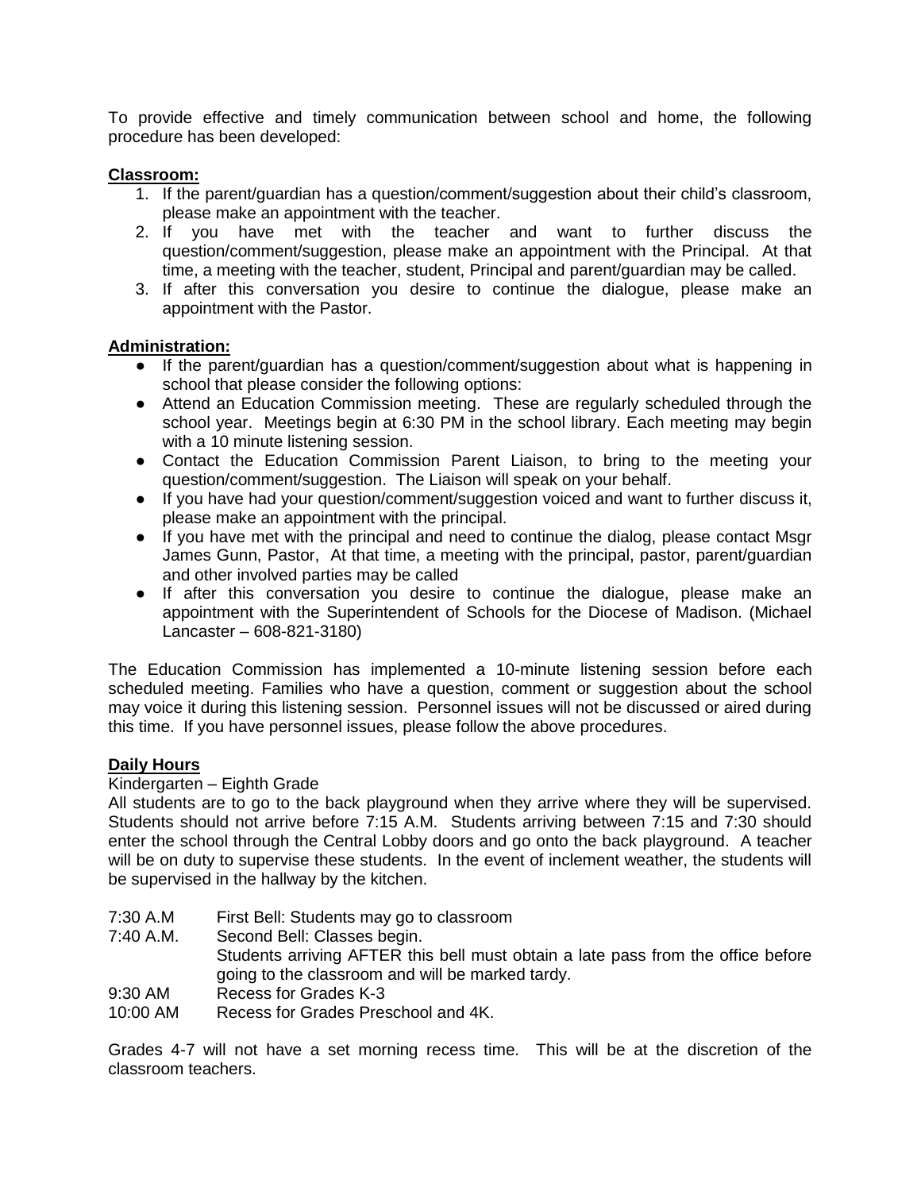To provide effective and timely communication between school and home, the following procedure has been developed:

**Classroom:**

1. If the parent/guardian has a question/comment/suggestion about their child's classroom, please make an appointment with the teacher.
2. If you have met with the teacher and want to further discuss the question/comment/suggestion, please make an appointment with the Principal. At that time, a meeting with the teacher, student, Principal and parent/guardian may be called.
3. If after this conversation you desire to continue the dialogue, please make an appointment with the Pastor.

**Administration:**

- If the parent/guardian has a question/comment/suggestion about what is happening in school that please consider the following options:
- Attend an Education Commission meeting. These are regularly scheduled through the school year. Meetings begin at 6:30 PM in the school library. Each meeting may begin with a 10 minute listening session.
- Contact the Education Commission Parent Liaison, to bring to the meeting your question/comment/suggestion. The Liaison will speak on your behalf.
- If you have had your question/comment/suggestion voiced and want to further discuss it, please make an appointment with the principal.
- If you have met with the principal and need to continue the dialog, please contact Msgr James Gunn, Pastor, At that time, a meeting with the principal, pastor, parent/guardian and other involved parties may be called
- If after this conversation you desire to continue the dialogue, please make an appointment with the Superintendent of Schools for the Diocese of Madison. (Michael Lancaster – 608-821-3180)

The Education Commission has implemented a 10-minute listening session before each scheduled meeting. Families who have a question, comment or suggestion about the school may voice it during this listening session. Personnel issues will not be discussed or aired during this time. If you have personnel issues, please follow the above procedures.

**Daily Hours**

Kindergarten – Eighth Grade

All students are to go to the back playground when they arrive where they will be supervised. Students should not arrive before 7:15 A.M. Students arriving between 7:15 and 7:30 should enter the school through the Central Lobby doors and go onto the back playground. A teacher will be on duty to supervise these students. In the event of inclement weather, the students will be supervised in the hallway by the kitchen.

7:30 A.M First Bell: Students may go to classroom

7:40 A.M. Second Bell: Classes begin.
Students arriving AFTER this bell must obtain a late pass from the office before going to the classroom and will be marked tardy.

9:30 AM Recess for Grades K-3

10:00 AM Recess for Grades Preschool and 4K.

Grades 4-7 will not have a set morning recess time. This will be at the discretion of the classroom teachers.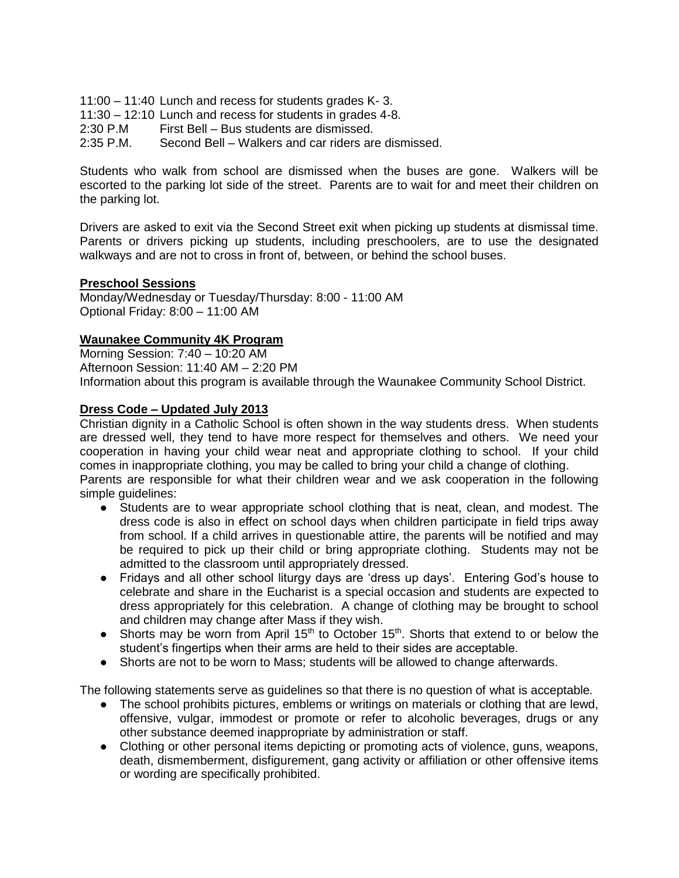11:00 – 11:40 Lunch and recess for students grades K- 3.
11:30 – 12:10 Lunch and recess for students in grades 4-8.
2:30 P.M First Bell – Bus students are dismissed.
2:35 P.M. Second Bell – Walkers and car riders are dismissed.

Students who walk from school are dismissed when the buses are gone. Walkers will be escorted to the parking lot side of the street. Parents are to wait for and meet their children on the parking lot.

Drivers are asked to exit via the Second Street exit when picking up students at dismissal time. Parents or drivers picking up students, including preschoolers, are to use the designated walkways and are not to cross in front of, between, or behind the school buses.

**Preschool Sessions**
Monday/Wednesday or Tuesday/Thursday: 8:00 - 11:00 AM
Optional Friday: 8:00 – 11:00 AM

**Waunakee Community 4K Program**
Morning Session: 7:40 – 10:20 AM
Afternoon Session: 11:40 AM – 2:20 PM
Information about this program is available through the Waunakee Community School District.

**Dress Code – Updated July 2013**
Christian dignity in a Catholic School is often shown in the way students dress. When students are dressed well, they tend to have more respect for themselves and others. We need your cooperation in having your child wear neat and appropriate clothing to school. If your child comes in inappropriate clothing, you may be called to bring your child a change of clothing.
Parents are responsible for what their children wear and we ask cooperation in the following simple guidelines:

- Students are to wear appropriate school clothing that is neat, clean, and modest. The dress code is also in effect on school days when children participate in field trips away from school. If a child arrives in questionable attire, the parents will be notified and may be required to pick up their child or bring appropriate clothing. Students may not be admitted to the classroom until appropriately dressed.
- Fridays and all other school liturgy days are 'dress up days'. Entering God's house to celebrate and share in the Eucharist is a special occasion and students are expected to dress appropriately for this celebration. A change of clothing may be brought to school and children may change after Mass if they wish.
- Shorts may be worn from April 15th to October 15th. Shorts that extend to or below the student's fingertips when their arms are held to their sides are acceptable.
- Shorts are not to be worn to Mass; students will be allowed to change afterwards.

The following statements serve as guidelines so that there is no question of what is acceptable.

- The school prohibits pictures, emblems or writings on materials or clothing that are lewd, offensive, vulgar, immodest or promote or refer to alcoholic beverages, drugs or any other substance deemed inappropriate by administration or staff.
- Clothing or other personal items depicting or promoting acts of violence, guns, weapons, death, dismemberment, disfigurement, gang activity or affiliation or other offensive items or wording are specifically prohibited.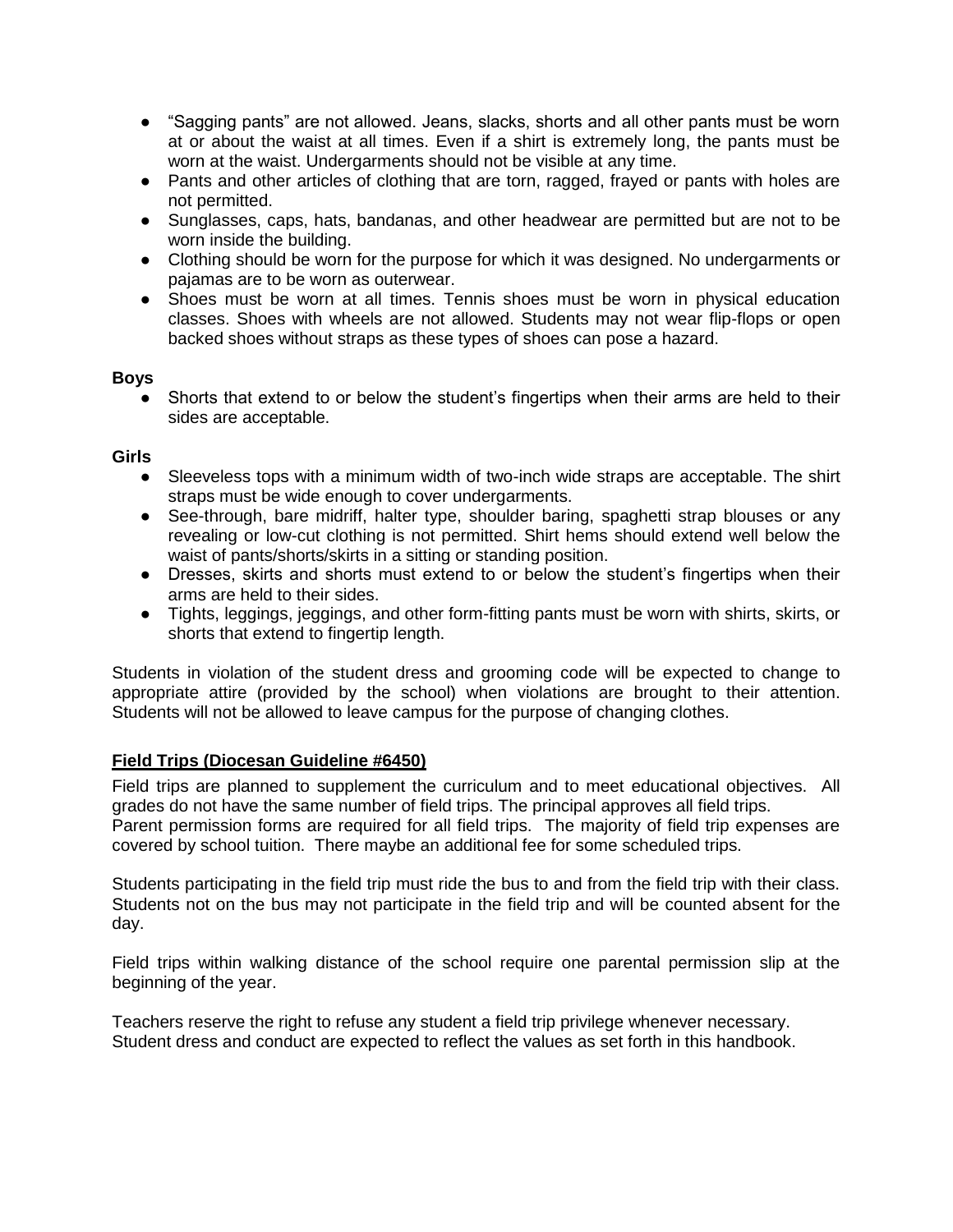- "Sagging pants" are not allowed. Jeans, slacks, shorts and all other pants must be worn at or about the waist at all times. Even if a shirt is extremely long, the pants must be worn at the waist. Undergarments should not be visible at any time.
- Pants and other articles of clothing that are torn, ragged, frayed or pants with holes are not permitted.
- Sunglasses, caps, hats, bandanas, and other headwear are permitted but are not to be worn inside the building.
- Clothing should be worn for the purpose for which it was designed. No undergarments or pajamas are to be worn as outerwear.
- Shoes must be worn at all times. Tennis shoes must be worn in physical education classes. Shoes with wheels are not allowed. Students may not wear flip-flops or open backed shoes without straps as these types of shoes can pose a hazard.

**Boys**

- Shorts that extend to or below the student's fingertips when their arms are held to their sides are acceptable.

**Girls**

- Sleeveless tops with a minimum width of two-inch wide straps are acceptable. The shirt straps must be wide enough to cover undergarments.
- See-through, bare midriff, halter type, shoulder baring, spaghetti strap blouses or any revealing or low-cut clothing is not permitted. Shirt hems should extend well below the waist of pants/shorts/skirts in a sitting or standing position.
- Dresses, skirts and shorts must extend to or below the student's fingertips when their arms are held to their sides.
- Tights, leggings, jeggings, and other form-fitting pants must be worn with shirts, skirts, or shorts that extend to fingertip length.

Students in violation of the student dress and grooming code will be expected to change to appropriate attire (provided by the school) when violations are brought to their attention. Students will not be allowed to leave campus for the purpose of changing clothes.

**Field Trips (Diocesan Guideline #6450)**

Field trips are planned to supplement the curriculum and to meet educational objectives. All grades do not have the same number of field trips. The principal approves all field trips.
Parent permission forms are required for all field trips. The majority of field trip expenses are covered by school tuition. There maybe an additional fee for some scheduled trips.

Students participating in the field trip must ride the bus to and from the field trip with their class. Students not on the bus may not participate in the field trip and will be counted absent for the day.

Field trips within walking distance of the school require one parental permission slip at the beginning of the year.

Teachers reserve the right to refuse any student a field trip privilege whenever necessary.
Student dress and conduct are expected to reflect the values as set forth in this handbook.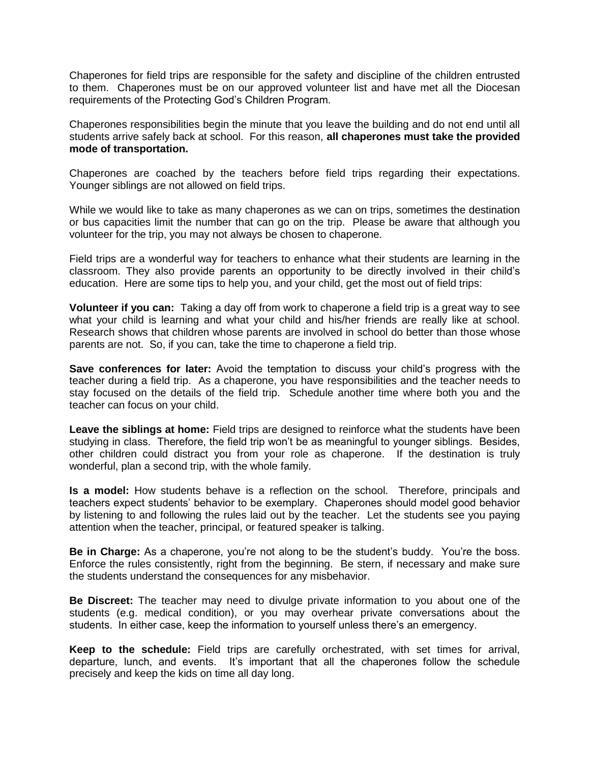Chaperones for field trips are responsible for the safety and discipline of the children entrusted to them. Chaperones must be on our approved volunteer list and have met all the Diocesan requirements of the Protecting God's Children Program.

Chaperones responsibilities begin the minute that you leave the building and do not end until all students arrive safely back at school. For this reason, **all chaperones must take the provided mode of transportation.**

Chaperones are coached by the teachers before field trips regarding their expectations. Younger siblings are not allowed on field trips.

While we would like to take as many chaperones as we can on trips, sometimes the destination or bus capacities limit the number that can go on the trip. Please be aware that although you volunteer for the trip, you may not always be chosen to chaperone.

Field trips are a wonderful way for teachers to enhance what their students are learning in the classroom. They also provide parents an opportunity to be directly involved in their child's education. Here are some tips to help you, and your child, get the most out of field trips:

**Volunteer if you can:** Taking a day off from work to chaperone a field trip is a great way to see what your child is learning and what your child and his/her friends are really like at school. Research shows that children whose parents are involved in school do better than those whose parents are not. So, if you can, take the time to chaperone a field trip.

**Save conferences for later:** Avoid the temptation to discuss your child's progress with the teacher during a field trip. As a chaperone, you have responsibilities and the teacher needs to stay focused on the details of the field trip. Schedule another time where both you and the teacher can focus on your child.

**Leave the siblings at home:** Field trips are designed to reinforce what the students have been studying in class. Therefore, the field trip won't be as meaningful to younger siblings. Besides, other children could distract you from your role as chaperone. If the destination is truly wonderful, plan a second trip, with the whole family.

**Is a model:** How students behave is a reflection on the school. Therefore, principals and teachers expect students' behavior to be exemplary. Chaperones should model good behavior by listening to and following the rules laid out by the teacher. Let the students see you paying attention when the teacher, principal, or featured speaker is talking.

**Be in Charge:** As a chaperone, you're not along to be the student's buddy. You're the boss. Enforce the rules consistently, right from the beginning. Be stern, if necessary and make sure the students understand the consequences for any misbehavior.

**Be Discreet:** The teacher may need to divulge private information to you about one of the students (e.g. medical condition), or you may overhear private conversations about the students. In either case, keep the information to yourself unless there's an emergency.

**Keep to the schedule:** Field trips are carefully orchestrated, with set times for arrival, departure, lunch, and events. It's important that all the chaperones follow the schedule precisely and keep the kids on time all day long.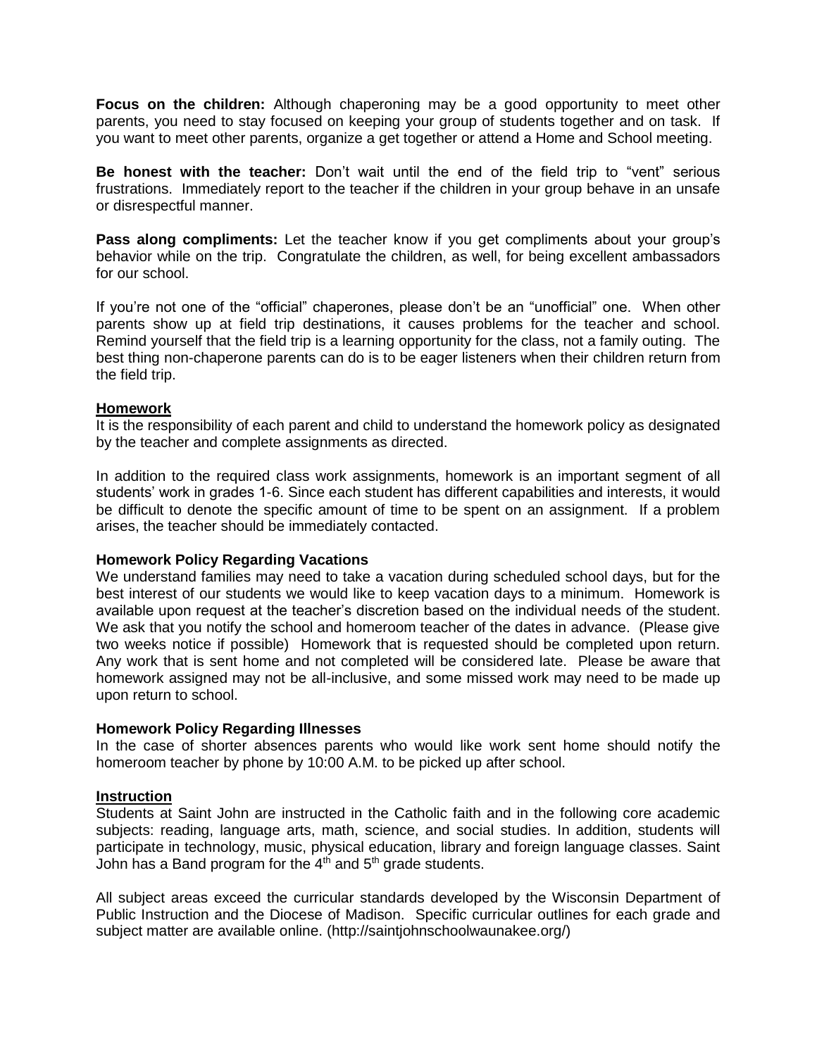**Focus on the children:** Although chaperoning may be a good opportunity to meet other parents, you need to stay focused on keeping your group of students together and on task. If you want to meet other parents, organize a get together or attend a Home and School meeting.

**Be honest with the teacher:** Don't wait until the end of the field trip to "vent" serious frustrations. Immediately report to the teacher if the children in your group behave in an unsafe or disrespectful manner.

**Pass along compliments:** Let the teacher know if you get compliments about your group's behavior while on the trip. Congratulate the children, as well, for being excellent ambassadors for our school.

If you're not one of the "official" chaperones, please don't be an "unofficial" one. When other parents show up at field trip destinations, it causes problems for the teacher and school. Remind yourself that the field trip is a learning opportunity for the class, not a family outing. The best thing non-chaperone parents can do is to be eager listeners when their children return from the field trip.

## Homework

It is the responsibility of each parent and child to understand the homework policy as designated by the teacher and complete assignments as directed.

In addition to the required class work assignments, homework is an important segment of all students' work in grades 1-6. Since each student has different capabilities and interests, it would be difficult to denote the specific amount of time to be spent on an assignment. If a problem arises, the teacher should be immediately contacted.

### Homework Policy Regarding Vacations

We understand families may need to take a vacation during scheduled school days, but for the best interest of our students we would like to keep vacation days to a minimum. Homework is available upon request at the teacher's discretion based on the individual needs of the student. We ask that you notify the school and homeroom teacher of the dates in advance. (Please give two weeks notice if possible) Homework that is requested should be completed upon return. Any work that is sent home and not completed will be considered late. Please be aware that homework assigned may not be all-inclusive, and some missed work may need to be made up upon return to school.

### Homework Policy Regarding Illnesses

In the case of shorter absences parents who would like work sent home should notify the homeroom teacher by phone by 10:00 A.M. to be picked up after school.

## Instruction

Students at Saint John are instructed in the Catholic faith and in the following core academic subjects: reading, language arts, math, science, and social studies. In addition, students will participate in technology, music, physical education, library and foreign language classes. Saint John has a Band program for the 4th and 5th grade students.

All subject areas exceed the curricular standards developed by the Wisconsin Department of Public Instruction and the Diocese of Madison. Specific curricular outlines for each grade and subject matter are available online. (http://saintjohnschoolwaunakee.org/)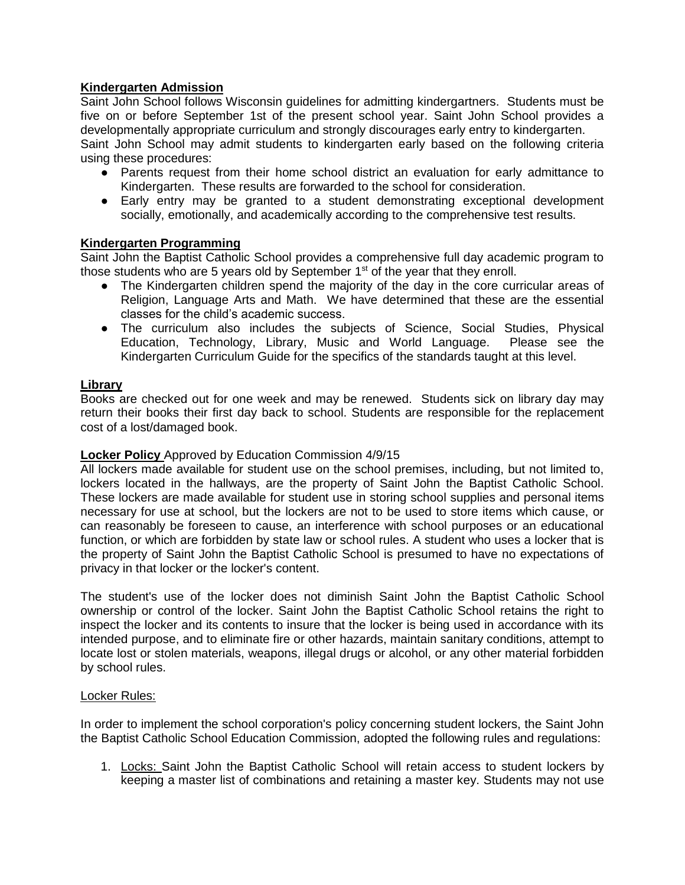**Kindergarten Admission**

Saint John School follows Wisconsin guidelines for admitting kindergartners. Students must be five on or before September 1st of the present school year. Saint John School provides a developmentally appropriate curriculum and strongly discourages early entry to kindergarten.

Saint John School may admit students to kindergarten early based on the following criteria using these procedures:

- Parents request from their home school district an evaluation for early admittance to Kindergarten. These results are forwarded to the school for consideration.
- Early entry may be granted to a student demonstrating exceptional development socially, emotionally, and academically according to the comprehensive test results.

**Kindergarten Programming**

Saint John the Baptist Catholic School provides a comprehensive full day academic program to those students who are 5 years old by September 1st of the year that they enroll.

- The Kindergarten children spend the majority of the day in the core curricular areas of Religion, Language Arts and Math. We have determined that these are the essential classes for the child's academic success.
- The curriculum also includes the subjects of Science, Social Studies, Physical Education, Technology, Library, Music and World Language. Please see the Kindergarten Curriculum Guide for the specifics of the standards taught at this level.

**Library**

Books are checked out for one week and may be renewed. Students sick on library day may return their books their first day back to school. Students are responsible for the replacement cost of a lost/damaged book.

**Locker Policy** Approved by Education Commission 4/9/15

All lockers made available for student use on the school premises, including, but not limited to, lockers located in the hallways, are the property of Saint John the Baptist Catholic School. These lockers are made available for student use in storing school supplies and personal items necessary for use at school, but the lockers are not to be used to store items which cause, or can reasonably be foreseen to cause, an interference with school purposes or an educational function, or which are forbidden by state law or school rules. A student who uses a locker that is the property of Saint John the Baptist Catholic School is presumed to have no expectations of privacy in that locker or the locker's content.

The student's use of the locker does not diminish Saint John the Baptist Catholic School ownership or control of the locker. Saint John the Baptist Catholic School retains the right to inspect the locker and its contents to insure that the locker is being used in accordance with its intended purpose, and to eliminate fire or other hazards, maintain sanitary conditions, attempt to locate lost or stolen materials, weapons, illegal drugs or alcohol, or any other material forbidden by school rules.

Locker Rules:

In order to implement the school corporation's policy concerning student lockers, the Saint John the Baptist Catholic School Education Commission, adopted the following rules and regulations:

1. Locks: Saint John the Baptist Catholic School will retain access to student lockers by keeping a master list of combinations and retaining a master key. Students may not use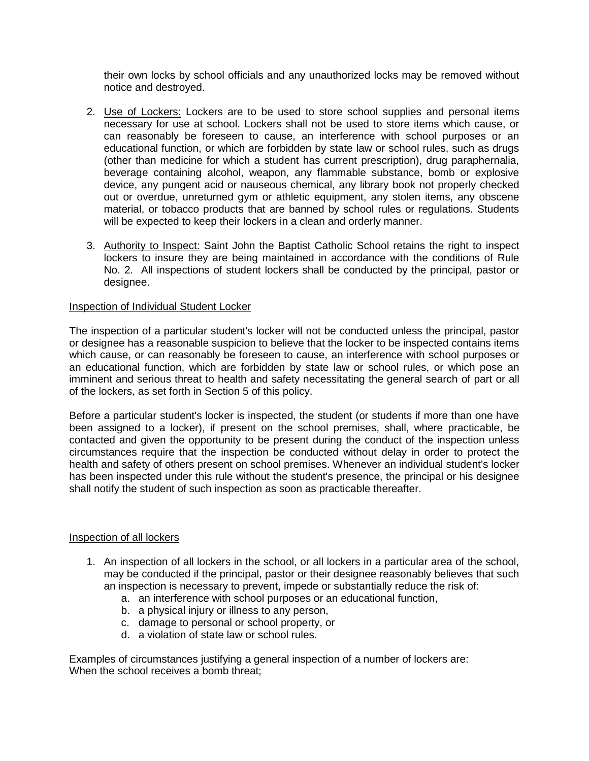their own locks by school officials and any unauthorized locks may be removed without notice and destroyed.

2. Use of Lockers: Lockers are to be used to store school supplies and personal items necessary for use at school. Lockers shall not be used to store items which cause, or can reasonably be foreseen to cause, an interference with school purposes or an educational function, or which are forbidden by state law or school rules, such as drugs (other than medicine for which a student has current prescription), drug paraphernalia, beverage containing alcohol, weapon, any flammable substance, bomb or explosive device, any pungent acid or nauseous chemical, any library book not properly checked out or overdue, unreturned gym or athletic equipment, any stolen items, any obscene material, or tobacco products that are banned by school rules or regulations. Students will be expected to keep their lockers in a clean and orderly manner.

3. Authority to Inspect: Saint John the Baptist Catholic School retains the right to inspect lockers to insure they are being maintained in accordance with the conditions of Rule No. 2. All inspections of student lockers shall be conducted by the principal, pastor or designee.

Inspection of Individual Student Locker

The inspection of a particular student's locker will not be conducted unless the principal, pastor or designee has a reasonable suspicion to believe that the locker to be inspected contains items which cause, or can reasonably be foreseen to cause, an interference with school purposes or an educational function, which are forbidden by state law or school rules, or which pose an imminent and serious threat to health and safety necessitating the general search of part or all of the lockers, as set forth in Section 5 of this policy.

Before a particular student's locker is inspected, the student (or students if more than one have been assigned to a locker), if present on the school premises, shall, where practicable, be contacted and given the opportunity to be present during the conduct of the inspection unless circumstances require that the inspection be conducted without delay in order to protect the health and safety of others present on school premises. Whenever an individual student's locker has been inspected under this rule without the student's presence, the principal or his designee shall notify the student of such inspection as soon as practicable thereafter.

Inspection of all lockers

1. An inspection of all lockers in the school, or all lockers in a particular area of the school, may be conducted if the principal, pastor or their designee reasonably believes that such an inspection is necessary to prevent, impede or substantially reduce the risk of:
   a. an interference with school purposes or an educational function,
   b. a physical injury or illness to any person,
   c. damage to personal or school property, or
   d. a violation of state law or school rules.

Examples of circumstances justifying a general inspection of a number of lockers are:
When the school receives a bomb threat;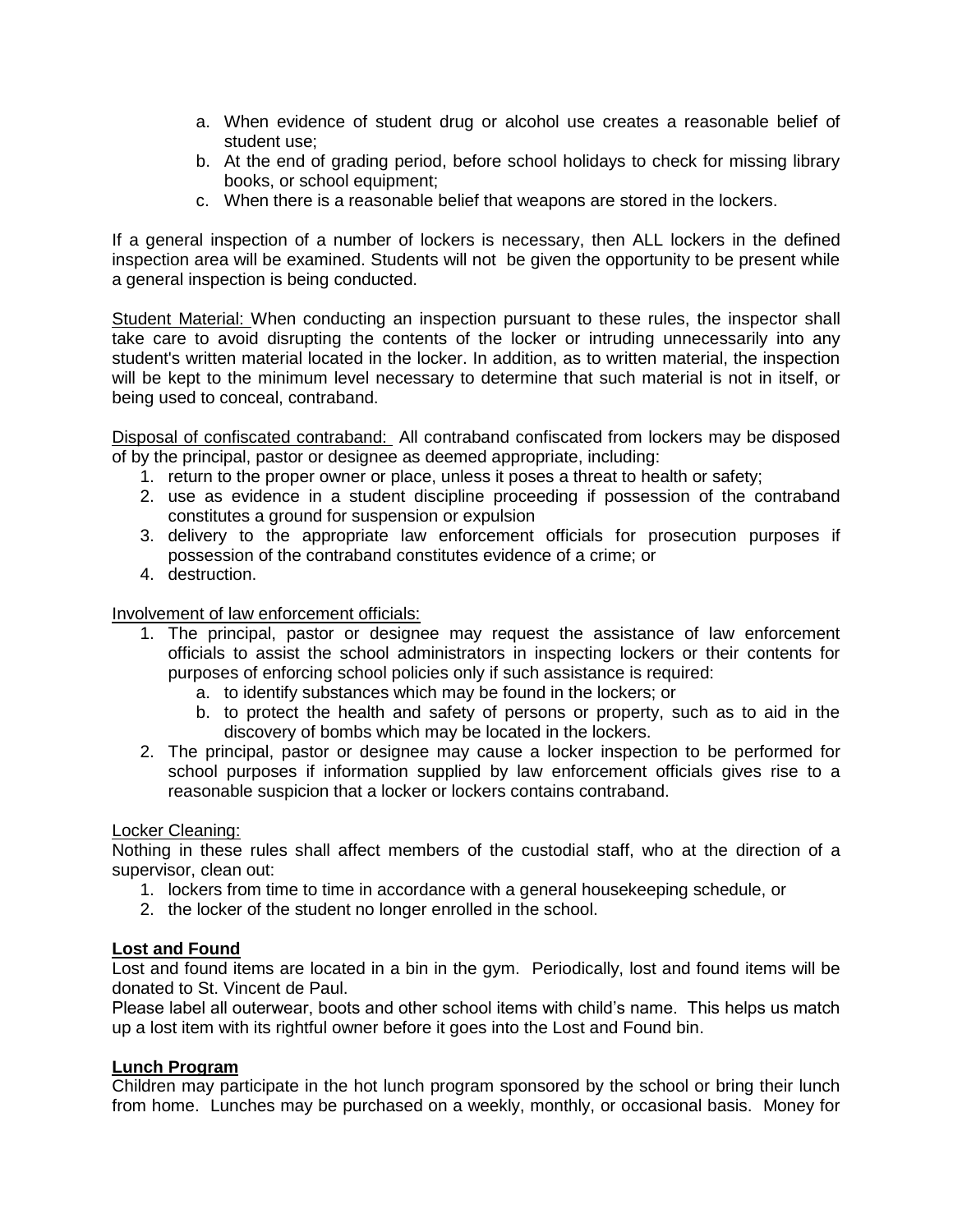a. When evidence of student drug or alcohol use creates a reasonable belief of student use;
b. At the end of grading period, before school holidays to check for missing library books, or school equipment;
c. When there is a reasonable belief that weapons are stored in the lockers.

If a general inspection of a number of lockers is necessary, then ALL lockers in the defined inspection area will be examined. Students will not be given the opportunity to be present while a general inspection is being conducted.

Student Material: When conducting an inspection pursuant to these rules, the inspector shall take care to avoid disrupting the contents of the locker or intruding unnecessarily into any student's written material located in the locker. In addition, as to written material, the inspection will be kept to the minimum level necessary to determine that such material is not in itself, or being used to conceal, contraband.

Disposal of confiscated contraband: All contraband confiscated from lockers may be disposed of by the principal, pastor or designee as deemed appropriate, including:

1. return to the proper owner or place, unless it poses a threat to health or safety;
2. use as evidence in a student discipline proceeding if possession of the contraband constitutes a ground for suspension or expulsion
3. delivery to the appropriate law enforcement officials for prosecution purposes if possession of the contraband constitutes evidence of a crime; or
4. destruction.

Involvement of law enforcement officials:

1. The principal, pastor or designee may request the assistance of law enforcement officials to assist the school administrators in inspecting lockers or their contents for purposes of enforcing school policies only if such assistance is required:
   a. to identify substances which may be found in the lockers; or
   b. to protect the health and safety of persons or property, such as to aid in the discovery of bombs which may be located in the lockers.
2. The principal, pastor or designee may cause a locker inspection to be performed for school purposes if information supplied by law enforcement officials gives rise to a reasonable suspicion that a locker or lockers contains contraband.

Locker Cleaning:

Nothing in these rules shall affect members of the custodial staff, who at the direction of a supervisor, clean out:

1. lockers from time to time in accordance with a general housekeeping schedule, or
2. the locker of the student no longer enrolled in the school.

**Lost and Found**

Lost and found items are located in a bin in the gym. Periodically, lost and found items will be donated to St. Vincent de Paul.

Please label all outerwear, boots and other school items with child's name. This helps us match up a lost item with its rightful owner before it goes into the Lost and Found bin.

**Lunch Program**

Children may participate in the hot lunch program sponsored by the school or bring their lunch from home. Lunches may be purchased on a weekly, monthly, or occasional basis. Money for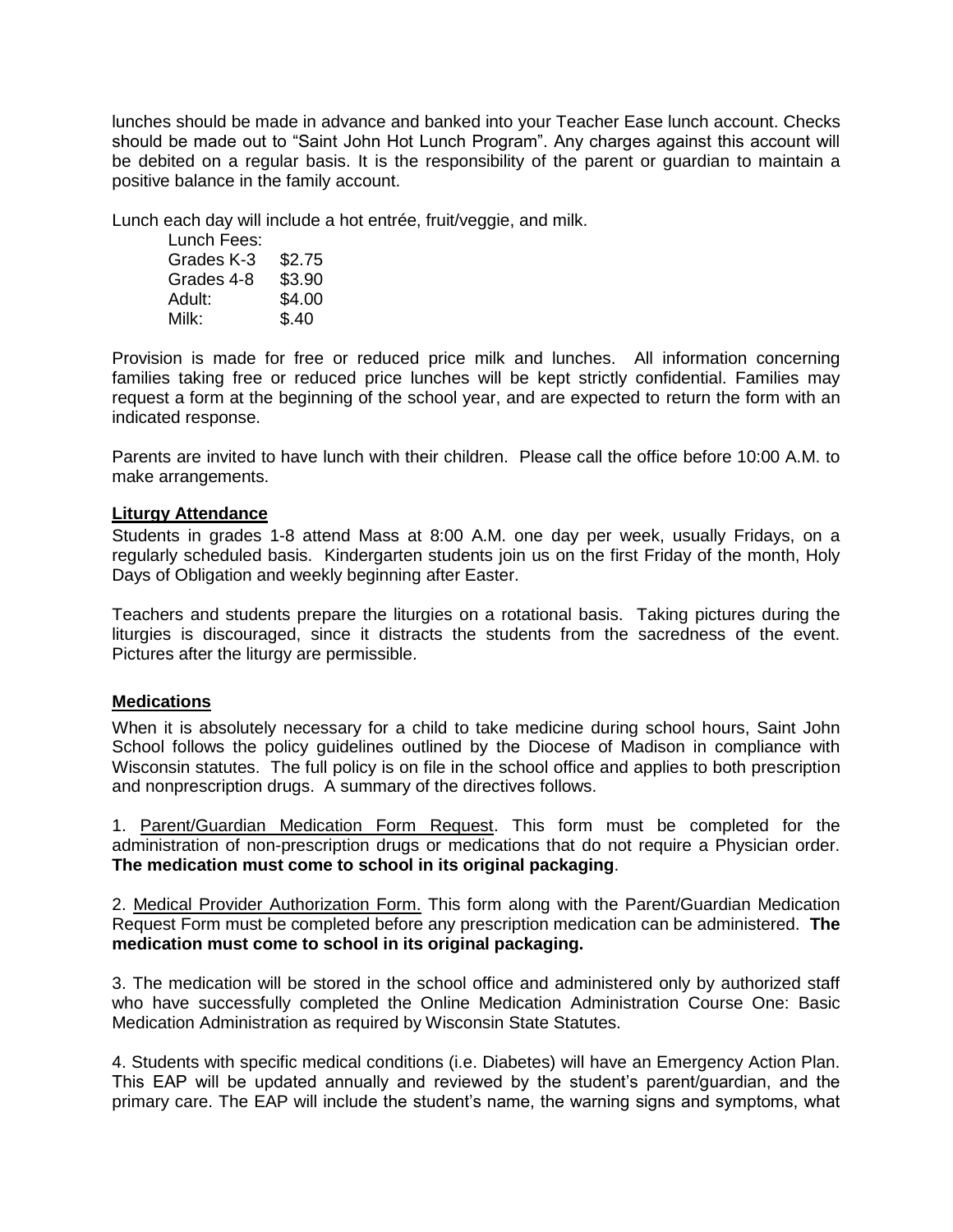lunches should be made in advance and banked into your Teacher Ease lunch account. Checks should be made out to "Saint John Hot Lunch Program". Any charges against this account will be debited on a regular basis. It is the responsibility of the parent or guardian to maintain a positive balance in the family account.

Lunch each day will include a hot entrée, fruit/veggie, and milk.

| Lunch Fees: | |
|---|---|
| Grades K-3 | $2.75 |
| Grades 4-8 | $3.90 |
| Adult: | $4.00 |
| Milk: | $.40 |

Provision is made for free or reduced price milk and lunches. All information concerning families taking free or reduced price lunches will be kept strictly confidential. Families may request a form at the beginning of the school year, and are expected to return the form with an indicated response.

Parents are invited to have lunch with their children. Please call the office before 10:00 A.M. to make arrangements.

## Liturgy Attendance

Students in grades 1-8 attend Mass at 8:00 A.M. one day per week, usually Fridays, on a regularly scheduled basis. Kindergarten students join us on the first Friday of the month, Holy Days of Obligation and weekly beginning after Easter.

Teachers and students prepare the liturgies on a rotational basis. Taking pictures during the liturgies is discouraged, since it distracts the students from the sacredness of the event. Pictures after the liturgy are permissible.

## Medications

When it is absolutely necessary for a child to take medicine during school hours, Saint John School follows the policy guidelines outlined by the Diocese of Madison in compliance with Wisconsin statutes. The full policy is on file in the school office and applies to both prescription and nonprescription drugs. A summary of the directives follows.

1. Parent/Guardian Medication Form Request. This form must be completed for the administration of non-prescription drugs or medications that do not require a Physician order. **The medication must come to school in its original packaging**.

2. Medical Provider Authorization Form. This form along with the Parent/Guardian Medication Request Form must be completed before any prescription medication can be administered. **The medication must come to school in its original packaging.**

3. The medication will be stored in the school office and administered only by authorized staff who have successfully completed the Online Medication Administration Course One: Basic Medication Administration as required by Wisconsin State Statutes.

4. Students with specific medical conditions (i.e. Diabetes) will have an Emergency Action Plan. This EAP will be updated annually and reviewed by the student's parent/guardian, and the primary care. The EAP will include the student's name, the warning signs and symptoms, what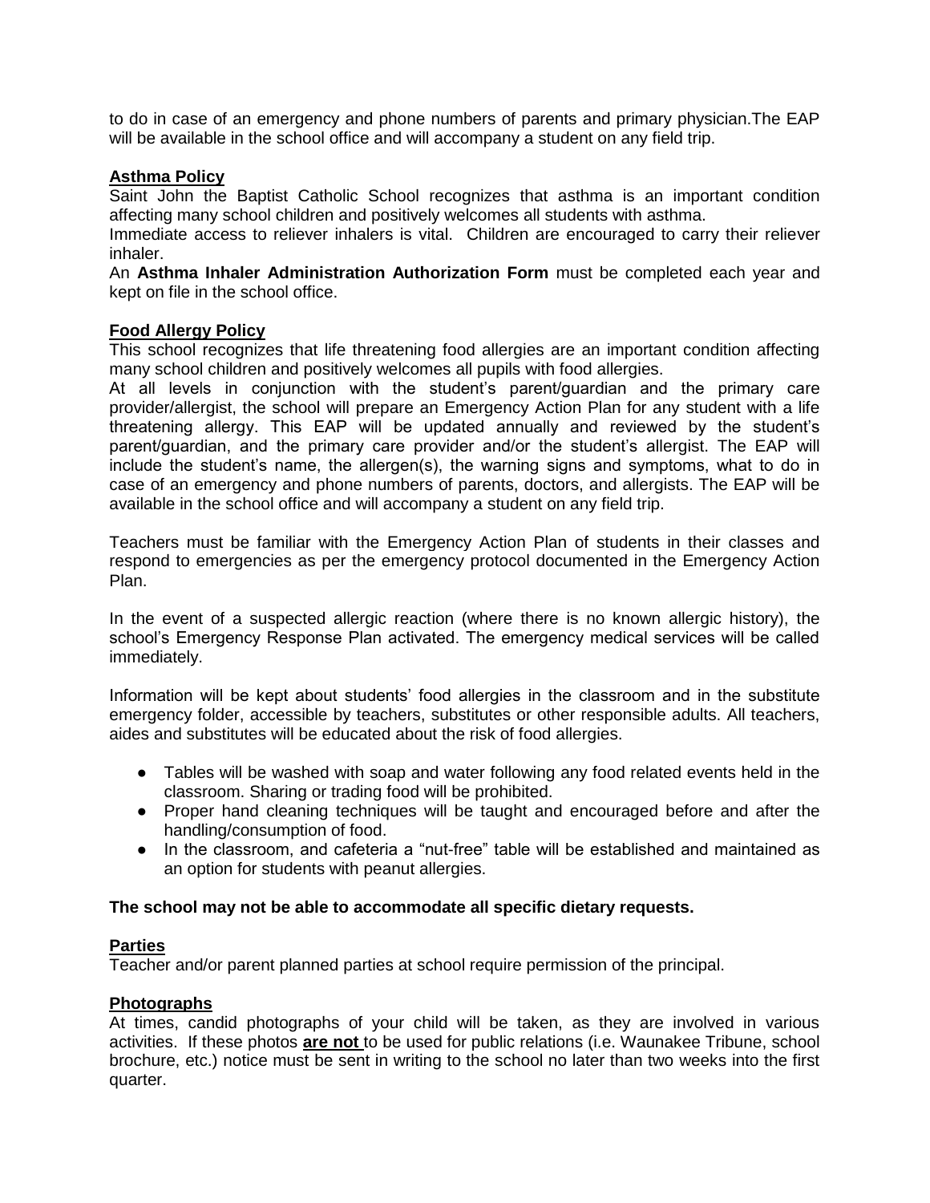to do in case of an emergency and phone numbers of parents and primary physician.The EAP will be available in the school office and will accompany a student on any field trip.

## Asthma Policy

Saint John the Baptist Catholic School recognizes that asthma is an important condition affecting many school children and positively welcomes all students with asthma.

Immediate access to reliever inhalers is vital. Children are encouraged to carry their reliever inhaler.

An **Asthma Inhaler Administration Authorization Form** must be completed each year and kept on file in the school office.

## Food Allergy Policy

This school recognizes that life threatening food allergies are an important condition affecting many school children and positively welcomes all pupils with food allergies.

At all levels in conjunction with the student's parent/guardian and the primary care provider/allergist, the school will prepare an Emergency Action Plan for any student with a life threatening allergy. This EAP will be updated annually and reviewed by the student's parent/guardian, and the primary care provider and/or the student's allergist. The EAP will include the student's name, the allergen(s), the warning signs and symptoms, what to do in case of an emergency and phone numbers of parents, doctors, and allergists. The EAP will be available in the school office and will accompany a student on any field trip.

Teachers must be familiar with the Emergency Action Plan of students in their classes and respond to emergencies as per the emergency protocol documented in the Emergency Action Plan.

In the event of a suspected allergic reaction (where there is no known allergic history), the school's Emergency Response Plan activated. The emergency medical services will be called immediately.

Information will be kept about students' food allergies in the classroom and in the substitute emergency folder, accessible by teachers, substitutes or other responsible adults. All teachers, aides and substitutes will be educated about the risk of food allergies.

- Tables will be washed with soap and water following any food related events held in the classroom. Sharing or trading food will be prohibited.
- Proper hand cleaning techniques will be taught and encouraged before and after the handling/consumption of food.
- In the classroom, and cafeteria a "nut-free" table will be established and maintained as an option for students with peanut allergies.

**The school may not be able to accommodate all specific dietary requests.**

## Parties

Teacher and/or parent planned parties at school require permission of the principal.

## Photographs

At times, candid photographs of your child will be taken, as they are involved in various activities. If these photos **are not** to be used for public relations (i.e. Waunakee Tribune, school brochure, etc.) notice must be sent in writing to the school no later than two weeks into the first quarter.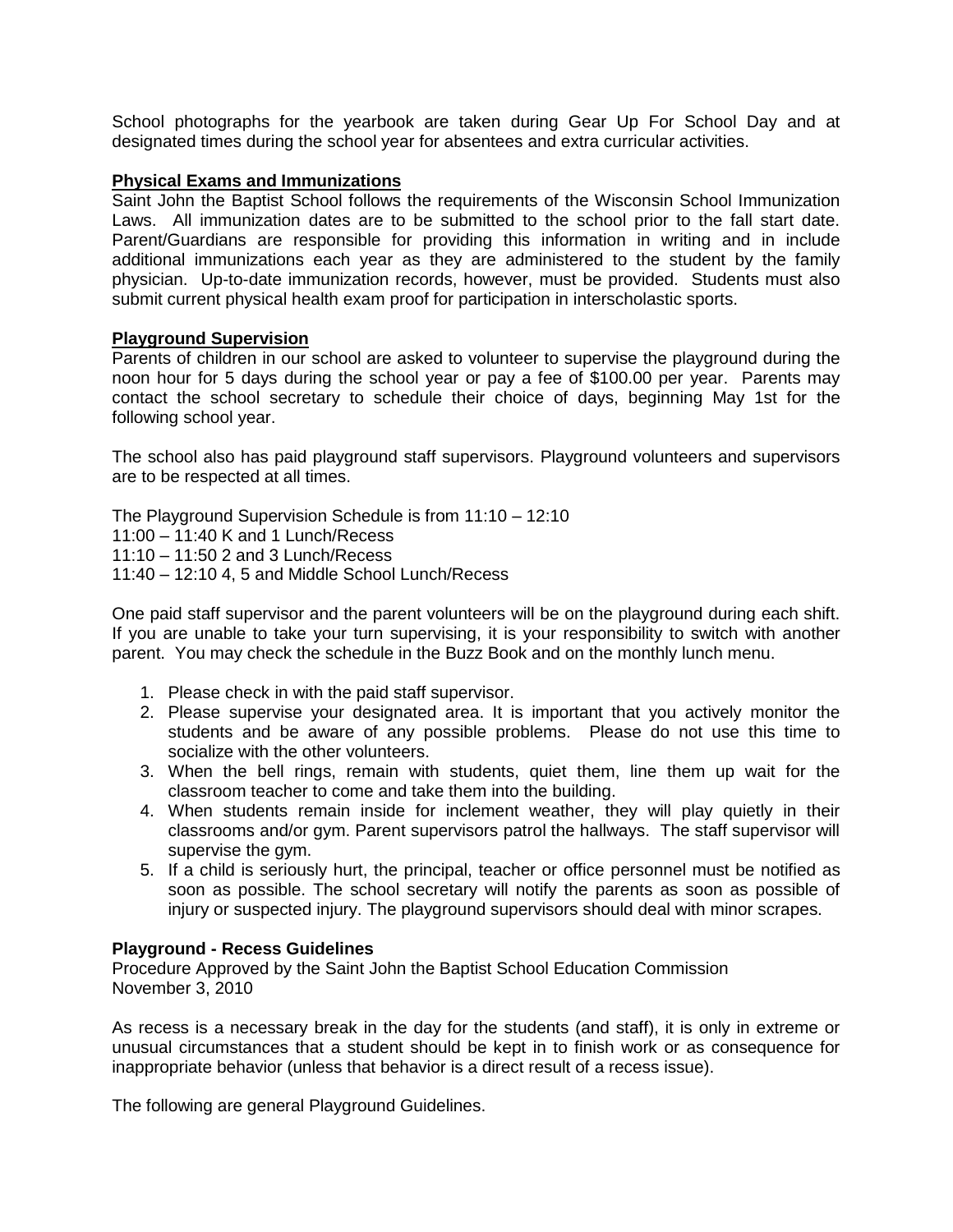School photographs for the yearbook are taken during Gear Up For School Day and at designated times during the school year for absentees and extra curricular activities.

**Physical Exams and Immunizations**

Saint John the Baptist School follows the requirements of the Wisconsin School Immunization Laws. All immunization dates are to be submitted to the school prior to the fall start date. Parent/Guardians are responsible for providing this information in writing and in include additional immunizations each year as they are administered to the student by the family physician. Up-to-date immunization records, however, must be provided. Students must also submit current physical health exam proof for participation in interscholastic sports.

**Playground Supervision**

Parents of children in our school are asked to volunteer to supervise the playground during the noon hour for 5 days during the school year or pay a fee of $100.00 per year. Parents may contact the school secretary to schedule their choice of days, beginning May 1st for the following school year.

The school also has paid playground staff supervisors. Playground volunteers and supervisors are to be respected at all times.

The Playground Supervision Schedule is from 11:10 – 12:10
11:00 – 11:40 K and 1 Lunch/Recess
11:10 – 11:50 2 and 3 Lunch/Recess
11:40 – 12:10 4, 5 and Middle School Lunch/Recess

One paid staff supervisor and the parent volunteers will be on the playground during each shift. If you are unable to take your turn supervising, it is your responsibility to switch with another parent. You may check the schedule in the Buzz Book and on the monthly lunch menu.

1. Please check in with the paid staff supervisor.
2. Please supervise your designated area. It is important that you actively monitor the students and be aware of any possible problems. Please do not use this time to socialize with the other volunteers.
3. When the bell rings, remain with students, quiet them, line them up wait for the classroom teacher to come and take them into the building.
4. When students remain inside for inclement weather, they will play quietly in their classrooms and/or gym. Parent supervisors patrol the hallways. The staff supervisor will supervise the gym.
5. If a child is seriously hurt, the principal, teacher or office personnel must be notified as soon as possible. The school secretary will notify the parents as soon as possible of injury or suspected injury. The playground supervisors should deal with minor scrapes.

**Playground - Recess Guidelines**

Procedure Approved by the Saint John the Baptist School Education Commission
November 3, 2010

As recess is a necessary break in the day for the students (and staff), it is only in extreme or unusual circumstances that a student should be kept in to finish work or as consequence for inappropriate behavior (unless that behavior is a direct result of a recess issue).

The following are general Playground Guidelines.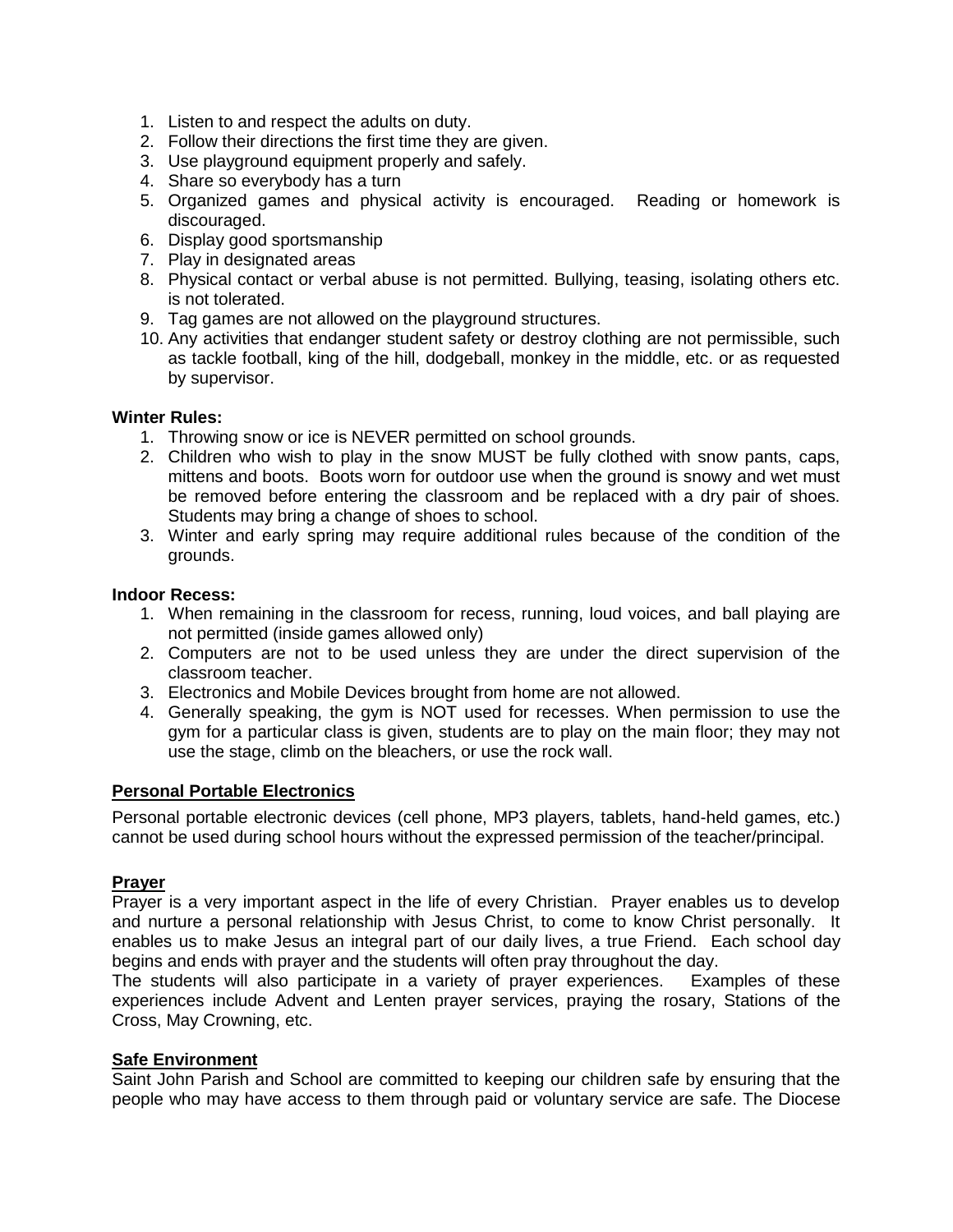1. Listen to and respect the adults on duty.
2. Follow their directions the first time they are given.
3. Use playground equipment properly and safely.
4. Share so everybody has a turn
5. Organized games and physical activity is encouraged. Reading or homework is discouraged.
6. Display good sportsmanship
7. Play in designated areas
8. Physical contact or verbal abuse is not permitted. Bullying, teasing, isolating others etc. is not tolerated.
9. Tag games are not allowed on the playground structures.
10. Any activities that endanger student safety or destroy clothing are not permissible, such as tackle football, king of the hill, dodgeball, monkey in the middle, etc. or as requested by supervisor.

**Winter Rules:**

1. Throwing snow or ice is NEVER permitted on school grounds.
2. Children who wish to play in the snow MUST be fully clothed with snow pants, caps, mittens and boots. Boots worn for outdoor use when the ground is snowy and wet must be removed before entering the classroom and be replaced with a dry pair of shoes. Students may bring a change of shoes to school.
3. Winter and early spring may require additional rules because of the condition of the grounds.

**Indoor Recess:**

1. When remaining in the classroom for recess, running, loud voices, and ball playing are not permitted (inside games allowed only)
2. Computers are not to be used unless they are under the direct supervision of the classroom teacher.
3. Electronics and Mobile Devices brought from home are not allowed.
4. Generally speaking, the gym is NOT used for recesses. When permission to use the gym for a particular class is given, students are to play on the main floor; they may not use the stage, climb on the bleachers, or use the rock wall.

## Personal Portable Electronics

Personal portable electronic devices (cell phone, MP3 players, tablets, hand-held games, etc.) cannot be used during school hours without the expressed permission of the teacher/principal.

## Prayer

Prayer is a very important aspect in the life of every Christian. Prayer enables us to develop and nurture a personal relationship with Jesus Christ, to come to know Christ personally. It enables us to make Jesus an integral part of our daily lives, a true Friend. Each school day begins and ends with prayer and the students will often pray throughout the day.
The students will also participate in a variety of prayer experiences. Examples of these experiences include Advent and Lenten prayer services, praying the rosary, Stations of the Cross, May Crowning, etc.

## Safe Environment

Saint John Parish and School are committed to keeping our children safe by ensuring that the people who may have access to them through paid or voluntary service are safe. The Diocese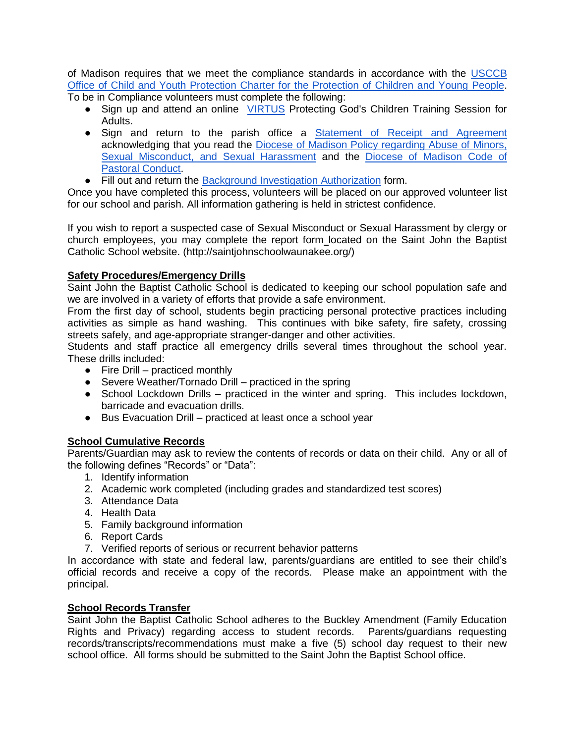of Madison requires that we meet the compliance standards in accordance with the USCCB Office of Child and Youth Protection Charter for the Protection of Children and Young People. To be in Compliance volunteers must complete the following:

- Sign up and attend an online VIRTUS Protecting God's Children Training Session for Adults.
- Sign and return to the parish office a Statement of Receipt and Agreement acknowledging that you read the Diocese of Madison Policy regarding Abuse of Minors, Sexual Misconduct, and Sexual Harassment and the Diocese of Madison Code of Pastoral Conduct.
- Fill out and return the Background Investigation Authorization form.

Once you have completed this process, volunteers will be placed on our approved volunteer list for our school and parish. All information gathering is held in strictest confidence.

If you wish to report a suspected case of Sexual Misconduct or Sexual Harassment by clergy or church employees, you may complete the report form located on the Saint John the Baptist Catholic School website. (http://saintjohnschoolwaunakee.org/)

**Safety Procedures/Emergency Drills**

Saint John the Baptist Catholic School is dedicated to keeping our school population safe and we are involved in a variety of efforts that provide a safe environment.

From the first day of school, students begin practicing personal protective practices including activities as simple as hand washing. This continues with bike safety, fire safety, crossing streets safely, and age-appropriate stranger-danger and other activities.

Students and staff practice all emergency drills several times throughout the school year. These drills included:

- Fire Drill – practiced monthly
- Severe Weather/Tornado Drill – practiced in the spring
- School Lockdown Drills – practiced in the winter and spring. This includes lockdown, barricade and evacuation drills.
- Bus Evacuation Drill – practiced at least once a school year

**School Cumulative Records**

Parents/Guardian may ask to review the contents of records or data on their child. Any or all of the following defines "Records" or "Data":

1. Identify information
2. Academic work completed (including grades and standardized test scores)
3. Attendance Data
4. Health Data
5. Family background information
6. Report Cards
7. Verified reports of serious or recurrent behavior patterns

In accordance with state and federal law, parents/guardians are entitled to see their child's official records and receive a copy of the records. Please make an appointment with the principal.

**School Records Transfer**

Saint John the Baptist Catholic School adheres to the Buckley Amendment (Family Education Rights and Privacy) regarding access to student records. Parents/guardians requesting records/transcripts/recommendations must make a five (5) school day request to their new school office. All forms should be submitted to the Saint John the Baptist School office.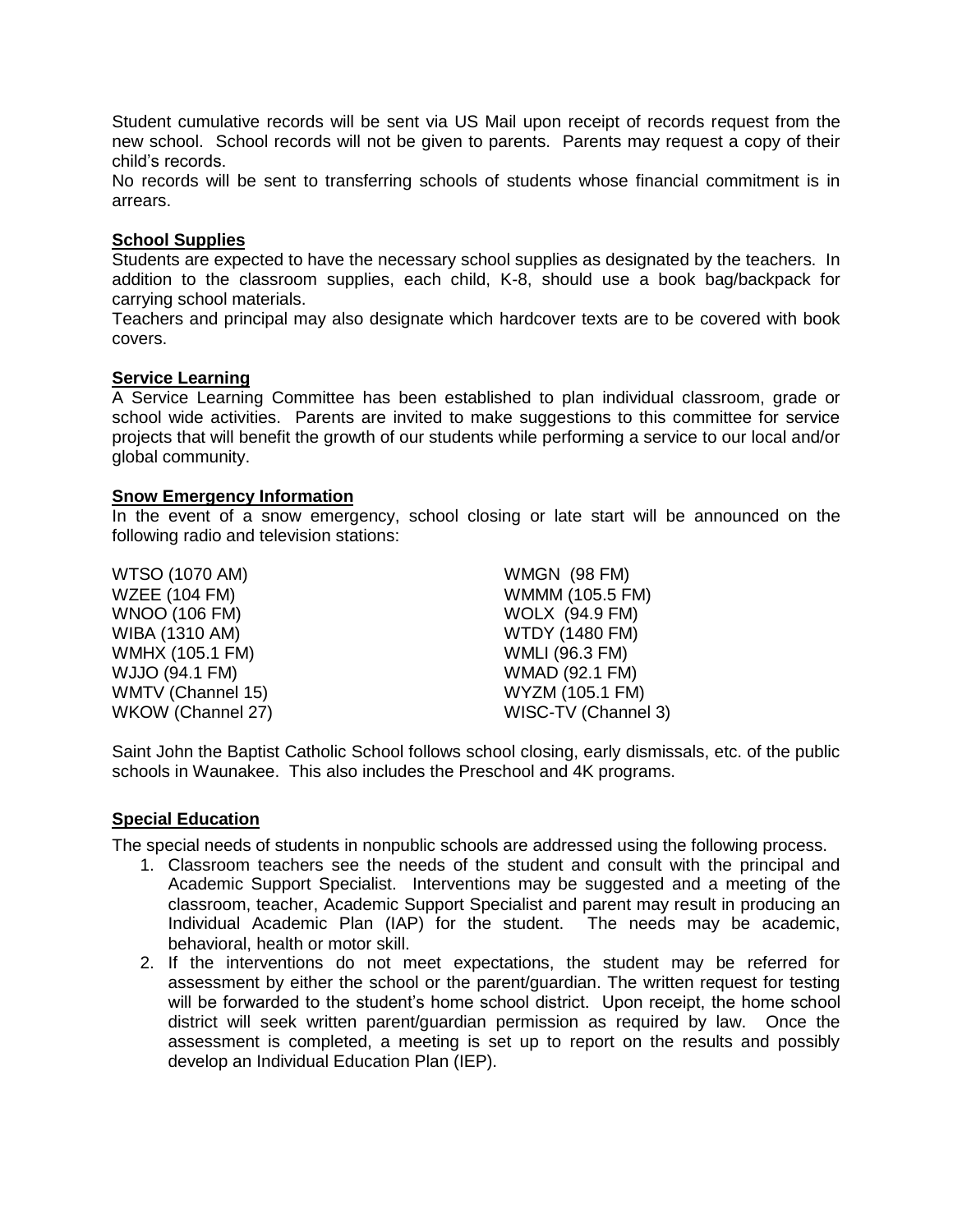Student cumulative records will be sent via US Mail upon receipt of records request from the new school. School records will not be given to parents. Parents may request a copy of their child's records.

No records will be sent to transferring schools of students whose financial commitment is in arrears.

**School Supplies**

Students are expected to have the necessary school supplies as designated by the teachers. In addition to the classroom supplies, each child, K-8, should use a book bag/backpack for carrying school materials.

Teachers and principal may also designate which hardcover texts are to be covered with book covers.

**Service Learning**

A Service Learning Committee has been established to plan individual classroom, grade or school wide activities. Parents are invited to make suggestions to this committee for service projects that will benefit the growth of our students while performing a service to our local and/or global community.

**Snow Emergency Information**

In the event of a snow emergency, school closing or late start will be announced on the following radio and television stations:

| | |
|---|---|
| WTSO (1070 AM) | WMGN (98 FM) |
| WZEE (104 FM) | WMMM (105.5 FM) |
| WNOO (106 FM) | WOLX (94.9 FM) |
| WIBA (1310 AM) | WTDY (1480 FM) |
| WMHX (105.1 FM) | WMLI (96.3 FM) |
| WJJO (94.1 FM) | WMAD (92.1 FM) |
| WMTV (Channel 15) | WYZM (105.1 FM) |
| WKOW (Channel 27) | WISC-TV (Channel 3) |

Saint John the Baptist Catholic School follows school closing, early dismissals, etc. of the public schools in Waunakee. This also includes the Preschool and 4K programs.

**Special Education**

The special needs of students in nonpublic schools are addressed using the following process.

1. Classroom teachers see the needs of the student and consult with the principal and Academic Support Specialist. Interventions may be suggested and a meeting of the classroom, teacher, Academic Support Specialist and parent may result in producing an Individual Academic Plan (IAP) for the student. The needs may be academic, behavioral, health or motor skill.
2. If the interventions do not meet expectations, the student may be referred for assessment by either the school or the parent/guardian. The written request for testing will be forwarded to the student's home school district. Upon receipt, the home school district will seek written parent/guardian permission as required by law. Once the assessment is completed, a meeting is set up to report on the results and possibly develop an Individual Education Plan (IEP).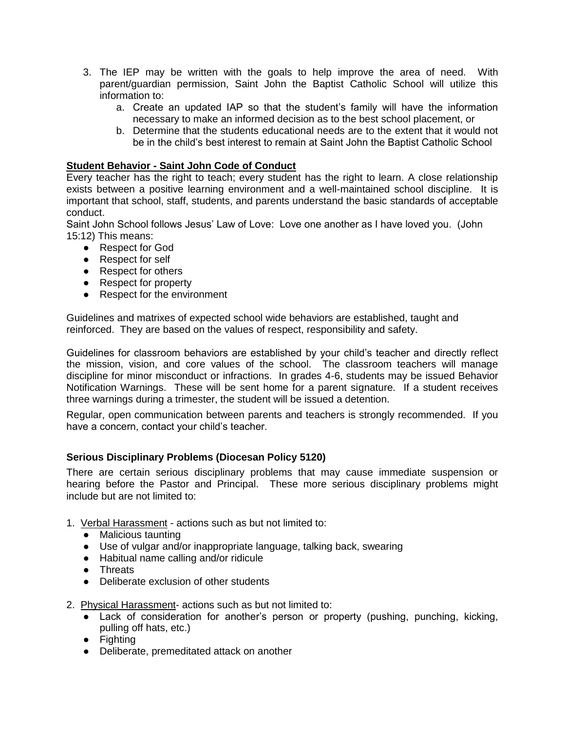3. The IEP may be written with the goals to help improve the area of need. With parent/guardian permission, Saint John the Baptist Catholic School will utilize this information to:
    a. Create an updated IAP so that the student's family will have the information necessary to make an informed decision as to the best school placement, or
    b. Determine that the students educational needs are to the extent that it would not be in the child's best interest to remain at Saint John the Baptist Catholic School

## Student Behavior - Saint John Code of Conduct

Every teacher has the right to teach; every student has the right to learn. A close relationship exists between a positive learning environment and a well-maintained school discipline. It is important that school, staff, students, and parents understand the basic standards of acceptable conduct.

Saint John School follows Jesus' Law of Love: Love one another as I have loved you. (John 15:12) This means:

- Respect for God
- Respect for self
- Respect for others
- Respect for property
- Respect for the environment

Guidelines and matrixes of expected school wide behaviors are established, taught and reinforced. They are based on the values of respect, responsibility and safety.

Guidelines for classroom behaviors are established by your child's teacher and directly reflect the mission, vision, and core values of the school. The classroom teachers will manage discipline for minor misconduct or infractions. In grades 4-6, students may be issued Behavior Notification Warnings. These will be sent home for a parent signature. If a student receives three warnings during a trimester, the student will be issued a detention.

Regular, open communication between parents and teachers is strongly recommended. If you have a concern, contact your child's teacher.

### Serious Disciplinary Problems (Diocesan Policy 5120)

There are certain serious disciplinary problems that may cause immediate suspension or hearing before the Pastor and Principal. These more serious disciplinary problems might include but are not limited to:

1. Verbal Harassment - actions such as but not limited to:
    - Malicious taunting
    - Use of vulgar and/or inappropriate language, talking back, swearing
    - Habitual name calling and/or ridicule
    - Threats
    - Deliberate exclusion of other students

2. Physical Harassment- actions such as but not limited to:
    - Lack of consideration for another's person or property (pushing, punching, kicking, pulling off hats, etc.)
    - Fighting
    - Deliberate, premeditated attack on another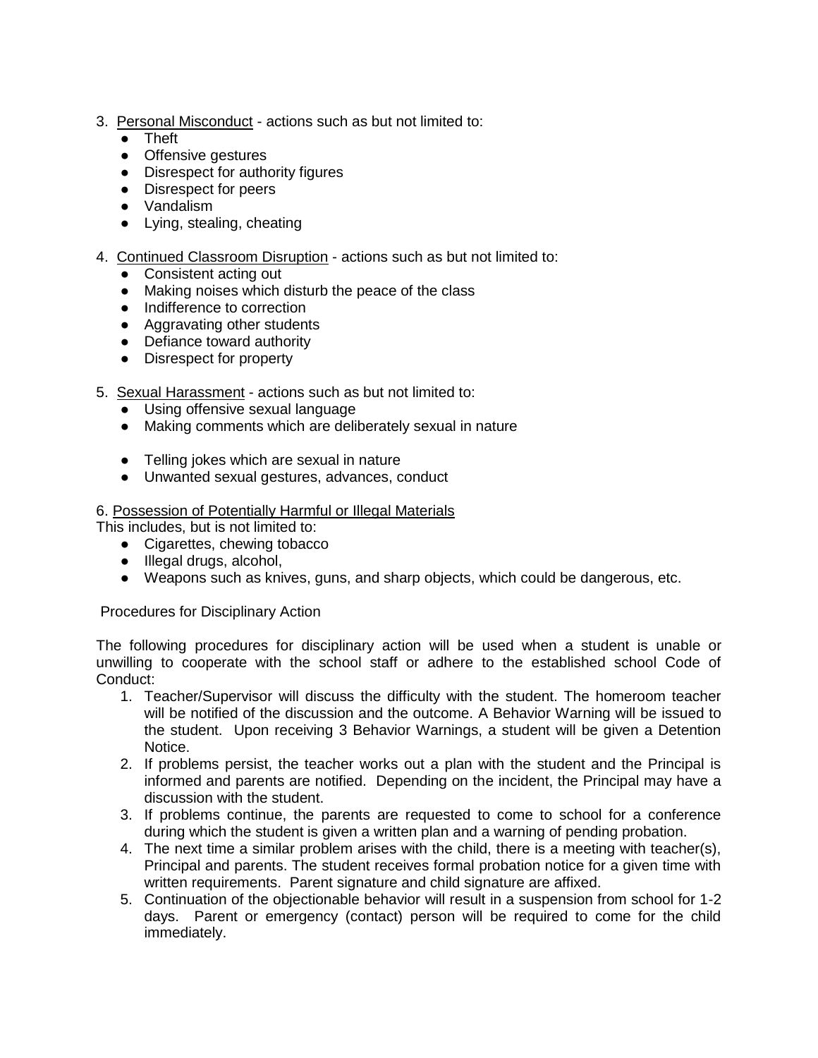3. Personal Misconduct - actions such as but not limited to:
   - Theft
   - Offensive gestures
   - Disrespect for authority figures
   - Disrespect for peers
   - Vandalism
   - Lying, stealing, cheating

4. Continued Classroom Disruption - actions such as but not limited to:
   - Consistent acting out
   - Making noises which disturb the peace of the class
   - Indifference to correction
   - Aggravating other students
   - Defiance toward authority
   - Disrespect for property

5. Sexual Harassment - actions such as but not limited to:
   - Using offensive sexual language
   - Making comments which are deliberately sexual in nature
   - Telling jokes which are sexual in nature
   - Unwanted sexual gestures, advances, conduct

6. Possession of Potentially Harmful or Illegal Materials

This includes, but is not limited to:

- Cigarettes, chewing tobacco
- Illegal drugs, alcohol,
- Weapons such as knives, guns, and sharp objects, which could be dangerous, etc.

Procedures for Disciplinary Action

The following procedures for disciplinary action will be used when a student is unable or unwilling to cooperate with the school staff or adhere to the established school Code of Conduct:

1. Teacher/Supervisor will discuss the difficulty with the student. The homeroom teacher will be notified of the discussion and the outcome. A Behavior Warning will be issued to the student. Upon receiving 3 Behavior Warnings, a student will be given a Detention Notice.
2. If problems persist, the teacher works out a plan with the student and the Principal is informed and parents are notified. Depending on the incident, the Principal may have a discussion with the student.
3. If problems continue, the parents are requested to come to school for a conference during which the student is given a written plan and a warning of pending probation.
4. The next time a similar problem arises with the child, there is a meeting with teacher(s), Principal and parents. The student receives formal probation notice for a given time with written requirements. Parent signature and child signature are affixed.
5. Continuation of the objectionable behavior will result in a suspension from school for 1-2 days. Parent or emergency (contact) person will be required to come for the child immediately.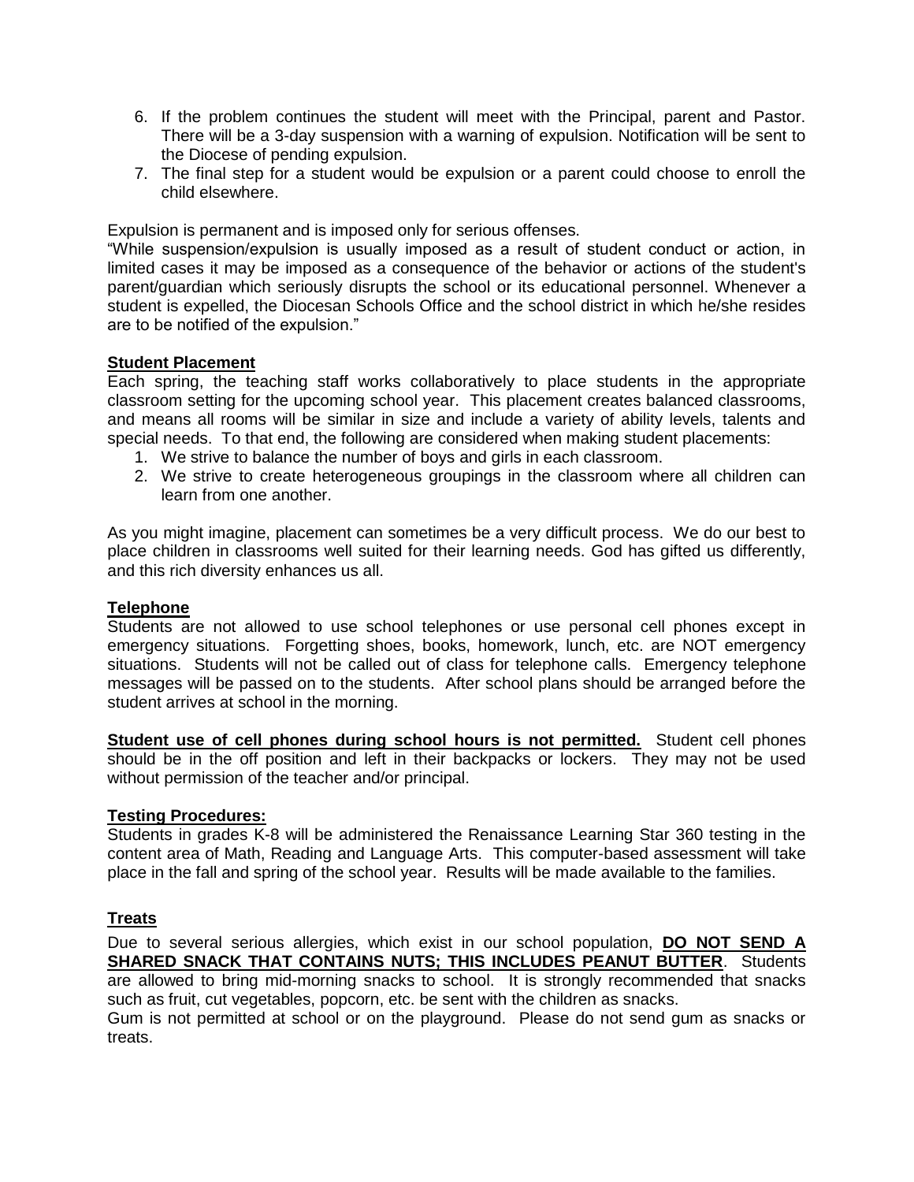6. If the problem continues the student will meet with the Principal, parent and Pastor. There will be a 3-day suspension with a warning of expulsion. Notification will be sent to the Diocese of pending expulsion.
7. The final step for a student would be expulsion or a parent could choose to enroll the child elsewhere.

Expulsion is permanent and is imposed only for serious offenses.

"While suspension/expulsion is usually imposed as a result of student conduct or action, in limited cases it may be imposed as a consequence of the behavior or actions of the student's parent/guardian which seriously disrupts the school or its educational personnel. Whenever a student is expelled, the Diocesan Schools Office and the school district in which he/she resides are to be notified of the expulsion."

**Student Placement**

Each spring, the teaching staff works collaboratively to place students in the appropriate classroom setting for the upcoming school year. This placement creates balanced classrooms, and means all rooms will be similar in size and include a variety of ability levels, talents and special needs. To that end, the following are considered when making student placements:

1. We strive to balance the number of boys and girls in each classroom.
2. We strive to create heterogeneous groupings in the classroom where all children can learn from one another.

As you might imagine, placement can sometimes be a very difficult process. We do our best to place children in classrooms well suited for their learning needs. God has gifted us differently, and this rich diversity enhances us all.

**Telephone**

Students are not allowed to use school telephones or use personal cell phones except in emergency situations. Forgetting shoes, books, homework, lunch, etc. are NOT emergency situations. Students will not be called out of class for telephone calls. Emergency telephone messages will be passed on to the students. After school plans should be arranged before the student arrives at school in the morning.

**Student use of cell phones during school hours is not permitted.** Student cell phones should be in the off position and left in their backpacks or lockers. They may not be used without permission of the teacher and/or principal.

**Testing Procedures:**

Students in grades K-8 will be administered the Renaissance Learning Star 360 testing in the content area of Math, Reading and Language Arts. This computer-based assessment will take place in the fall and spring of the school year. Results will be made available to the families.

**Treats**

Due to several serious allergies, which exist in our school population, **DO NOT SEND A SHARED SNACK THAT CONTAINS NUTS; THIS INCLUDES PEANUT BUTTER**. Students are allowed to bring mid-morning snacks to school. It is strongly recommended that snacks such as fruit, cut vegetables, popcorn, etc. be sent with the children as snacks.

Gum is not permitted at school or on the playground. Please do not send gum as snacks or treats.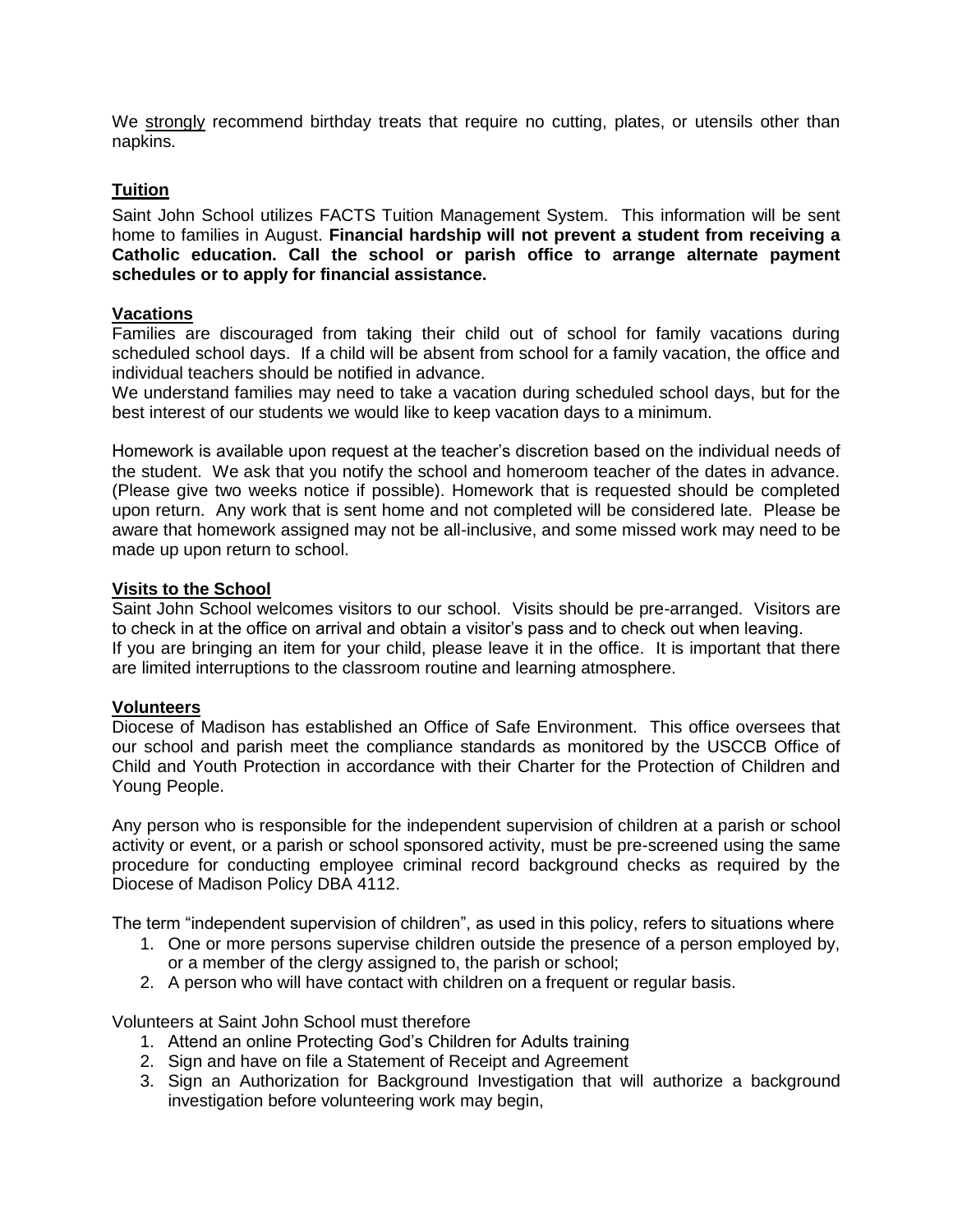We <u>strongly</u> recommend birthday treats that require no cutting, plates, or utensils other than napkins.

## Tuition

Saint John School utilizes FACTS Tuition Management System. This information will be sent home to families in August. **Financial hardship will not prevent a student from receiving a Catholic education. Call the school or parish office to arrange alternate payment schedules or to apply for financial assistance.**

## Vacations

Families are discouraged from taking their child out of school for family vacations during scheduled school days. If a child will be absent from school for a family vacation, the office and individual teachers should be notified in advance.

We understand families may need to take a vacation during scheduled school days, but for the best interest of our students we would like to keep vacation days to a minimum.

Homework is available upon request at the teacher's discretion based on the individual needs of the student. We ask that you notify the school and homeroom teacher of the dates in advance. (Please give two weeks notice if possible). Homework that is requested should be completed upon return. Any work that is sent home and not completed will be considered late. Please be aware that homework assigned may not be all-inclusive, and some missed work may need to be made up upon return to school.

## Visits to the School

Saint John School welcomes visitors to our school. Visits should be pre-arranged. Visitors are to check in at the office on arrival and obtain a visitor's pass and to check out when leaving.

If you are bringing an item for your child, please leave it in the office. It is important that there are limited interruptions to the classroom routine and learning atmosphere.

## Volunteers

Diocese of Madison has established an Office of Safe Environment. This office oversees that our school and parish meet the compliance standards as monitored by the USCCB Office of Child and Youth Protection in accordance with their Charter for the Protection of Children and Young People.

Any person who is responsible for the independent supervision of children at a parish or school activity or event, or a parish or school sponsored activity, must be pre-screened using the same procedure for conducting employee criminal record background checks as required by the Diocese of Madison Policy DBA 4112.

The term "independent supervision of children", as used in this policy, refers to situations where

1. One or more persons supervise children outside the presence of a person employed by, or a member of the clergy assigned to, the parish or school;
2. A person who will have contact with children on a frequent or regular basis.

Volunteers at Saint John School must therefore

1. Attend an online Protecting God's Children for Adults training
2. Sign and have on file a Statement of Receipt and Agreement
3. Sign an Authorization for Background Investigation that will authorize a background investigation before volunteering work may begin,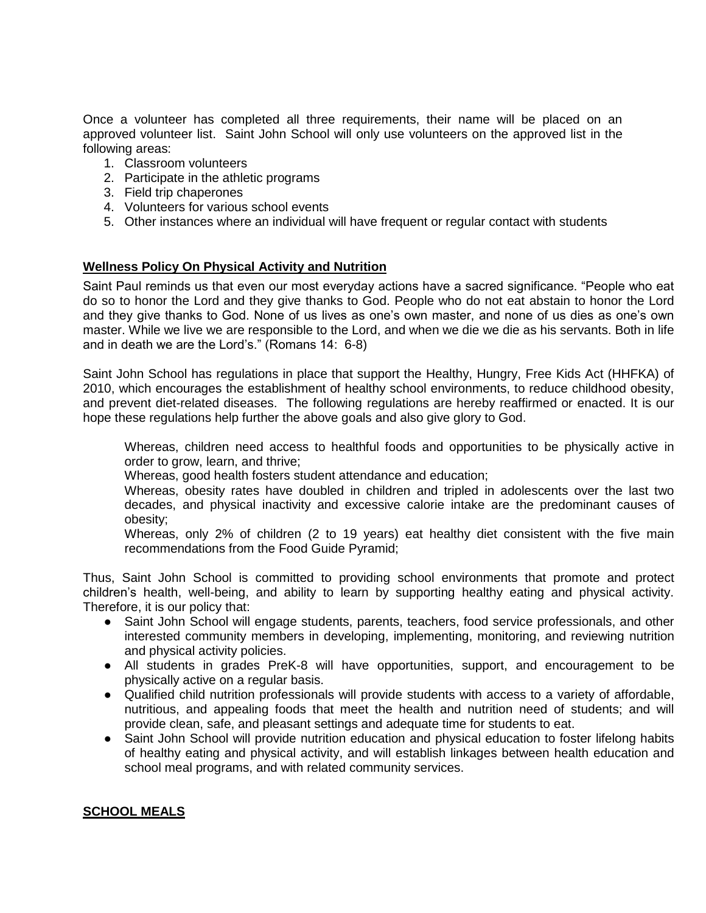Once a volunteer has completed all three requirements, their name will be placed on an approved volunteer list. Saint John School will only use volunteers on the approved list in the following areas:

1. Classroom volunteers
2. Participate in the athletic programs
3. Field trip chaperones
4. Volunteers for various school events
5. Other instances where an individual will have frequent or regular contact with students

**Wellness Policy On Physical Activity and Nutrition**

Saint Paul reminds us that even our most everyday actions have a sacred significance. "People who eat do so to honor the Lord and they give thanks to God. People who do not eat abstain to honor the Lord and they give thanks to God. None of us lives as one's own master, and none of us dies as one's own master. While we live we are responsible to the Lord, and when we die we die as his servants. Both in life and in death we are the Lord's." (Romans 14: 6-8)

Saint John School has regulations in place that support the Healthy, Hungry, Free Kids Act (HHFKA) of 2010, which encourages the establishment of healthy school environments, to reduce childhood obesity, and prevent diet-related diseases. The following regulations are hereby reaffirmed or enacted. It is our hope these regulations help further the above goals and also give glory to God.

> Whereas, children need access to healthful foods and opportunities to be physically active in order to grow, learn, and thrive;
> Whereas, good health fosters student attendance and education;
> Whereas, obesity rates have doubled in children and tripled in adolescents over the last two decades, and physical inactivity and excessive calorie intake are the predominant causes of obesity;
> Whereas, only 2% of children (2 to 19 years) eat healthy diet consistent with the five main recommendations from the Food Guide Pyramid;

Thus, Saint John School is committed to providing school environments that promote and protect children's health, well-being, and ability to learn by supporting healthy eating and physical activity. Therefore, it is our policy that:

- Saint John School will engage students, parents, teachers, food service professionals, and other interested community members in developing, implementing, monitoring, and reviewing nutrition and physical activity policies.
- All students in grades PreK-8 will have opportunities, support, and encouragement to be physically active on a regular basis.
- Qualified child nutrition professionals will provide students with access to a variety of affordable, nutritious, and appealing foods that meet the health and nutrition need of students; and will provide clean, safe, and pleasant settings and adequate time for students to eat.
- Saint John School will provide nutrition education and physical education to foster lifelong habits of healthy eating and physical activity, and will establish linkages between health education and school meal programs, and with related community services.

**SCHOOL MEALS**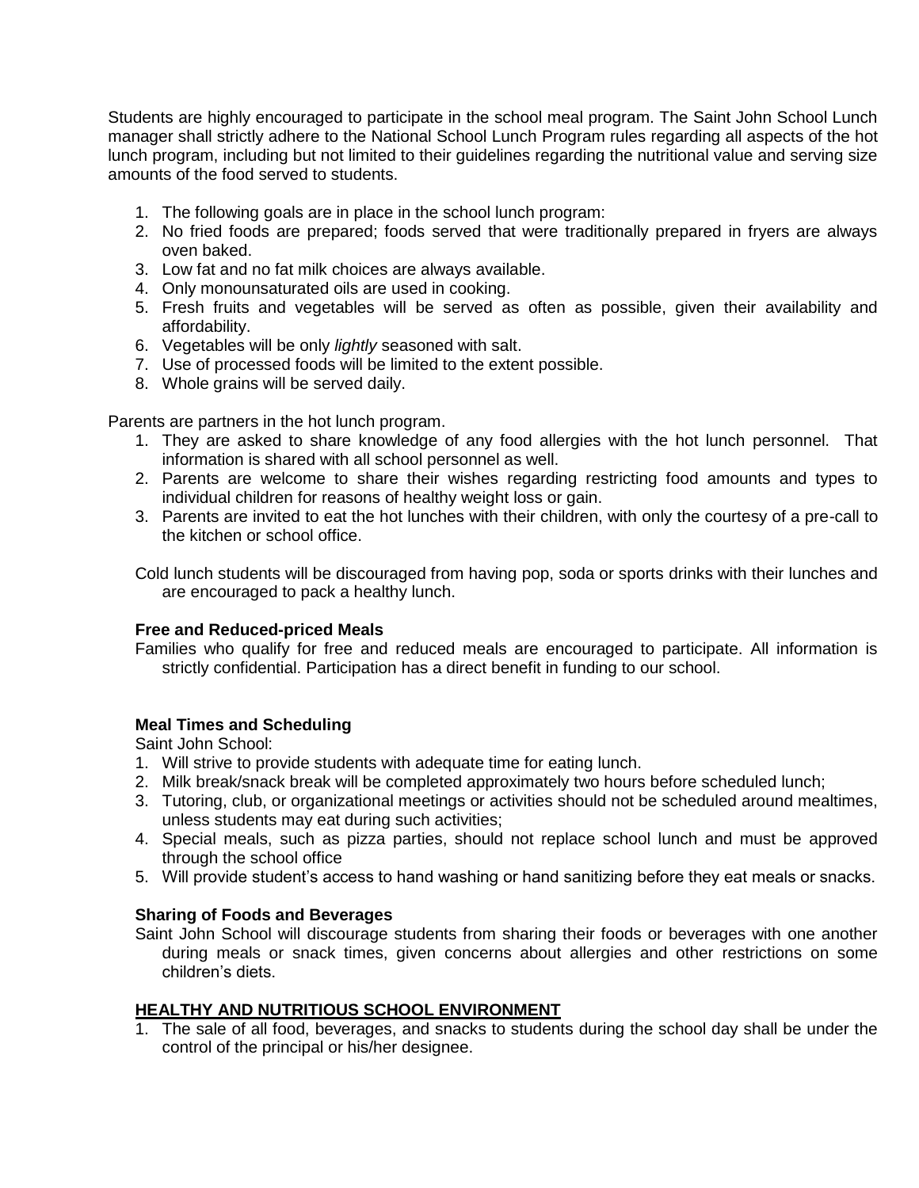Students are highly encouraged to participate in the school meal program. The Saint John School Lunch manager shall strictly adhere to the National School Lunch Program rules regarding all aspects of the hot lunch program, including but not limited to their guidelines regarding the nutritional value and serving size amounts of the food served to students.

1. The following goals are in place in the school lunch program:
2. No fried foods are prepared; foods served that were traditionally prepared in fryers are always oven baked.
3. Low fat and no fat milk choices are always available.
4. Only monounsaturated oils are used in cooking.
5. Fresh fruits and vegetables will be served as often as possible, given their availability and affordability.
6. Vegetables will be only *lightly* seasoned with salt.
7. Use of processed foods will be limited to the extent possible.
8. Whole grains will be served daily.

Parents are partners in the hot lunch program.

1. They are asked to share knowledge of any food allergies with the hot lunch personnel. That information is shared with all school personnel as well.
2. Parents are welcome to share their wishes regarding restricting food amounts and types to individual children for reasons of healthy weight loss or gain.
3. Parents are invited to eat the hot lunches with their children, with only the courtesy of a pre-call to the kitchen or school office.

Cold lunch students will be discouraged from having pop, soda or sports drinks with their lunches and are encouraged to pack a healthy lunch.

**Free and Reduced-priced Meals**

Families who qualify for free and reduced meals are encouraged to participate. All information is strictly confidential. Participation has a direct benefit in funding to our school.

**Meal Times and Scheduling**

Saint John School:

1. Will strive to provide students with adequate time for eating lunch.
2. Milk break/snack break will be completed approximately two hours before scheduled lunch;
3. Tutoring, club, or organizational meetings or activities should not be scheduled around mealtimes, unless students may eat during such activities;
4. Special meals, such as pizza parties, should not replace school lunch and must be approved through the school office
5. Will provide student's access to hand washing or hand sanitizing before they eat meals or snacks.

**Sharing of Foods and Beverages**

Saint John School will discourage students from sharing their foods or beverages with one another during meals or snack times, given concerns about allergies and other restrictions on some children's diets.

**HEALTHY AND NUTRITIOUS SCHOOL ENVIRONMENT**

1. The sale of all food, beverages, and snacks to students during the school day shall be under the control of the principal or his/her designee.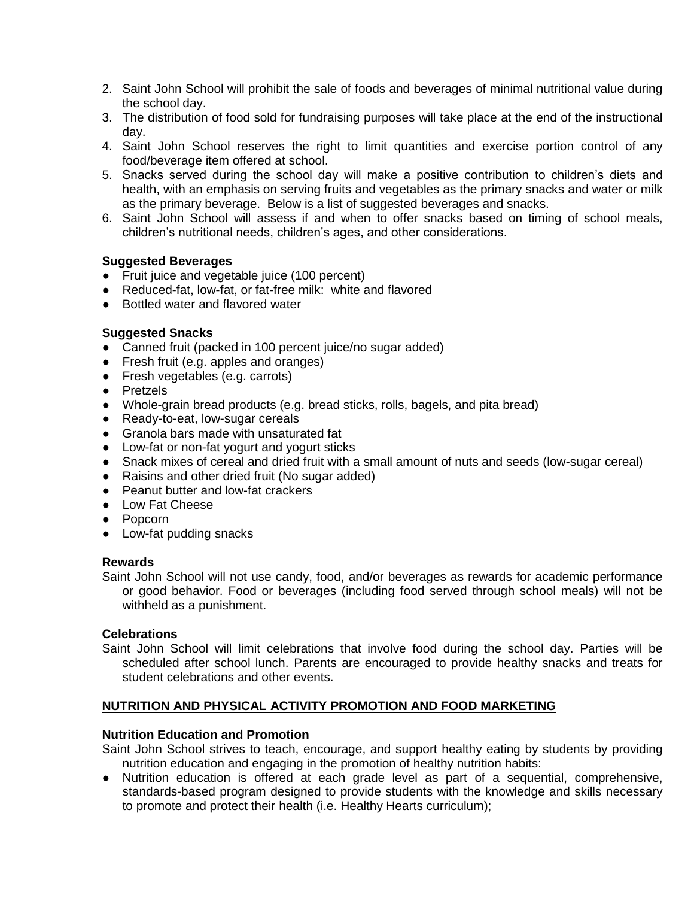2. Saint John School will prohibit the sale of foods and beverages of minimal nutritional value during the school day.
3. The distribution of food sold for fundraising purposes will take place at the end of the instructional day.
4. Saint John School reserves the right to limit quantities and exercise portion control of any food/beverage item offered at school.
5. Snacks served during the school day will make a positive contribution to children's diets and health, with an emphasis on serving fruits and vegetables as the primary snacks and water or milk as the primary beverage. Below is a list of suggested beverages and snacks.
6. Saint John School will assess if and when to offer snacks based on timing of school meals, children's nutritional needs, children's ages, and other considerations.

**Suggested Beverages**

- Fruit juice and vegetable juice (100 percent)
- Reduced-fat, low-fat, or fat-free milk: white and flavored
- Bottled water and flavored water

**Suggested Snacks**

- Canned fruit (packed in 100 percent juice/no sugar added)
- Fresh fruit (e.g. apples and oranges)
- Fresh vegetables (e.g. carrots)
- Pretzels
- Whole-grain bread products (e.g. bread sticks, rolls, bagels, and pita bread)
- Ready-to-eat, low-sugar cereals
- Granola bars made with unsaturated fat
- Low-fat or non-fat yogurt and yogurt sticks
- Snack mixes of cereal and dried fruit with a small amount of nuts and seeds (low-sugar cereal)
- Raisins and other dried fruit (No sugar added)
- Peanut butter and low-fat crackers
- Low Fat Cheese
- Popcorn
- Low-fat pudding snacks

**Rewards**

Saint John School will not use candy, food, and/or beverages as rewards for academic performance or good behavior. Food or beverages (including food served through school meals) will not be withheld as a punishment.

**Celebrations**

Saint John School will limit celebrations that involve food during the school day. Parties will be scheduled after school lunch. Parents are encouraged to provide healthy snacks and treats for student celebrations and other events.

## NUTRITION AND PHYSICAL ACTIVITY PROMOTION AND FOOD MARKETING

**Nutrition Education and Promotion**

Saint John School strives to teach, encourage, and support healthy eating by students by providing nutrition education and engaging in the promotion of healthy nutrition habits:

- Nutrition education is offered at each grade level as part of a sequential, comprehensive, standards-based program designed to provide students with the knowledge and skills necessary to promote and protect their health (i.e. Healthy Hearts curriculum);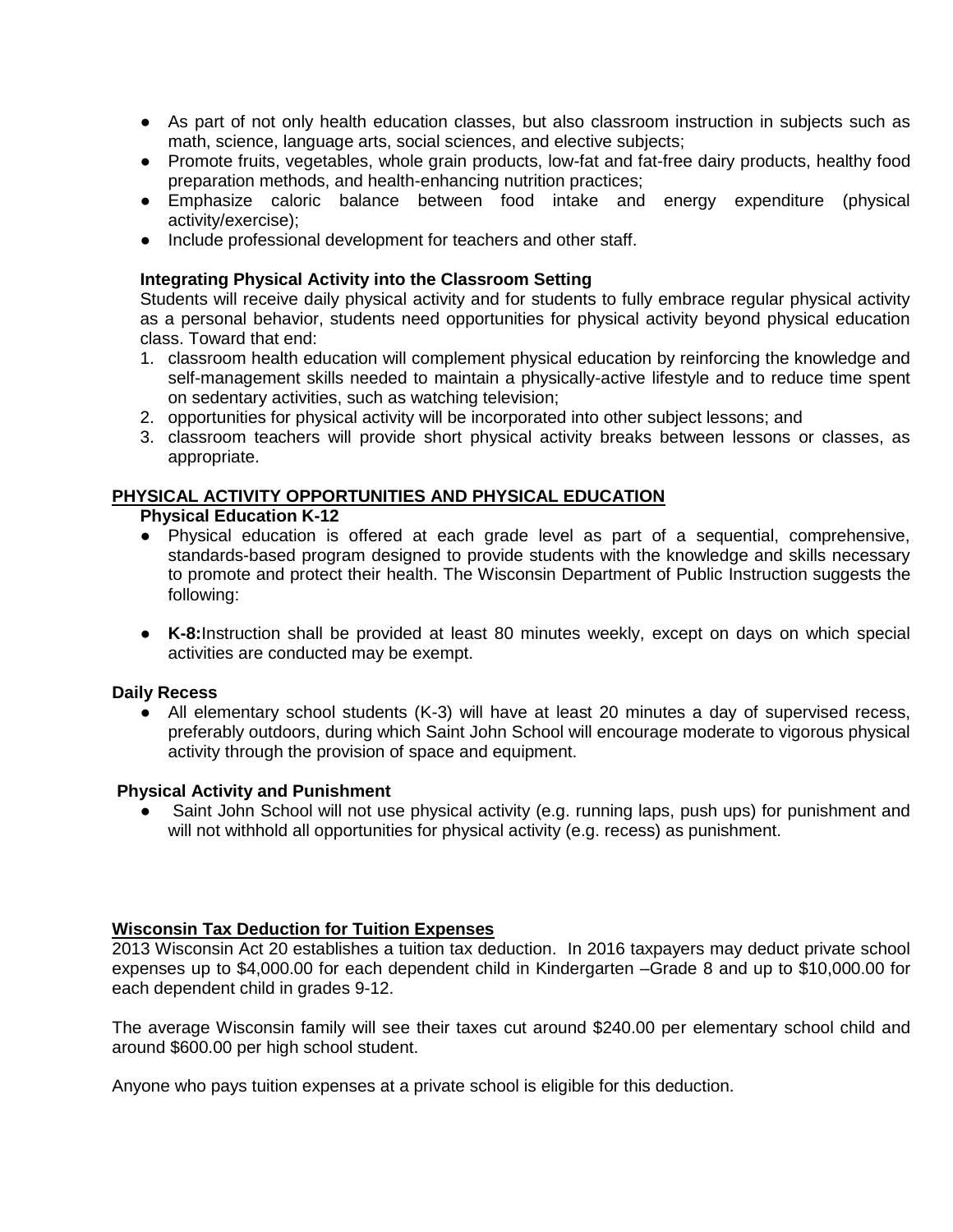- As part of not only health education classes, but also classroom instruction in subjects such as math, science, language arts, social sciences, and elective subjects;
- Promote fruits, vegetables, whole grain products, low-fat and fat-free dairy products, healthy food preparation methods, and health-enhancing nutrition practices;
- Emphasize caloric balance between food intake and energy expenditure (physical activity/exercise);
- Include professional development for teachers and other staff.

**Integrating Physical Activity into the Classroom Setting**

Students will receive daily physical activity and for students to fully embrace regular physical activity as a personal behavior, students need opportunities for physical activity beyond physical education class. Toward that end:

1. classroom health education will complement physical education by reinforcing the knowledge and self-management skills needed to maintain a physically-active lifestyle and to reduce time spent on sedentary activities, such as watching television;
2. opportunities for physical activity will be incorporated into other subject lessons; and
3. classroom teachers will provide short physical activity breaks between lessons or classes, as appropriate.

## PHYSICAL ACTIVITY OPPORTUNITIES AND PHYSICAL EDUCATION

**Physical Education K-12**

- Physical education is offered at each grade level as part of a sequential, comprehensive, standards-based program designed to provide students with the knowledge and skills necessary to promote and protect their health. The Wisconsin Department of Public Instruction suggests the following:

- **K-8:** Instruction shall be provided at least 80 minutes weekly, except on days on which special activities are conducted may be exempt.

**Daily Recess**

- All elementary school students (K-3) will have at least 20 minutes a day of supervised recess, preferably outdoors, during which Saint John School will encourage moderate to vigorous physical activity through the provision of space and equipment.

**Physical Activity and Punishment**

- Saint John School will not use physical activity (e.g. running laps, push ups) for punishment and will not withhold all opportunities for physical activity (e.g. recess) as punishment.

## Wisconsin Tax Deduction for Tuition Expenses

2013 Wisconsin Act 20 establishes a tuition tax deduction. In 2016 taxpayers may deduct private school expenses up to $4,000.00 for each dependent child in Kindergarten –Grade 8 and up to $10,000.00 for each dependent child in grades 9-12.

The average Wisconsin family will see their taxes cut around $240.00 per elementary school child and around $600.00 per high school student.

Anyone who pays tuition expenses at a private school is eligible for this deduction.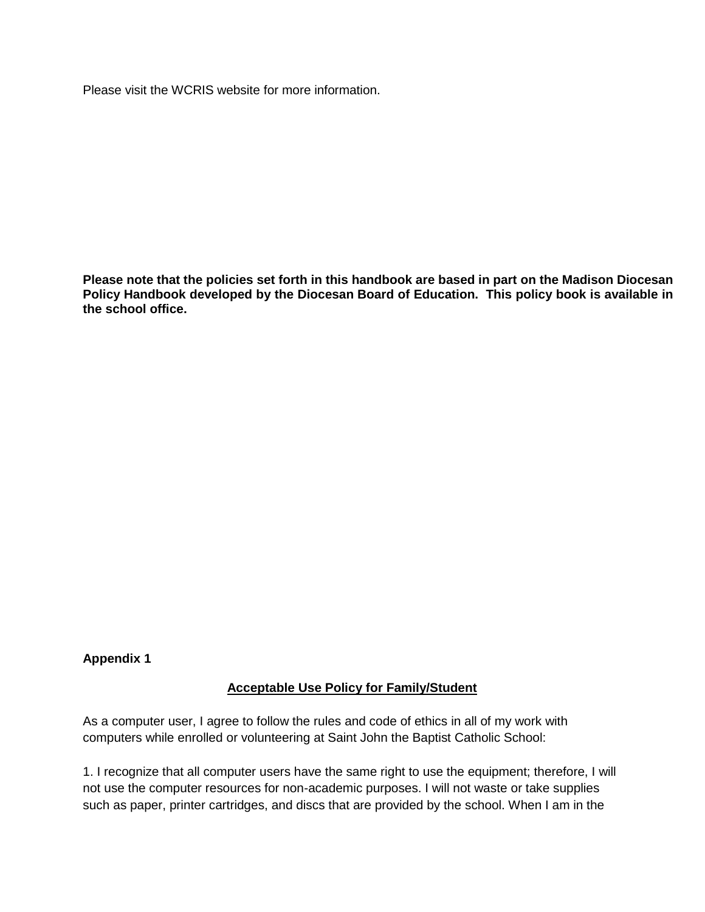Please visit the WCRIS website for more information.

**Please note that the policies set forth in this handbook are based in part on the Madison Diocesan Policy Handbook developed by the Diocesan Board of Education. This policy book is available in the school office.**

**Appendix 1**

**Acceptable Use Policy for Family/Student**

As a computer user, I agree to follow the rules and code of ethics in all of my work with computers while enrolled or volunteering at Saint John the Baptist Catholic School:

1. I recognize that all computer users have the same right to use the equipment; therefore, I will not use the computer resources for non-academic purposes. I will not waste or take supplies such as paper, printer cartridges, and discs that are provided by the school. When I am in the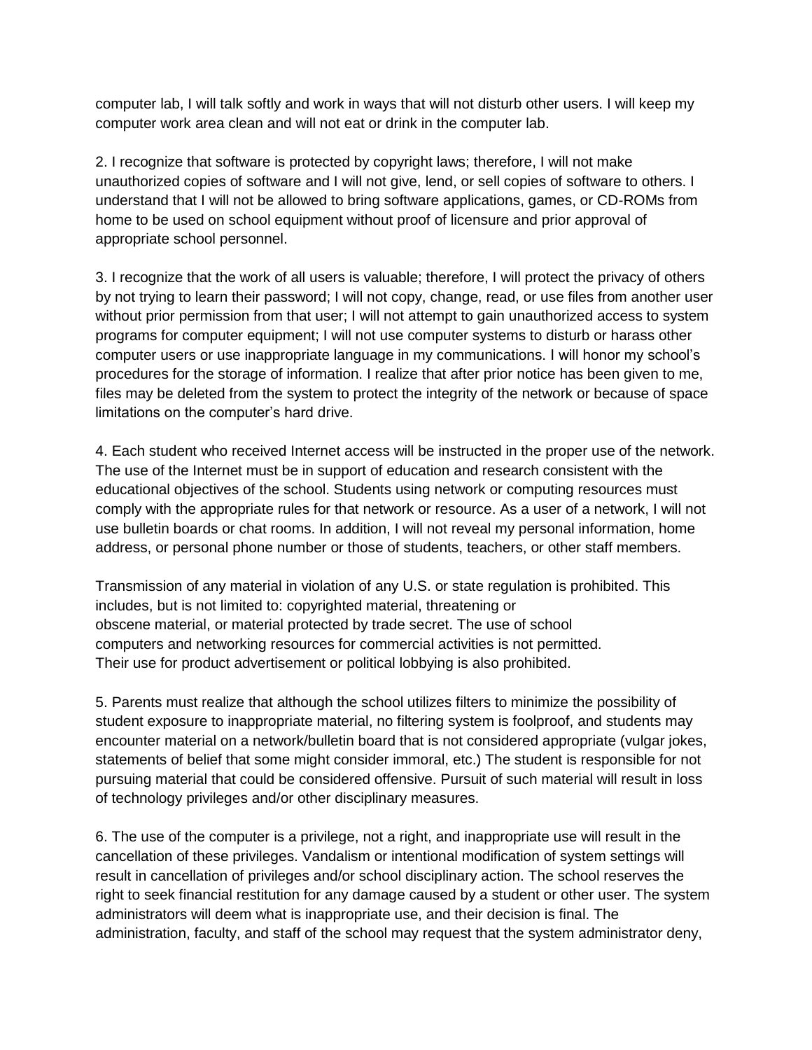computer lab, I will talk softly and work in ways that will not disturb other users. I will keep my computer work area clean and will not eat or drink in the computer lab.

2. I recognize that software is protected by copyright laws; therefore, I will not make unauthorized copies of software and I will not give, lend, or sell copies of software to others. I understand that I will not be allowed to bring software applications, games, or CD-ROMs from home to be used on school equipment without proof of licensure and prior approval of appropriate school personnel.

3. I recognize that the work of all users is valuable; therefore, I will protect the privacy of others by not trying to learn their password; I will not copy, change, read, or use files from another user without prior permission from that user; I will not attempt to gain unauthorized access to system programs for computer equipment; I will not use computer systems to disturb or harass other computer users or use inappropriate language in my communications. I will honor my school's procedures for the storage of information. I realize that after prior notice has been given to me, files may be deleted from the system to protect the integrity of the network or because of space limitations on the computer's hard drive.

4. Each student who received Internet access will be instructed in the proper use of the network. The use of the Internet must be in support of education and research consistent with the educational objectives of the school. Students using network or computing resources must comply with the appropriate rules for that network or resource. As a user of a network, I will not use bulletin boards or chat rooms. In addition, I will not reveal my personal information, home address, or personal phone number or those of students, teachers, or other staff members.

Transmission of any material in violation of any U.S. or state regulation is prohibited. This includes, but is not limited to: copyrighted material, threatening or obscene material, or material protected by trade secret. The use of school computers and networking resources for commercial activities is not permitted. Their use for product advertisement or political lobbying is also prohibited.

5. Parents must realize that although the school utilizes filters to minimize the possibility of student exposure to inappropriate material, no filtering system is foolproof, and students may encounter material on a network/bulletin board that is not considered appropriate (vulgar jokes, statements of belief that some might consider immoral, etc.) The student is responsible for not pursuing material that could be considered offensive. Pursuit of such material will result in loss of technology privileges and/or other disciplinary measures.

6. The use of the computer is a privilege, not a right, and inappropriate use will result in the cancellation of these privileges. Vandalism or intentional modification of system settings will result in cancellation of privileges and/or school disciplinary action. The school reserves the right to seek financial restitution for any damage caused by a student or other user. The system administrators will deem what is inappropriate use, and their decision is final. The administration, faculty, and staff of the school may request that the system administrator deny,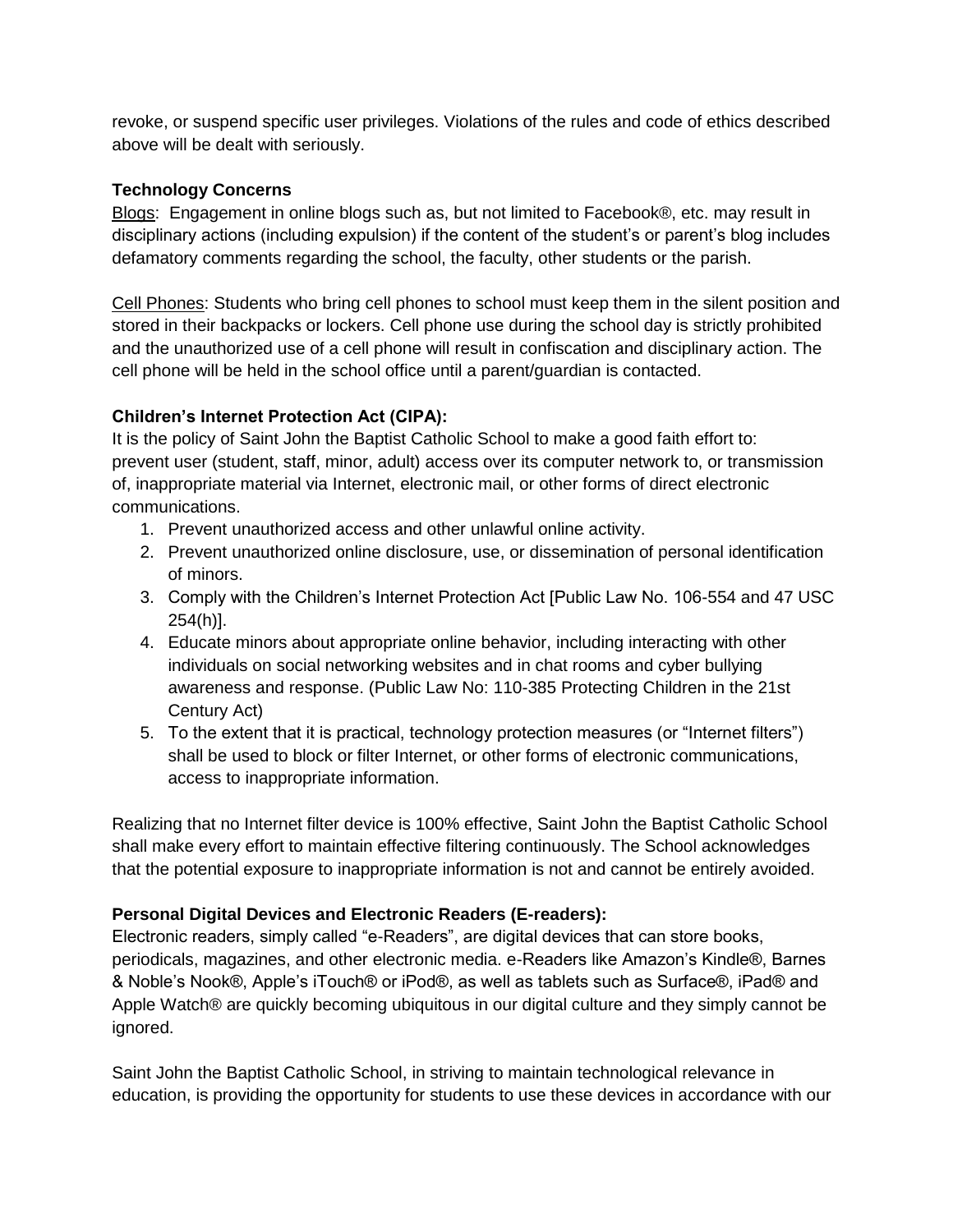revoke, or suspend specific user privileges. Violations of the rules and code of ethics described above will be dealt with seriously.

**Technology Concerns**

Blogs: Engagement in online blogs such as, but not limited to Facebook®, etc. may result in disciplinary actions (including expulsion) if the content of the student's or parent's blog includes defamatory comments regarding the school, the faculty, other students or the parish.

Cell Phones: Students who bring cell phones to school must keep them in the silent position and stored in their backpacks or lockers. Cell phone use during the school day is strictly prohibited and the unauthorized use of a cell phone will result in confiscation and disciplinary action. The cell phone will be held in the school office until a parent/guardian is contacted.

**Children's Internet Protection Act (CIPA):**

It is the policy of Saint John the Baptist Catholic School to make a good faith effort to: prevent user (student, staff, minor, adult) access over its computer network to, or transmission of, inappropriate material via Internet, electronic mail, or other forms of direct electronic communications.

1. Prevent unauthorized access and other unlawful online activity.
2. Prevent unauthorized online disclosure, use, or dissemination of personal identification of minors.
3. Comply with the Children's Internet Protection Act [Public Law No. 106-554 and 47 USC 254(h)].
4. Educate minors about appropriate online behavior, including interacting with other individuals on social networking websites and in chat rooms and cyber bullying awareness and response. (Public Law No: 110-385 Protecting Children in the 21st Century Act)
5. To the extent that it is practical, technology protection measures (or "Internet filters") shall be used to block or filter Internet, or other forms of electronic communications, access to inappropriate information.

Realizing that no Internet filter device is 100% effective, Saint John the Baptist Catholic School shall make every effort to maintain effective filtering continuously. The School acknowledges that the potential exposure to inappropriate information is not and cannot be entirely avoided.

**Personal Digital Devices and Electronic Readers (E-readers):**

Electronic readers, simply called "e-Readers", are digital devices that can store books, periodicals, magazines, and other electronic media. e-Readers like Amazon's Kindle®, Barnes & Noble's Nook®, Apple's iTouch® or iPod®, as well as tablets such as Surface®, iPad® and Apple Watch® are quickly becoming ubiquitous in our digital culture and they simply cannot be ignored.

Saint John the Baptist Catholic School, in striving to maintain technological relevance in education, is providing the opportunity for students to use these devices in accordance with our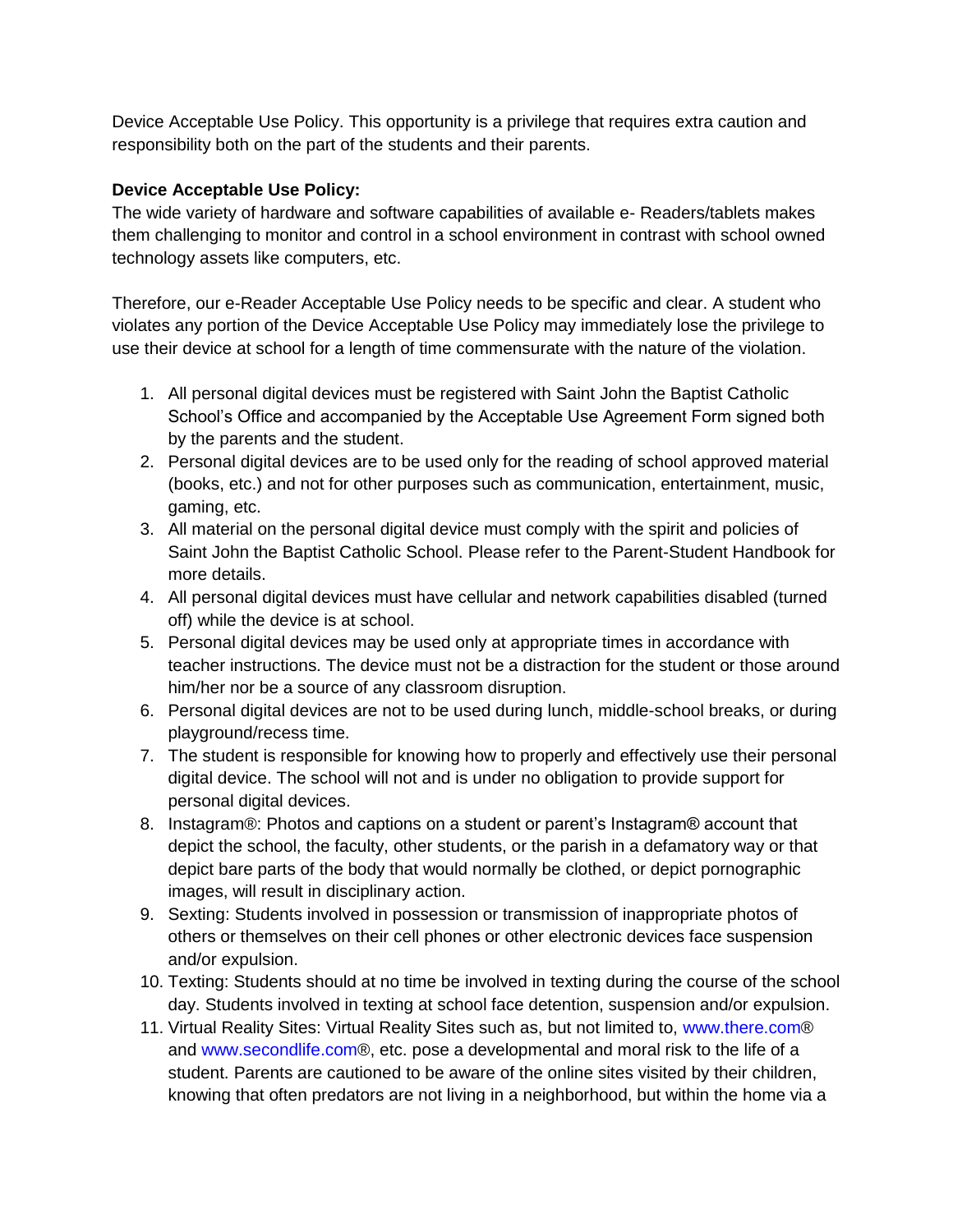Device Acceptable Use Policy. This opportunity is a privilege that requires extra caution and responsibility both on the part of the students and their parents.

**Device Acceptable Use Policy:**

The wide variety of hardware and software capabilities of available e- Readers/tablets makes them challenging to monitor and control in a school environment in contrast with school owned technology assets like computers, etc.

Therefore, our e-Reader Acceptable Use Policy needs to be specific and clear. A student who violates any portion of the Device Acceptable Use Policy may immediately lose the privilege to use their device at school for a length of time commensurate with the nature of the violation.

1. All personal digital devices must be registered with Saint John the Baptist Catholic School's Office and accompanied by the Acceptable Use Agreement Form signed both by the parents and the student.
2. Personal digital devices are to be used only for the reading of school approved material (books, etc.) and not for other purposes such as communication, entertainment, music, gaming, etc.
3. All material on the personal digital device must comply with the spirit and policies of Saint John the Baptist Catholic School. Please refer to the Parent-Student Handbook for more details.
4. All personal digital devices must have cellular and network capabilities disabled (turned off) while the device is at school.
5. Personal digital devices may be used only at appropriate times in accordance with teacher instructions. The device must not be a distraction for the student or those around him/her nor be a source of any classroom disruption.
6. Personal digital devices are not to be used during lunch, middle-school breaks, or during playground/recess time.
7. The student is responsible for knowing how to properly and effectively use their personal digital device. The school will not and is under no obligation to provide support for personal digital devices.
8. Instagram®: Photos and captions on a student or parent's Instagram® account that depict the school, the faculty, other students, or the parish in a defamatory way or that depict bare parts of the body that would normally be clothed, or depict pornographic images, will result in disciplinary action.
9. Sexting: Students involved in possession or transmission of inappropriate photos of others or themselves on their cell phones or other electronic devices face suspension and/or expulsion.
10. Texting: Students should at no time be involved in texting during the course of the school day. Students involved in texting at school face detention, suspension and/or expulsion.
11. Virtual Reality Sites: Virtual Reality Sites such as, but not limited to, www.there.com® and www.secondlife.com®, etc. pose a developmental and moral risk to the life of a student. Parents are cautioned to be aware of the online sites visited by their children, knowing that often predators are not living in a neighborhood, but within the home via a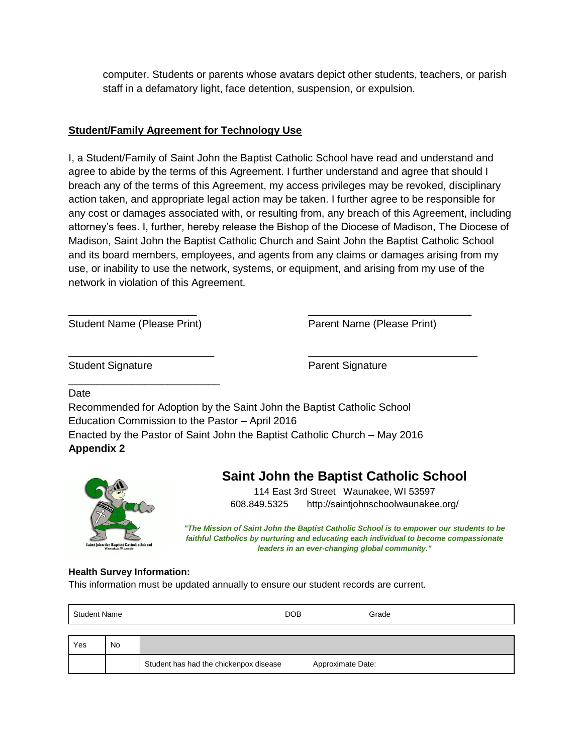computer. Students or parents whose avatars depict other students, teachers, or parish staff in a defamatory light, face detention, suspension, or expulsion.

**Student/Family Agreement for Technology Use**

I, a Student/Family of Saint John the Baptist Catholic School have read and understand and agree to abide by the terms of this Agreement. I further understand and agree that should I breach any of the terms of this Agreement, my access privileges may be revoked, disciplinary action taken, and appropriate legal action may be taken. I further agree to be responsible for any cost or damages associated with, or resulting from, any breach of this Agreement, including attorney's fees. I, further, hereby release the Bishop of the Diocese of Madison, The Diocese of Madison, Saint John the Baptist Catholic Church and Saint John the Baptist Catholic School and its board members, employees, and agents from any claims or damages arising from my use, or inability to use the network, systems, or equipment, and arising from my use of the network in violation of this Agreement.

______________________ Student Name (Please Print)

______________________ Parent Name (Please Print)

______________________ Student Signature

______________________ Parent Signature

______________________ Date

Recommended for Adoption by the Saint John the Baptist Catholic School Education Commission to the Pastor – April 2016

Enacted by the Pastor of Saint John the Baptist Catholic Church – May 2016

**Appendix 2**

## Saint John the Baptist Catholic School

114 East 3rd Street Waunakee, WI 53597

608.849.5325 http://saintjohnschoolwaunakee.org/

***"The Mission of Saint John the Baptist Catholic School is to empower our students to be faithful Catholics by nurturing and educating each individual to become compassionate leaders in an ever-changing global community."***

**Health Survey Information:**

This information must be updated annually to ensure our student records are current.

| Student Name | DOB | Grade |
|---|---|---|

| Yes | No | |
|---|---|---|
| | | Student has had the chickenpox disease Approximate Date: |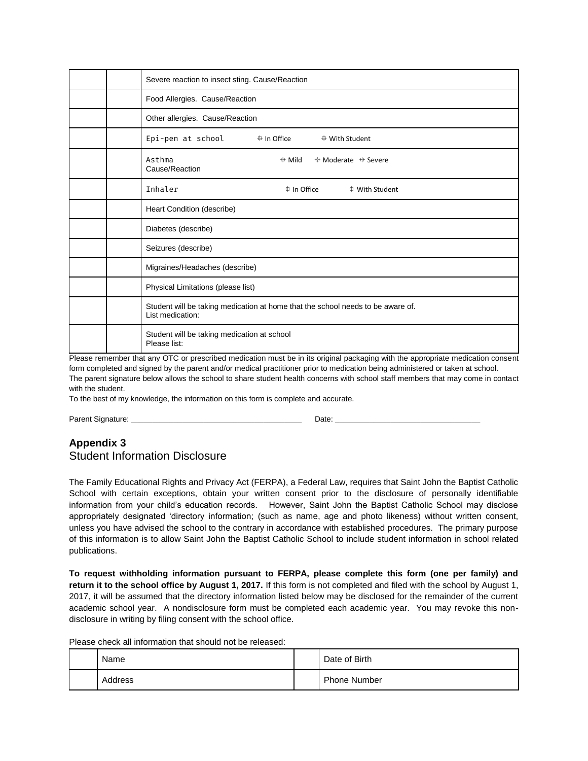| | | |
|---|---|---|
| | | Severe reaction to insect sting. Cause/Reaction |
| | | Food Allergies. Cause/Reaction |
| | | Other allergies. Cause/Reaction |
| | | Epi-pen at school ☐ In Office ☐ With Student |
| | | Asthma ☐ Mild ☐ Moderate ☐ Severe<br>Cause/Reaction |
| | | Inhaler ☐ In Office ☐ With Student |
| | | Heart Condition (describe) |
| | | Diabetes (describe) |
| | | Seizures (describe) |
| | | Migraines/Headaches (describe) |
| | | Physical Limitations (please list) |
| | | Student will be taking medication at home that the school needs to be aware of.<br>List medication: |
| | | Student will be taking medication at school<br>Please list: |

Please remember that any OTC or prescribed medication must be in its original packaging with the appropriate medication consent form completed and signed by the parent and/or medical practitioner prior to medication being administered or taken at school.
The parent signature below allows the school to share student health concerns with school staff members that may come in contact with the student.
To the best of my knowledge, the information on this form is complete and accurate.

Parent Signature: ______________________________________ Date: _________________________________

## Appendix 3

### Student Information Disclosure

The Family Educational Rights and Privacy Act (FERPA), a Federal Law, requires that Saint John the Baptist Catholic School with certain exceptions, obtain your written consent prior to the disclosure of personally identifiable information from your child's education records. However, Saint John the Baptist Catholic School may disclose appropriately designated 'directory information; (such as name, age and photo likeness) without written consent, unless you have advised the school to the contrary in accordance with established procedures. The primary purpose of this information is to allow Saint John the Baptist Catholic School to include student information in school related publications.

**To request withholding information pursuant to FERPA, please complete this form (one per family) and return it to the school office by August 1, 2017.** If this form is not completed and filed with the school by August 1, 2017, it will be assumed that the directory information listed below may be disclosed for the remainder of the current academic school year. A nondisclosure form must be completed each academic year. You may revoke this non-disclosure in writing by filing consent with the school office.

Please check all information that should not be released:

| | | | |
|---|---|---|---|
| | Name | | Date of Birth |
| | Address | | Phone Number |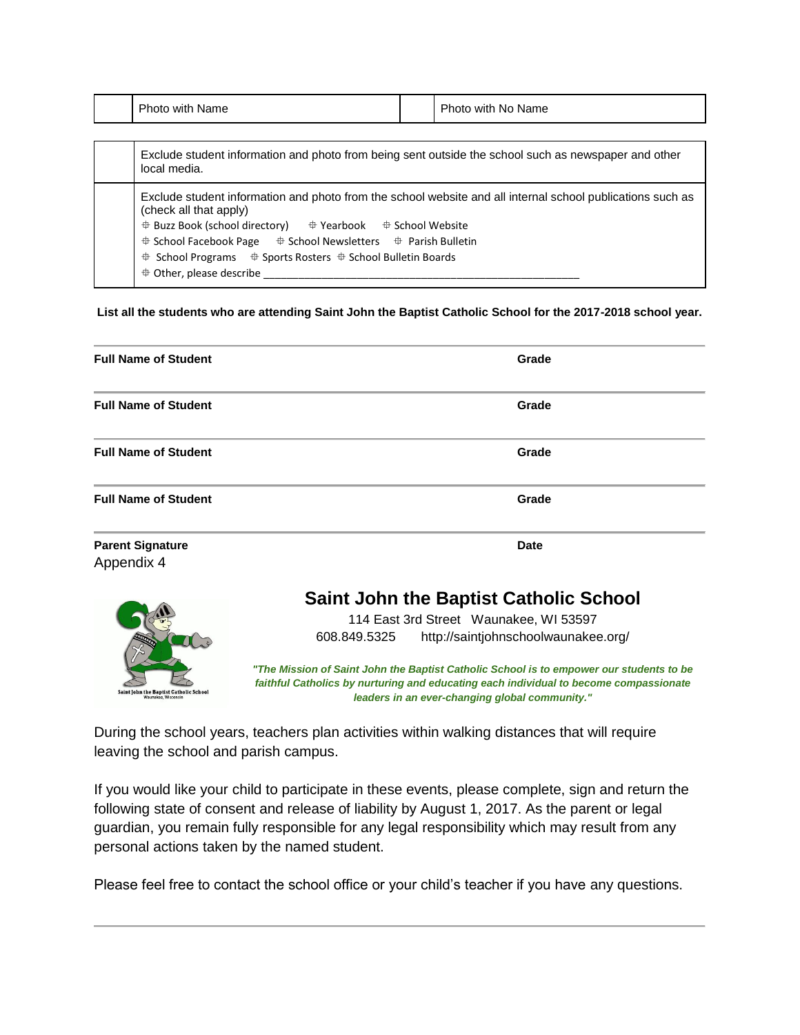|  | Photo with Name |  | Photo with No Name |
|---|---|---|---|

|  |  |
|---|---|
|  | Exclude student information and photo from being sent outside the school such as newspaper and other local media. |
|  | Exclude student information and photo from the school website and all internal school publications such as (check all that apply)<br>☐ Buzz Book (school directory) ☐ Yearbook ☐ School Website<br>☐ School Facebook Page ☐ School Newsletters ☐ Parish Bulletin<br>☐ School Programs ☐ Sports Rosters ☐ School Bulletin Boards<br>☐ Other, please describe ___________________________________________ |

**List all the students who are attending Saint John the Baptist Catholic School for the 2017-2018 school year.**

**Full Name of Student** **Grade**

**Full Name of Student** **Grade**

**Full Name of Student** **Grade**

**Full Name of Student** **Grade**

**Parent Signature** **Date**

Appendix 4

## Saint John the Baptist Catholic School

114 East 3rd Street Waunakee, WI 53597
608.849.5325 http://saintjohnschoolwaunakee.org/

***"The Mission of Saint John the Baptist Catholic School is to empower our students to be faithful Catholics by nurturing and educating each individual to become compassionate leaders in an ever-changing global community."***

During the school years, teachers plan activities within walking distances that will require leaving the school and parish campus.

If you would like your child to participate in these events, please complete, sign and return the following state of consent and release of liability by August 1, 2017. As the parent or legal guardian, you remain fully responsible for any legal responsibility which may result from any personal actions taken by the named student.

Please feel free to contact the school office or your child's teacher if you have any questions.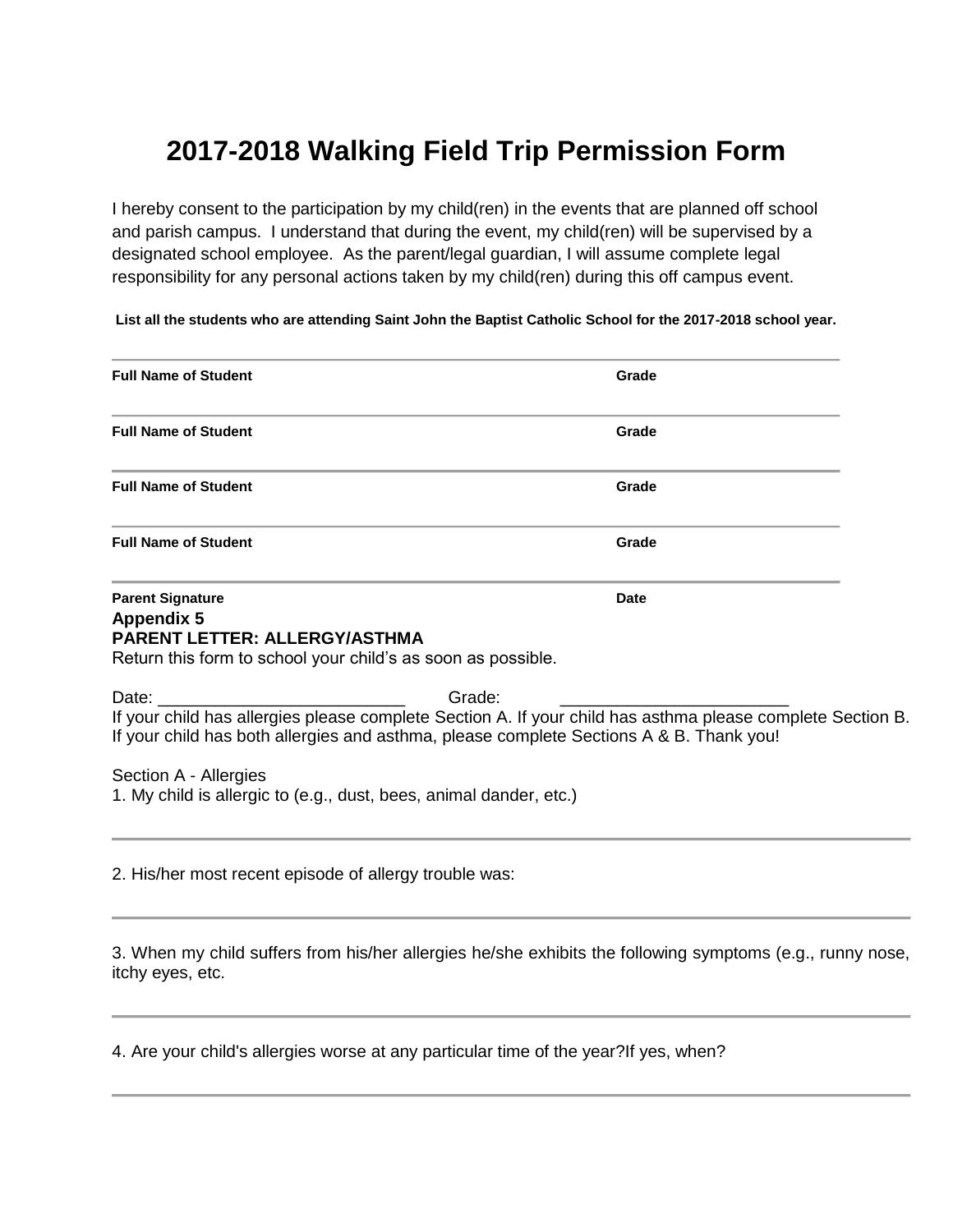# 2017-2018 Walking Field Trip Permission Form

I hereby consent to the participation by my child(ren) in the events that are planned off school and parish campus. I understand that during the event, my child(ren) will be supervised by a designated school employee. As the parent/legal guardian, I will assume complete legal responsibility for any personal actions taken by my child(ren) during this off campus event.

**List all the students who are attending Saint John the Baptist Catholic School for the 2017-2018 school year.**

---

**Full Name of Student** **Grade**

---

**Full Name of Student** **Grade**

---

**Full Name of Student** **Grade**

---

**Full Name of Student** **Grade**

---

**Parent Signature** **Date**

**Appendix 5**
**PARENT LETTER: ALLERGY/ASTHMA**
Return this form to school your child's as soon as possible.

Date: __________________________ Grade: ________________________

If your child has allergies please complete Section A. If your child has asthma please complete Section B. If your child has both allergies and asthma, please complete Sections A & B. Thank you!

Section A - Allergies

1. My child is allergic to (e.g., dust, bees, animal dander, etc.)

---

2. His/her most recent episode of allergy trouble was:

---

3. When my child suffers from his/her allergies he/she exhibits the following symptoms (e.g., runny nose, itchy eyes, etc.

---

4. Are your child's allergies worse at any particular time of the year?If yes, when?

---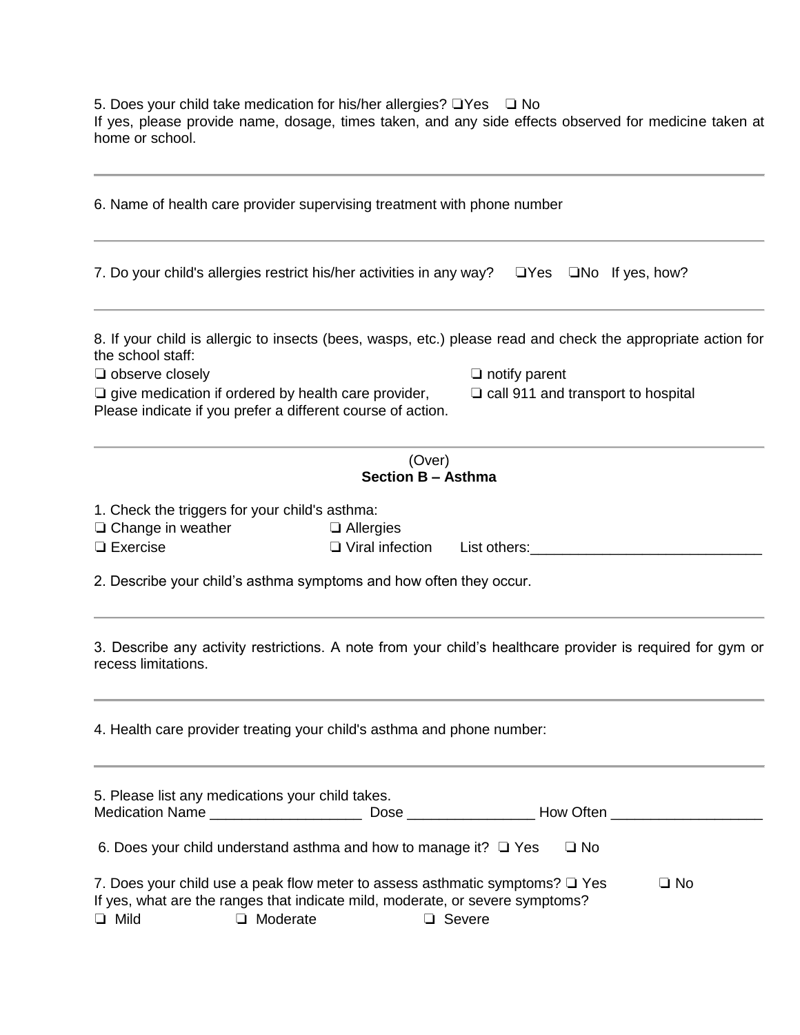5. Does your child take medication for his/her allergies? ❑Yes ❑ No
If yes, please provide name, dosage, times taken, and any side effects observed for medicine taken at home or school.

---

6. Name of health care provider supervising treatment with phone number

---

7. Do your child's allergies restrict his/her activities in any way? ❑Yes ❑No If yes, how?

---

8. If your child is allergic to insects (bees, wasps, etc.) please read and check the appropriate action for the school staff:

❑ observe closely
❑ notify parent
❑ give medication if ordered by health care provider,
❑ call 911 and transport to hospital

Please indicate if you prefer a different course of action.

---

(Over)

**Section B – Asthma**

1. Check the triggers for your child's asthma:

❑ Change in weather
❑ Allergies
❑ Exercise
❑ Viral infection
List others:____________________________

2. Describe your child's asthma symptoms and how often they occur.

---

3. Describe any activity restrictions. A note from your child's healthcare provider is required for gym or recess limitations.

---

4. Health care provider treating your child's asthma and phone number:

---

5. Please list any medications your child takes.
Medication Name ___________________ Dose ________________ How Often ___________________

6. Does your child understand asthma and how to manage it? ❑ Yes ❑ No

7. Does your child use a peak flow meter to assess asthmatic symptoms? ❑ Yes ❑ No
If yes, what are the ranges that indicate mild, moderate, or severe symptoms?
❑ Mild ❑ Moderate ❑ Severe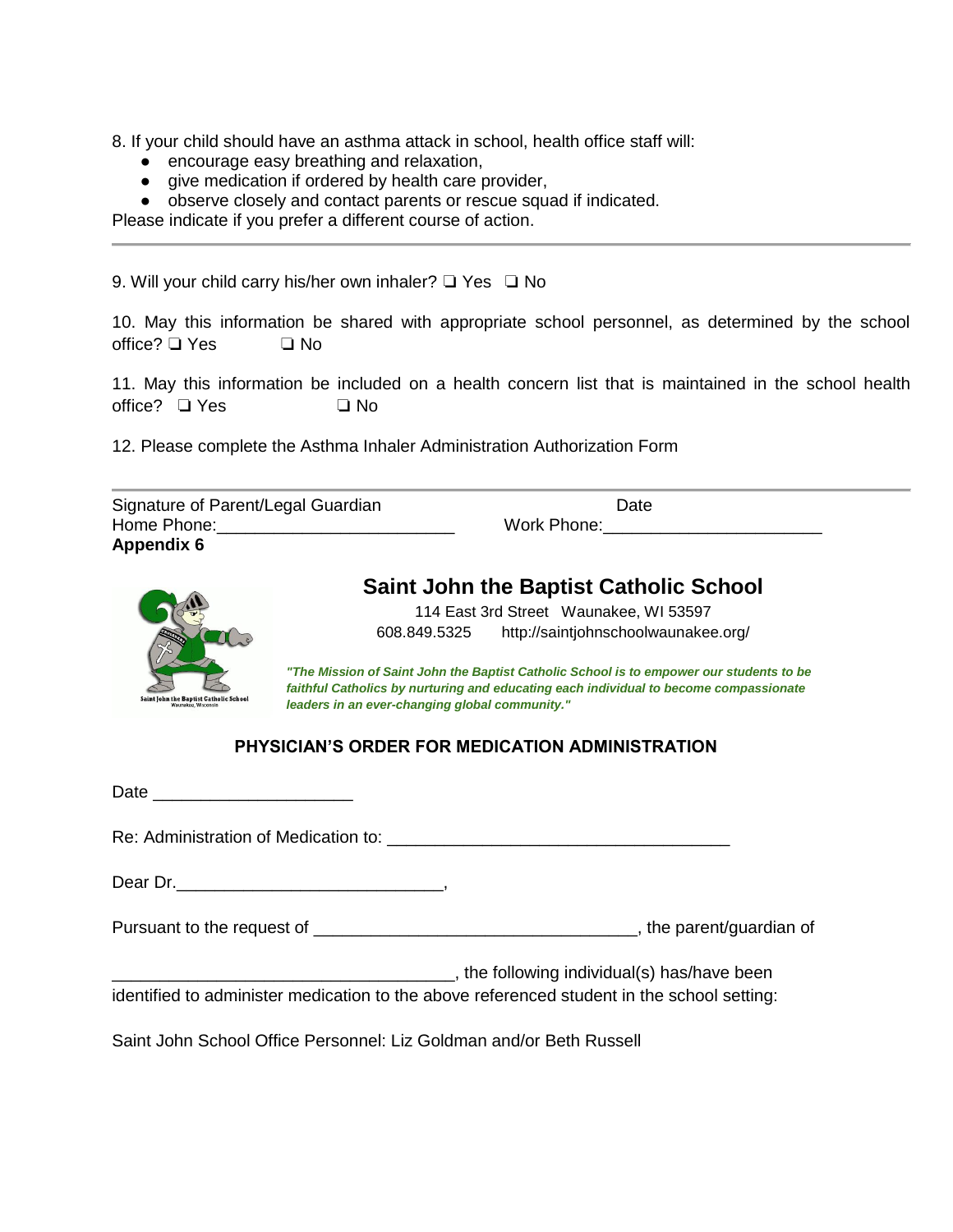8. If your child should have an asthma attack in school, health office staff will:

- encourage easy breathing and relaxation,
- give medication if ordered by health care provider,
- observe closely and contact parents or rescue squad if indicated.

Please indicate if you prefer a different course of action.

---

9. Will your child carry his/her own inhaler? ❑ Yes ❑ No

10. May this information be shared with appropriate school personnel, as determined by the school office? ❑ Yes ❑ No

11. May this information be included on a health concern list that is maintained in the school health office? ❑ Yes ❑ No

12. Please complete the Asthma Inhaler Administration Authorization Form

---

Signature of Parent/Legal Guardian Date

Home Phone:________________________ Work Phone:______________________

**Appendix 6**

## Saint John the Baptist Catholic School

114 East 3rd Street Waunakee, WI 53597

608.849.5325 http://saintjohnschoolwaunakee.org/

***"The Mission of Saint John the Baptist Catholic School is to empower our students to be faithful Catholics by nurturing and educating each individual to become compassionate leaders in an ever-changing global community."***

### PHYSICIAN'S ORDER FOR MEDICATION ADMINISTRATION

Date ____________________

Re: Administration of Medication to: __________________________________

Dear Dr.___________________________,

Pursuant to the request of ________________________________, the parent/guardian of

__________________________________, the following individual(s) has/have been identified to administer medication to the above referenced student in the school setting:

Saint John School Office Personnel: Liz Goldman and/or Beth Russell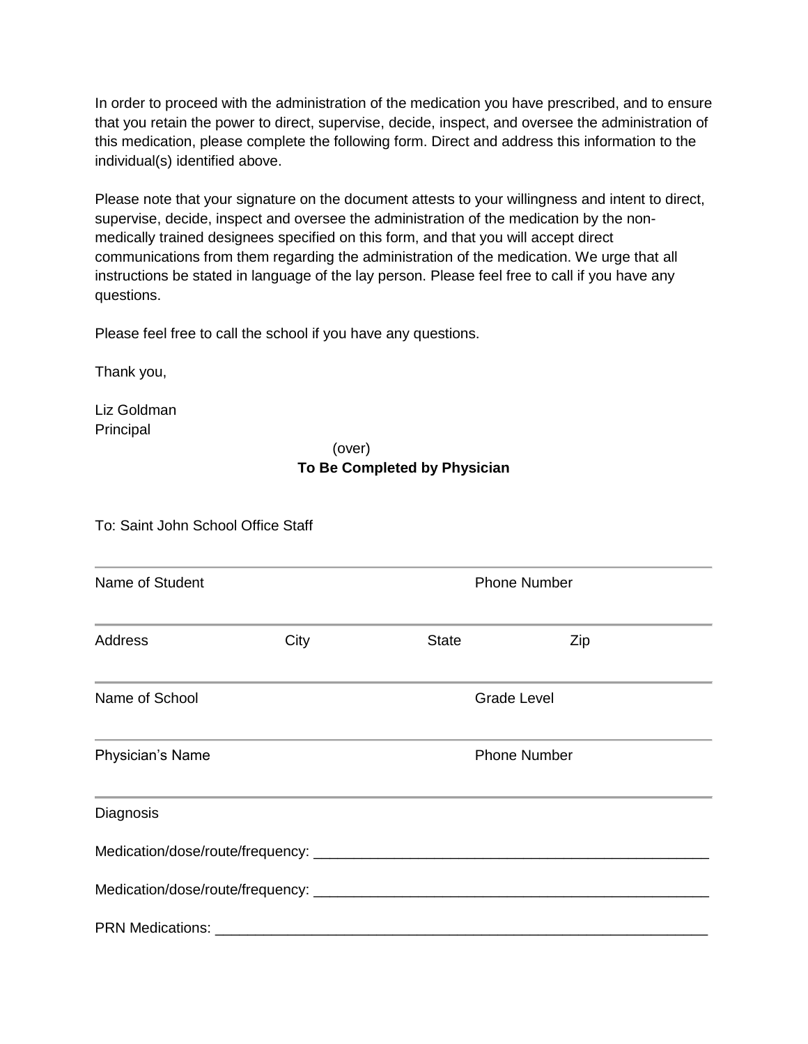In order to proceed with the administration of the medication you have prescribed, and to ensure that you retain the power to direct, supervise, decide, inspect, and oversee the administration of this medication, please complete the following form. Direct and address this information to the individual(s) identified above.

Please note that your signature on the document attests to your willingness and intent to direct, supervise, decide, inspect and oversee the administration of the medication by the non-medically trained designees specified on this form, and that you will accept direct communications from them regarding the administration of the medication. We urge that all instructions be stated in language of the lay person. Please feel free to call if you have any questions.

Please feel free to call the school if you have any questions.

Thank you,

Liz Goldman
Principal

(over)

**To Be Completed by Physician**

To: Saint John School Office Staff

---

Name of Student Phone Number

---

Address City State Zip

---

Name of School Grade Level

---

Physician's Name Phone Number

---

Diagnosis

Medication/dose/route/frequency: ___________________________________________________

Medication/dose/route/frequency: ___________________________________________________

PRN Medications: _______________________________________________________________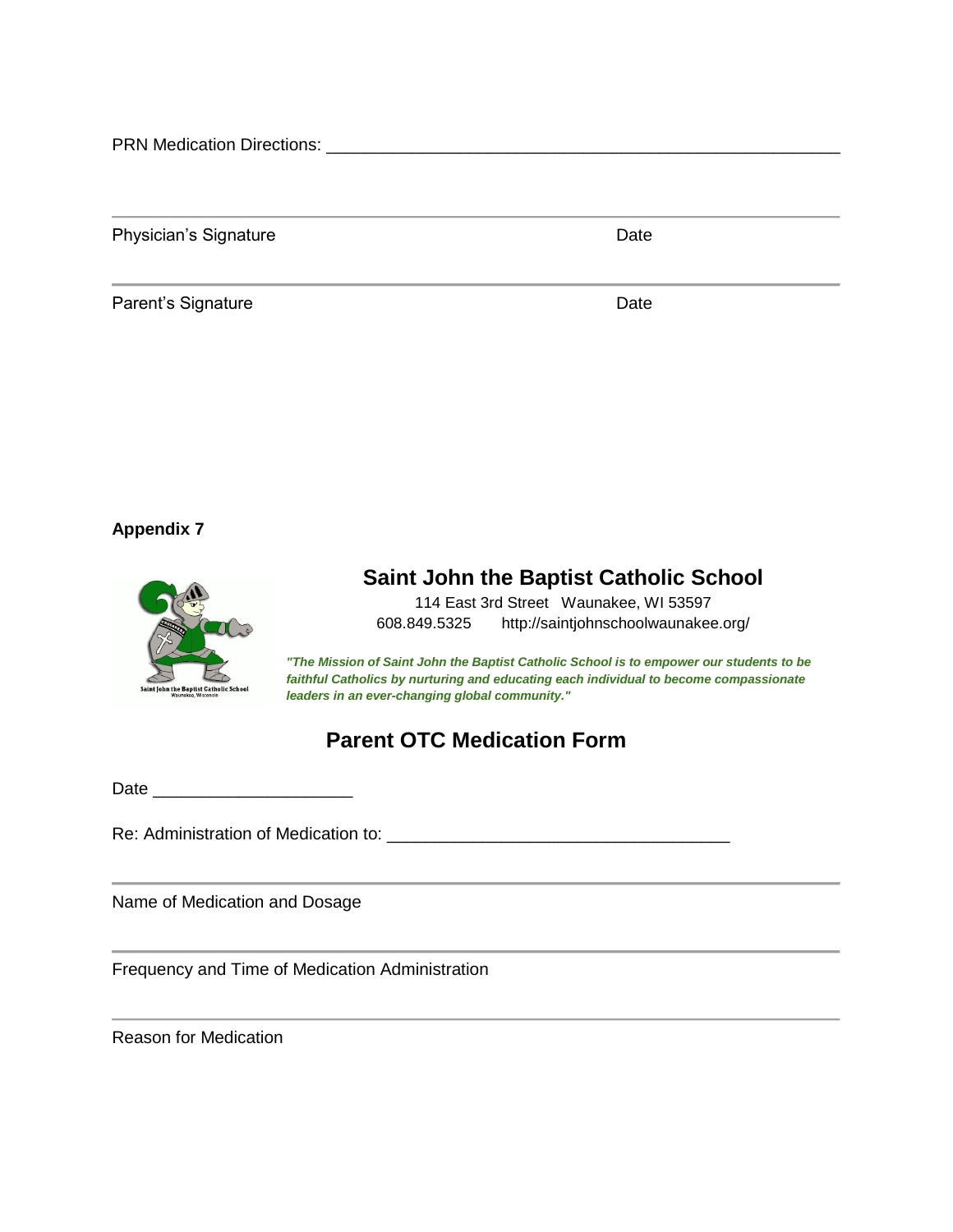PRN Medication Directions: ___________________________________________________

---

Physician's Signature                                                                 Date

---

Parent's Signature                                                                 Date

**Appendix 7**

## Saint John the Baptist Catholic School

114 East 3rd Street   Waunakee, WI 53597

608.849.5325      http://saintjohnschoolwaunakee.org/

***"The Mission of Saint John the Baptist Catholic School is to empower our students to be faithful Catholics by nurturing and educating each individual to become compassionate leaders in an ever-changing global community."***

## Parent OTC Medication Form

Date ____________________

Re: Administration of Medication to: __________________________________

---

Name of Medication and Dosage

---

Frequency and Time of Medication Administration

---

Reason for Medication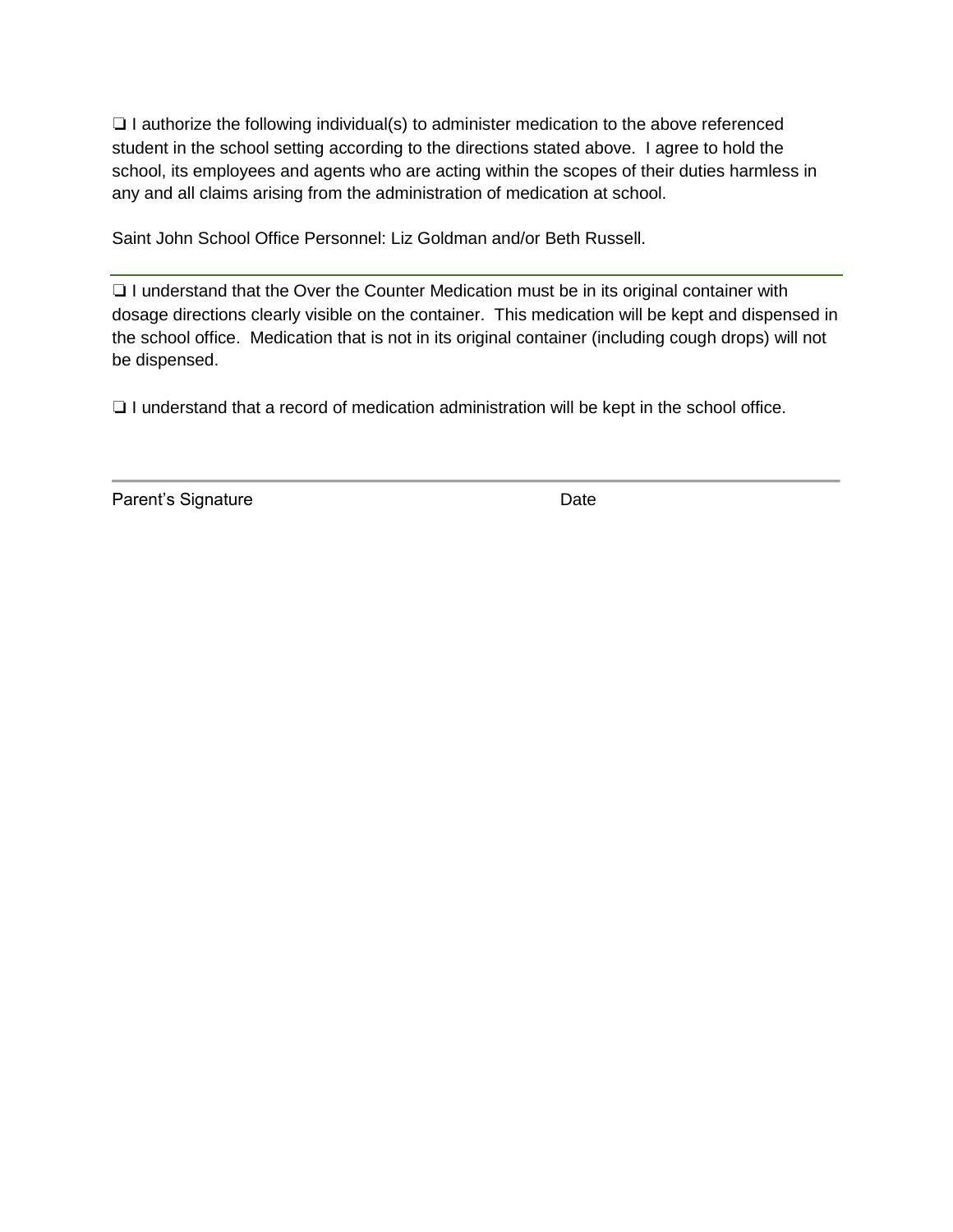❏ I authorize the following individual(s) to administer medication to the above referenced student in the school setting according to the directions stated above. I agree to hold the school, its employees and agents who are acting within the scopes of their duties harmless in any and all claims arising from the administration of medication at school.

Saint John School Office Personnel: Liz Goldman and/or Beth Russell.

---

❏ I understand that the Over the Counter Medication must be in its original container with dosage directions clearly visible on the container. This medication will be kept and dispensed in the school office. Medication that is not in its original container (including cough drops) will not be dispensed.

❏ I understand that a record of medication administration will be kept in the school office.

---

Parent's Signature Date